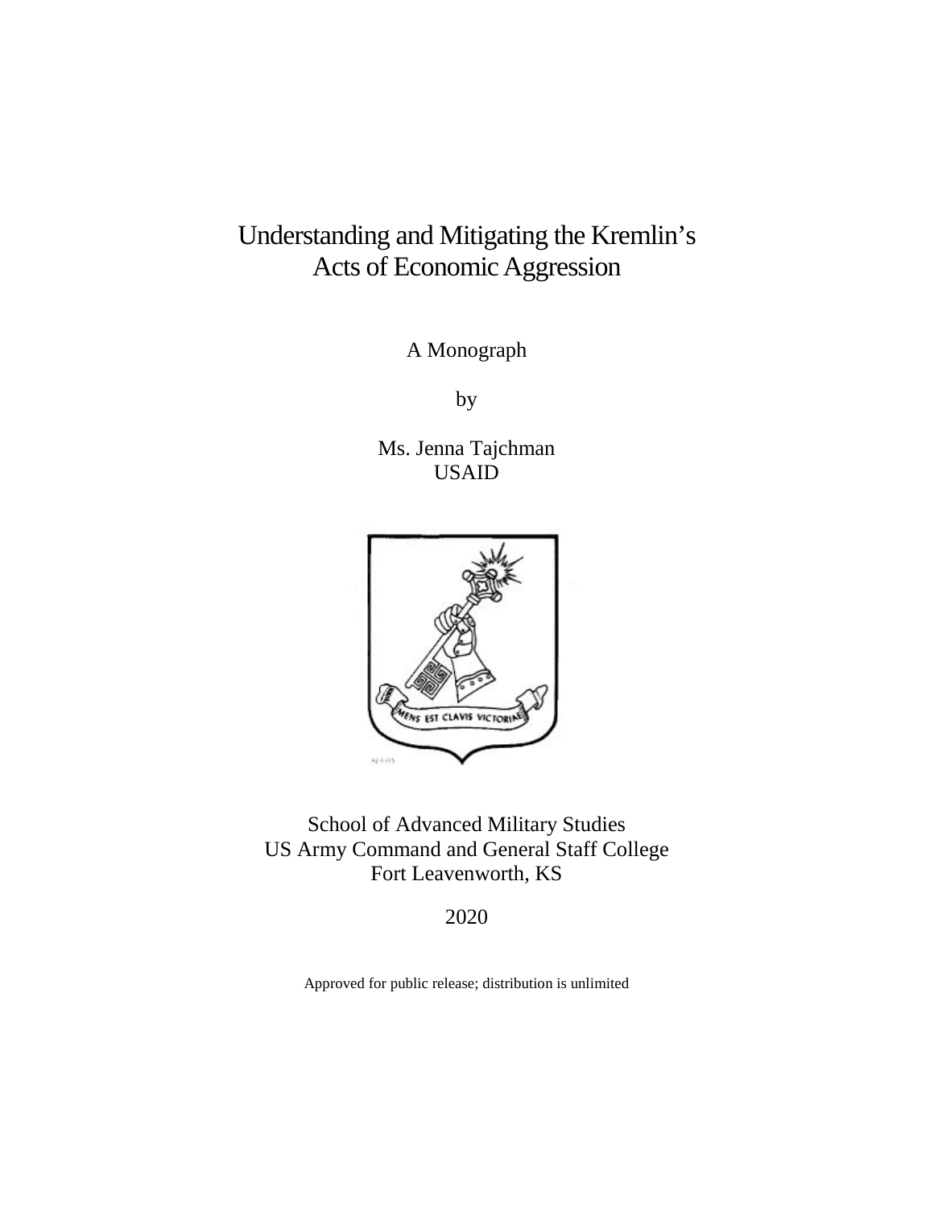# Understanding and Mitigating the Kremlin's Acts of Economic Aggression

A Monograph

by

Ms. Jenna Tajchman
USAID

School of Advanced Military Studies
US Army Command and General Staff College
Fort Leavenworth, KS

2020

Approved for public release; distribution is unlimited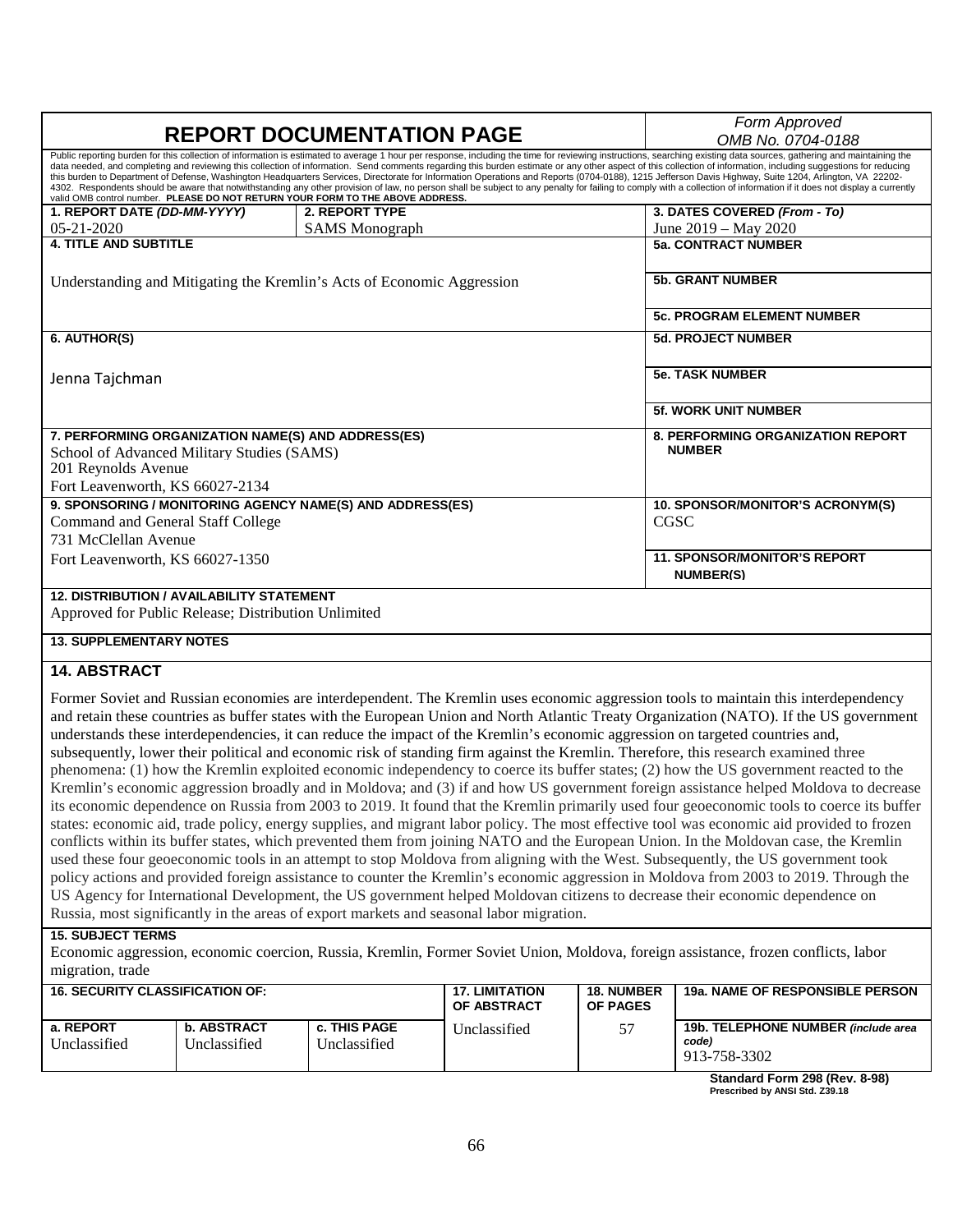# REPORT DOCUMENTATION PAGE

*Form Approved OMB No. 0704-0188*

Public reporting burden for this collection of information is estimated to average 1 hour per response, including the time for reviewing instructions, searching existing data sources, gathering and maintaining the data needed, and completing and reviewing this collection of information. Send comments regarding this burden estimate or any other aspect of this collection of information, including suggestions for reducing this burden to Department of Defense, Washington Headquarters Services, Directorate for Information Operations and Reports (0704-0188), 1215 Jefferson Davis Highway, Suite 1204, Arlington, VA 22202-4302. Respondents should be aware that notwithstanding any other provision of law, no person shall be subject to any penalty for failing to comply with a collection of information if it does not display a currently valid OMB control number. **PLEASE DO NOT RETURN YOUR FORM TO THE ABOVE ADDRESS.**

| **1. REPORT DATE** *(DD-MM-YYYY)* | **2. REPORT TYPE** | **3. DATES COVERED** *(From - To)* |
|---|---|---|
| 05-21-2020 | SAMS Monograph | June 2019 – May 2020 |

**4. TITLE AND SUBTITLE**

Understanding and Mitigating the Kremlin's Acts of Economic Aggression

**5a. CONTRACT NUMBER**

**5b. GRANT NUMBER**

**5c. PROGRAM ELEMENT NUMBER**

**6. AUTHOR(S)**

Jenna Tajchman

**5d. PROJECT NUMBER**

**5e. TASK NUMBER**

**5f. WORK UNIT NUMBER**

**7. PERFORMING ORGANIZATION NAME(S) AND ADDRESS(ES)**

School of Advanced Military Studies (SAMS)
201 Reynolds Avenue
Fort Leavenworth, KS 66027-2134

**8. PERFORMING ORGANIZATION REPORT NUMBER**

**9. SPONSORING / MONITORING AGENCY NAME(S) AND ADDRESS(ES)**

Command and General Staff College
731 McClellan Avenue
Fort Leavenworth, KS 66027-1350

**10. SPONSOR/MONITOR'S ACRONYM(S)**

CGSC

**11. SPONSOR/MONITOR'S REPORT NUMBER(S)**

**12. DISTRIBUTION / AVAILABILITY STATEMENT**

Approved for Public Release; Distribution Unlimited

**13. SUPPLEMENTARY NOTES**

**14. ABSTRACT**

Former Soviet and Russian economies are interdependent. The Kremlin uses economic aggression tools to maintain this interdependency and retain these countries as buffer states with the European Union and North Atlantic Treaty Organization (NATO). If the US government understands these interdependencies, it can reduce the impact of the Kremlin's economic aggression on targeted countries and, subsequently, lower their political and economic risk of standing firm against the Kremlin. Therefore, this research examined three phenomena: (1) how the Kremlin exploited economic independency to coerce its buffer states; (2) how the US government reacted to the Kremlin's economic aggression broadly and in Moldova; and (3) if and how US government foreign assistance helped Moldova to decrease its economic dependence on Russia from 2003 to 2019. It found that the Kremlin primarily used four geoeconomic tools to coerce its buffer states: economic aid, trade policy, energy supplies, and migrant labor policy. The most effective tool was economic aid provided to frozen conflicts within its buffer states, which prevented them from joining NATO and the European Union. In the Moldovan case, the Kremlin used these four geoeconomic tools in an attempt to stop Moldova from aligning with the West. Subsequently, the US government took policy actions and provided foreign assistance to counter the Kremlin's economic aggression in Moldova from 2003 to 2019. Through the US Agency for International Development, the US government helped Moldovan citizens to decrease their economic dependence on Russia, most significantly in the areas of export markets and seasonal labor migration.

**15. SUBJECT TERMS**

Economic aggression, economic coercion, Russia, Kremlin, Former Soviet Union, Moldova, foreign assistance, frozen conflicts, labor migration, trade

| **16. SECURITY CLASSIFICATION OF:** | | | **17. LIMITATION OF ABSTRACT** | **18. NUMBER OF PAGES** | **19a. NAME OF RESPONSIBLE PERSON** |
|---|---|---|---|---|---|
| **a. REPORT** | **b. ABSTRACT** | **c. THIS PAGE** | | | **19b. TELEPHONE NUMBER** *(include area code)* |
| Unclassified | Unclassified | Unclassified | Unclassified | 57 | 913-758-3302 |

**Standard Form 298 (Rev. 8-98)**
**Prescribed by ANSI Std. Z39.18**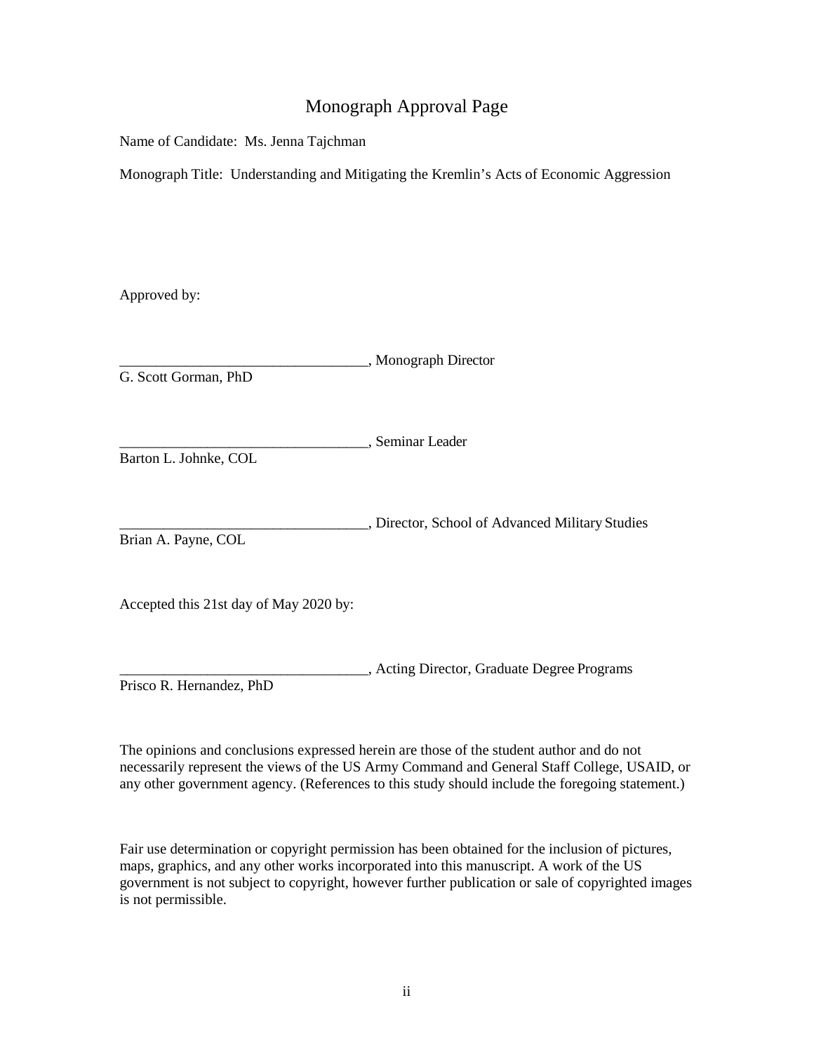# Monograph Approval Page

Name of Candidate: Ms. Jenna Tajchman

Monograph Title: Understanding and Mitigating the Kremlin's Acts of Economic Aggression

Approved by:

__________________________________, Monograph Director
G. Scott Gorman, PhD

__________________________________, Seminar Leader
Barton L. Johnke, COL

__________________________________, Director, School of Advanced Military Studies
Brian A. Payne, COL

Accepted this 21st day of May 2020 by:

__________________________________, Acting Director, Graduate Degree Programs
Prisco R. Hernandez, PhD

The opinions and conclusions expressed herein are those of the student author and do not necessarily represent the views of the US Army Command and General Staff College, USAID, or any other government agency. (References to this study should include the foregoing statement.)

Fair use determination or copyright permission has been obtained for the inclusion of pictures, maps, graphics, and any other works incorporated into this manuscript. A work of the US government is not subject to copyright, however further publication or sale of copyrighted images is not permissible.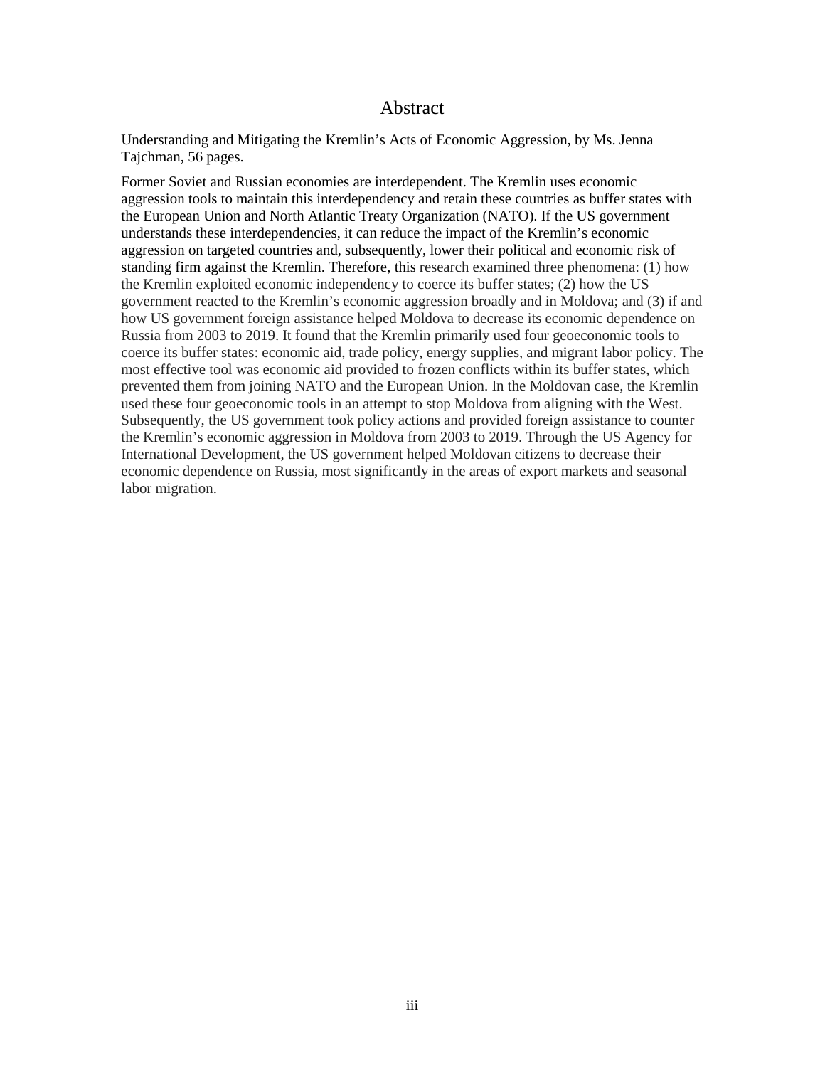# Abstract

Understanding and Mitigating the Kremlin's Acts of Economic Aggression, by Ms. Jenna Tajchman, 56 pages.

Former Soviet and Russian economies are interdependent. The Kremlin uses economic aggression tools to maintain this interdependency and retain these countries as buffer states with the European Union and North Atlantic Treaty Organization (NATO). If the US government understands these interdependencies, it can reduce the impact of the Kremlin's economic aggression on targeted countries and, subsequently, lower their political and economic risk of standing firm against the Kremlin. Therefore, this research examined three phenomena: (1) how the Kremlin exploited economic independency to coerce its buffer states; (2) how the US government reacted to the Kremlin's economic aggression broadly and in Moldova; and (3) if and how US government foreign assistance helped Moldova to decrease its economic dependence on Russia from 2003 to 2019. It found that the Kremlin primarily used four geoeconomic tools to coerce its buffer states: economic aid, trade policy, energy supplies, and migrant labor policy. The most effective tool was economic aid provided to frozen conflicts within its buffer states, which prevented them from joining NATO and the European Union. In the Moldovan case, the Kremlin used these four geoeconomic tools in an attempt to stop Moldova from aligning with the West. Subsequently, the US government took policy actions and provided foreign assistance to counter the Kremlin's economic aggression in Moldova from 2003 to 2019. Through the US Agency for International Development, the US government helped Moldovan citizens to decrease their economic dependence on Russia, most significantly in the areas of export markets and seasonal labor migration.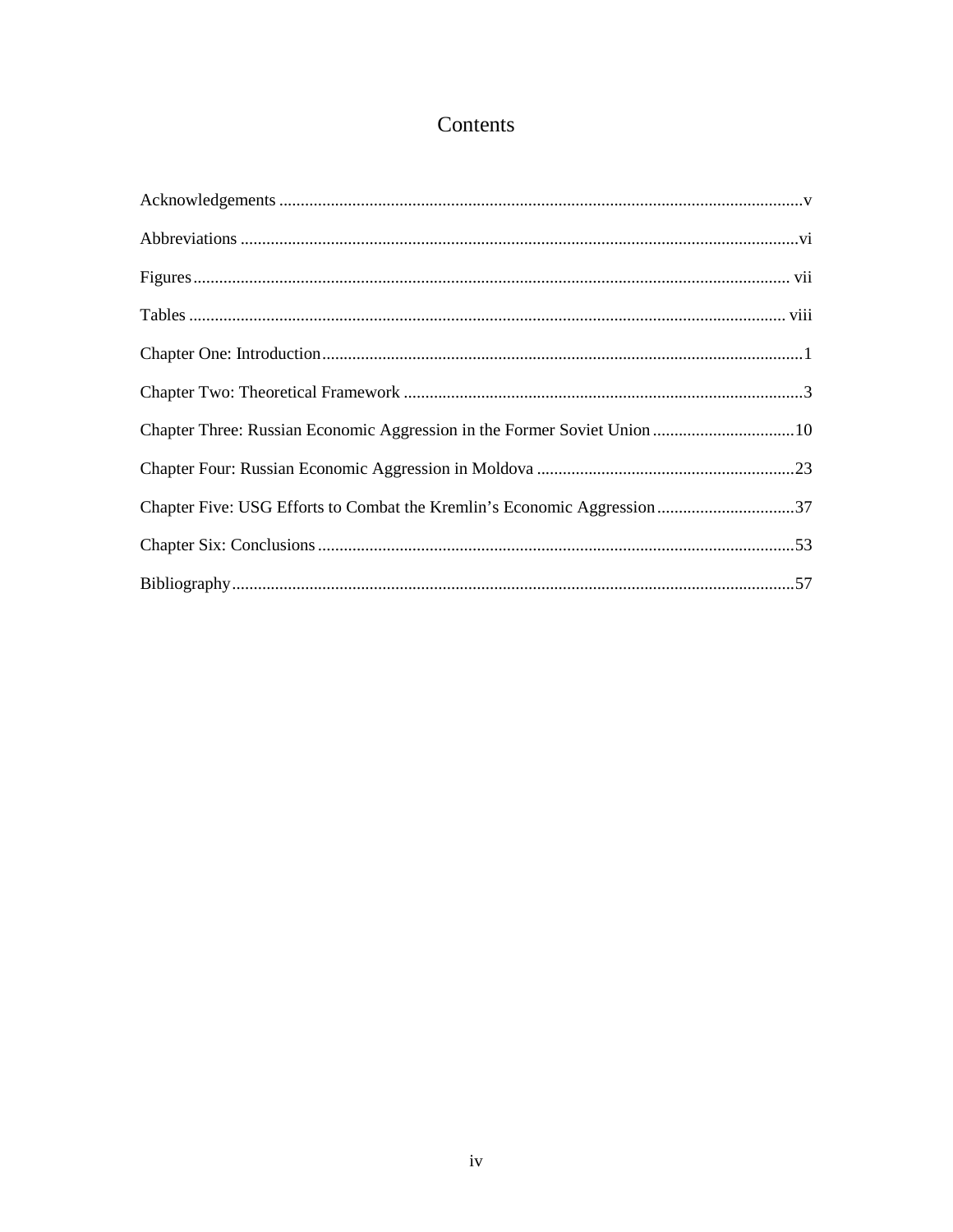# Contents

Acknowledgements ........................................................................................................................v

Abbreviations ...............................................................................................................................vi

Figures ........................................................................................................................................ vii

Tables ......................................................................................................................................... viii

Chapter One: Introduction ...............................................................................................................1

Chapter Two: Theoretical Framework ............................................................................................3

Chapter Three: Russian Economic Aggression in the Former Soviet Union .................................10

Chapter Four: Russian Economic Aggression in Moldova ............................................................23

Chapter Five: USG Efforts to Combat the Kremlin's Economic Aggression ................................37

Chapter Six: Conclusions ..............................................................................................................53

Bibliography..................................................................................................................................57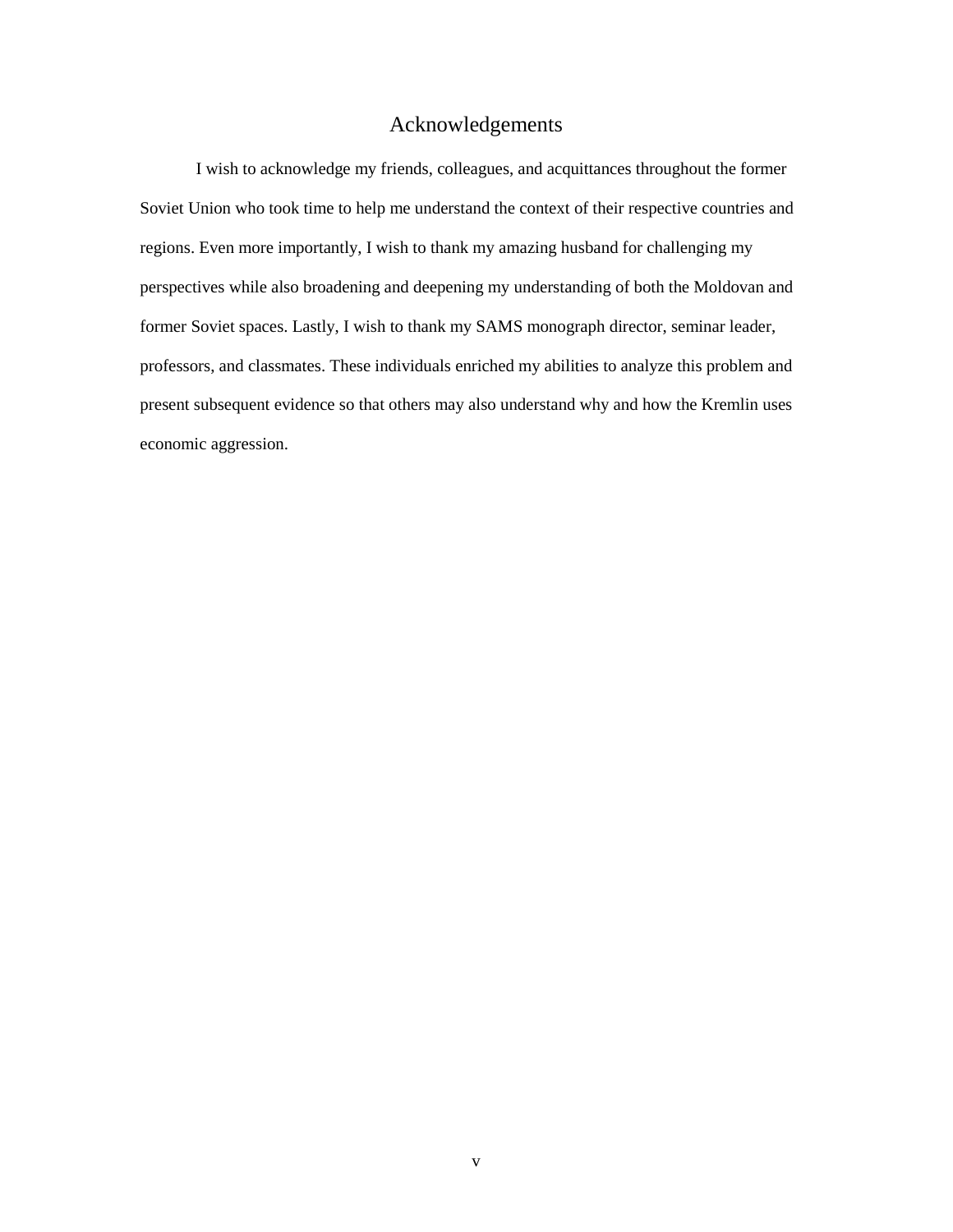# Acknowledgements

I wish to acknowledge my friends, colleagues, and acquittances throughout the former Soviet Union who took time to help me understand the context of their respective countries and regions. Even more importantly, I wish to thank my amazing husband for challenging my perspectives while also broadening and deepening my understanding of both the Moldovan and former Soviet spaces. Lastly, I wish to thank my SAMS monograph director, seminar leader, professors, and classmates. These individuals enriched my abilities to analyze this problem and present subsequent evidence so that others may also understand why and how the Kremlin uses economic aggression.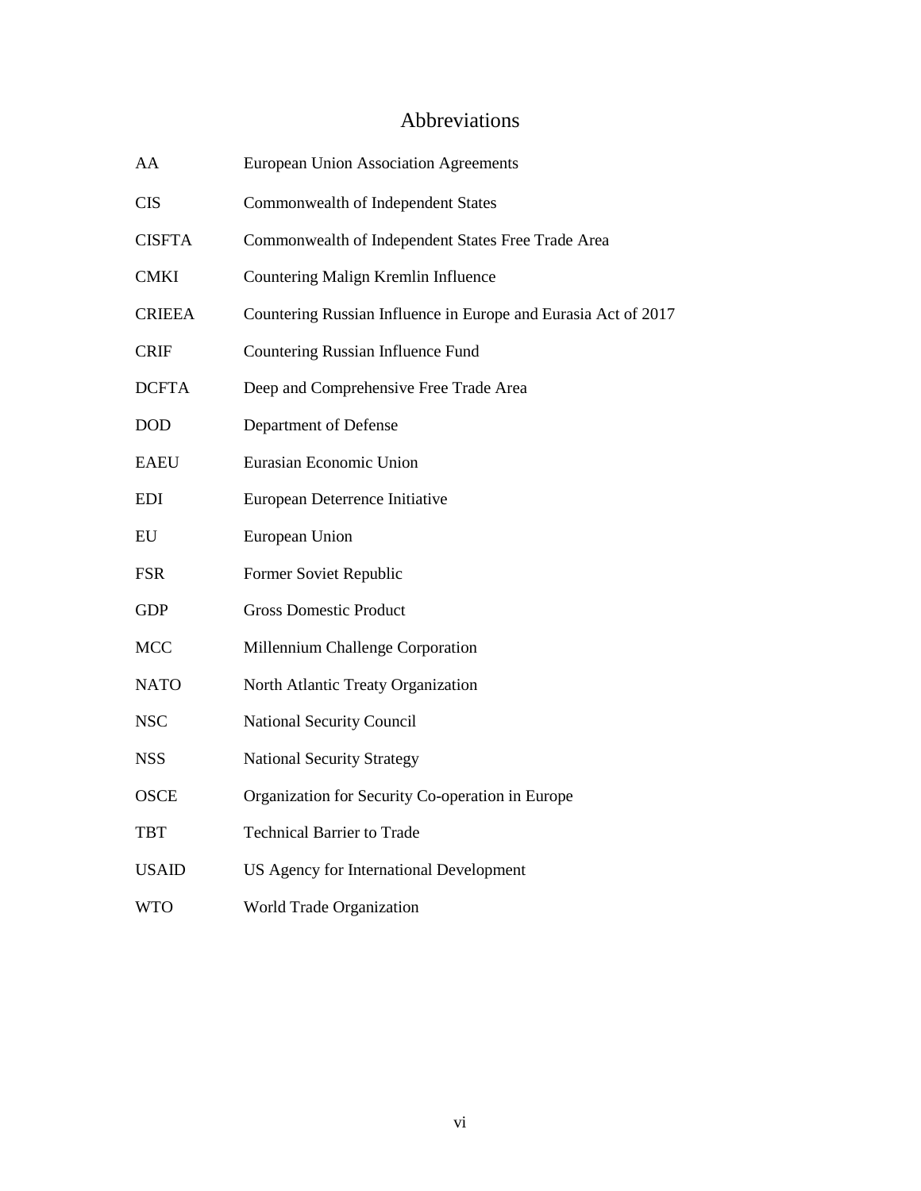# Abbreviations

| | |
|---|---|
| AA | European Union Association Agreements |
| CIS | Commonwealth of Independent States |
| CISFTA | Commonwealth of Independent States Free Trade Area |
| CMKI | Countering Malign Kremlin Influence |
| CRIEEA | Countering Russian Influence in Europe and Eurasia Act of 2017 |
| CRIF | Countering Russian Influence Fund |
| DCFTA | Deep and Comprehensive Free Trade Area |
| DOD | Department of Defense |
| EAEU | Eurasian Economic Union |
| EDI | European Deterrence Initiative |
| EU | European Union |
| FSR | Former Soviet Republic |
| GDP | Gross Domestic Product |
| MCC | Millennium Challenge Corporation |
| NATO | North Atlantic Treaty Organization |
| NSC | National Security Council |
| NSS | National Security Strategy |
| OSCE | Organization for Security Co-operation in Europe |
| TBT | Technical Barrier to Trade |
| USAID | US Agency for International Development |
| WTO | World Trade Organization |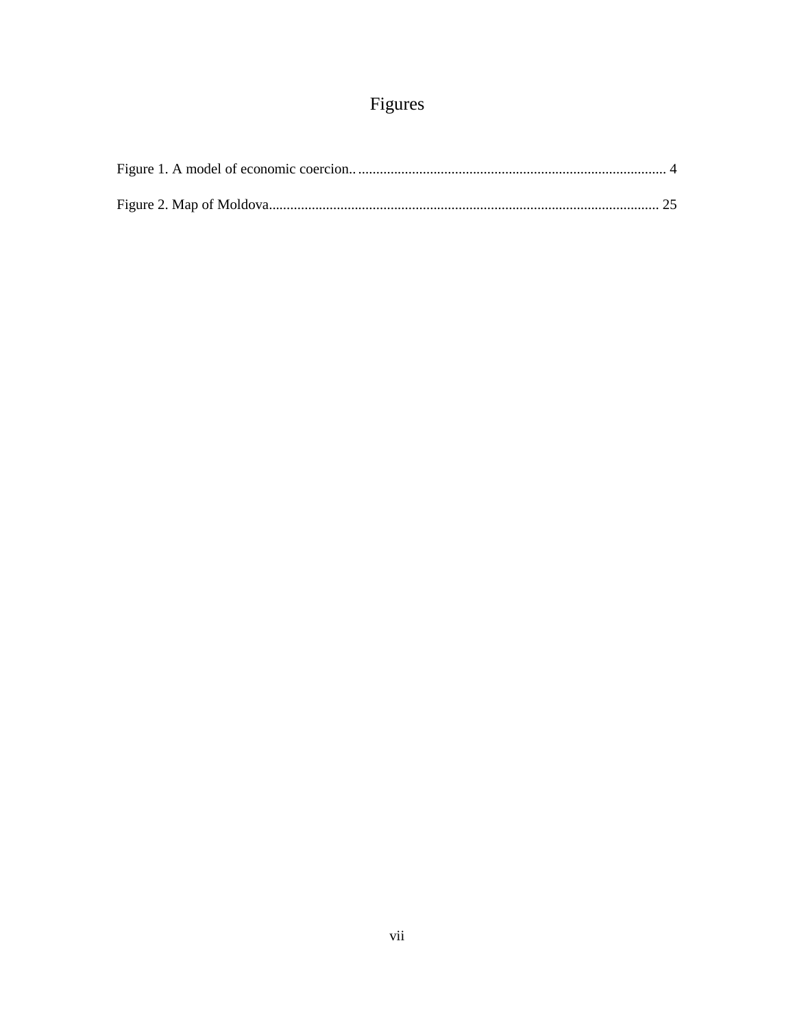# Figures

Figure 1. A model of economic coercion.. 4

Figure 2. Map of Moldova 25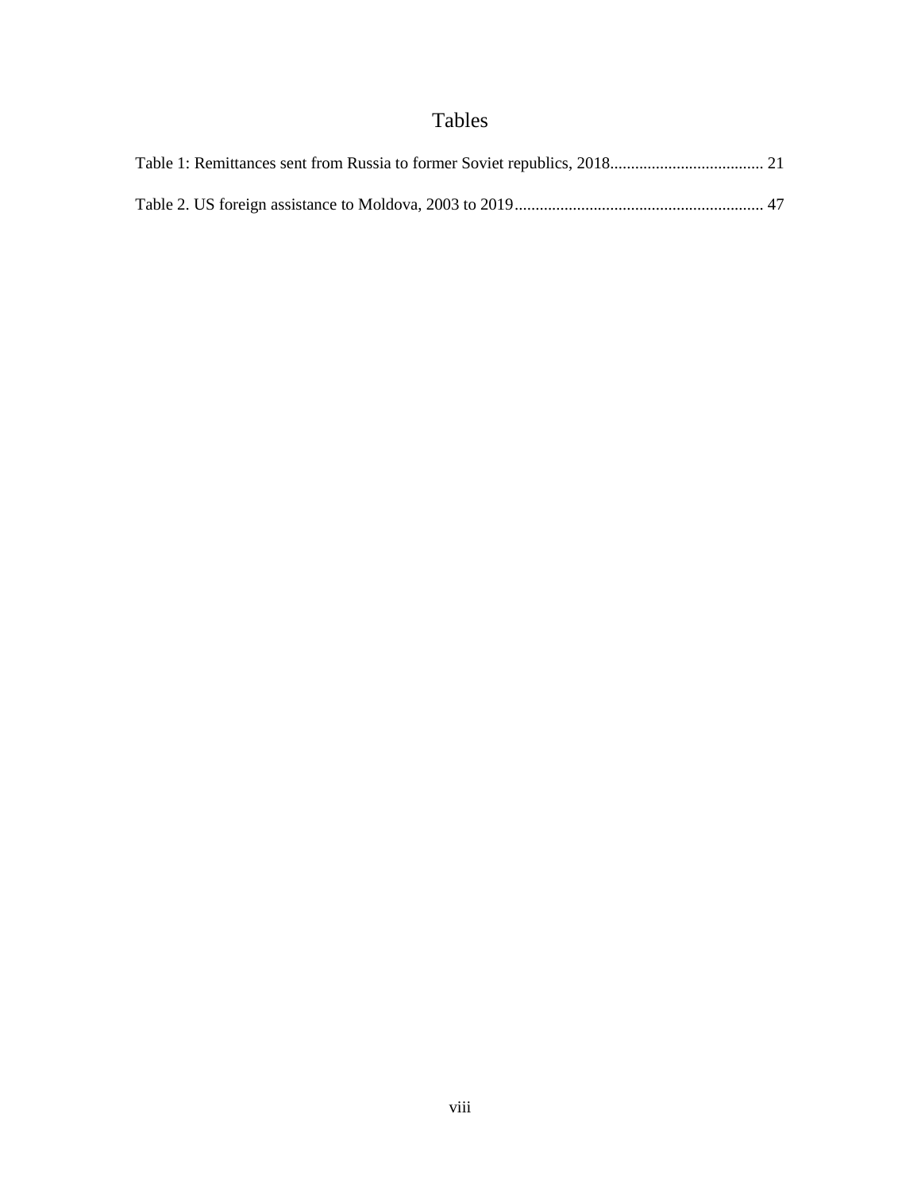# Tables

Table 1: Remittances sent from Russia to former Soviet republics, 2018..................................... 21

Table 2. US foreign assistance to Moldova, 2003 to 2019............................................................. 47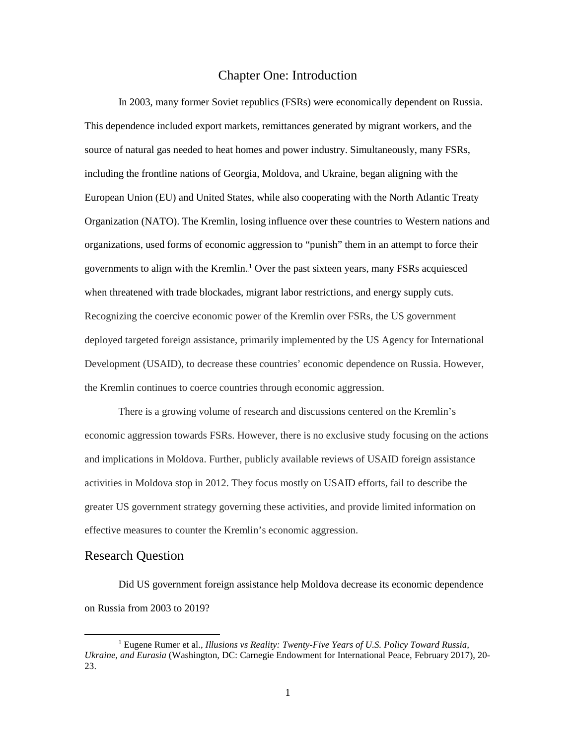# Chapter One: Introduction

In 2003, many former Soviet republics (FSRs) were economically dependent on Russia. This dependence included export markets, remittances generated by migrant workers, and the source of natural gas needed to heat homes and power industry. Simultaneously, many FSRs, including the frontline nations of Georgia, Moldova, and Ukraine, began aligning with the European Union (EU) and United States, while also cooperating with the North Atlantic Treaty Organization (NATO). The Kremlin, losing influence over these countries to Western nations and organizations, used forms of economic aggression to "punish" them in an attempt to force their governments to align with the Kremlin.[1] Over the past sixteen years, many FSRs acquiesced when threatened with trade blockades, migrant labor restrictions, and energy supply cuts. Recognizing the coercive economic power of the Kremlin over FSRs, the US government deployed targeted foreign assistance, primarily implemented by the US Agency for International Development (USAID), to decrease these countries' economic dependence on Russia. However, the Kremlin continues to coerce countries through economic aggression.

There is a growing volume of research and discussions centered on the Kremlin's economic aggression towards FSRs. However, there is no exclusive study focusing on the actions and implications in Moldova. Further, publicly available reviews of USAID foreign assistance activities in Moldova stop in 2012. They focus mostly on USAID efforts, fail to describe the greater US government strategy governing these activities, and provide limited information on effective measures to counter the Kremlin's economic aggression.

## Research Question

Did US government foreign assistance help Moldova decrease its economic dependence on Russia from 2003 to 2019?

---

[1] Eugene Rumer et al., *Illusions vs Reality: Twenty-Five Years of U.S. Policy Toward Russia, Ukraine, and Eurasia* (Washington, DC: Carnegie Endowment for International Peace, February 2017), 20-23.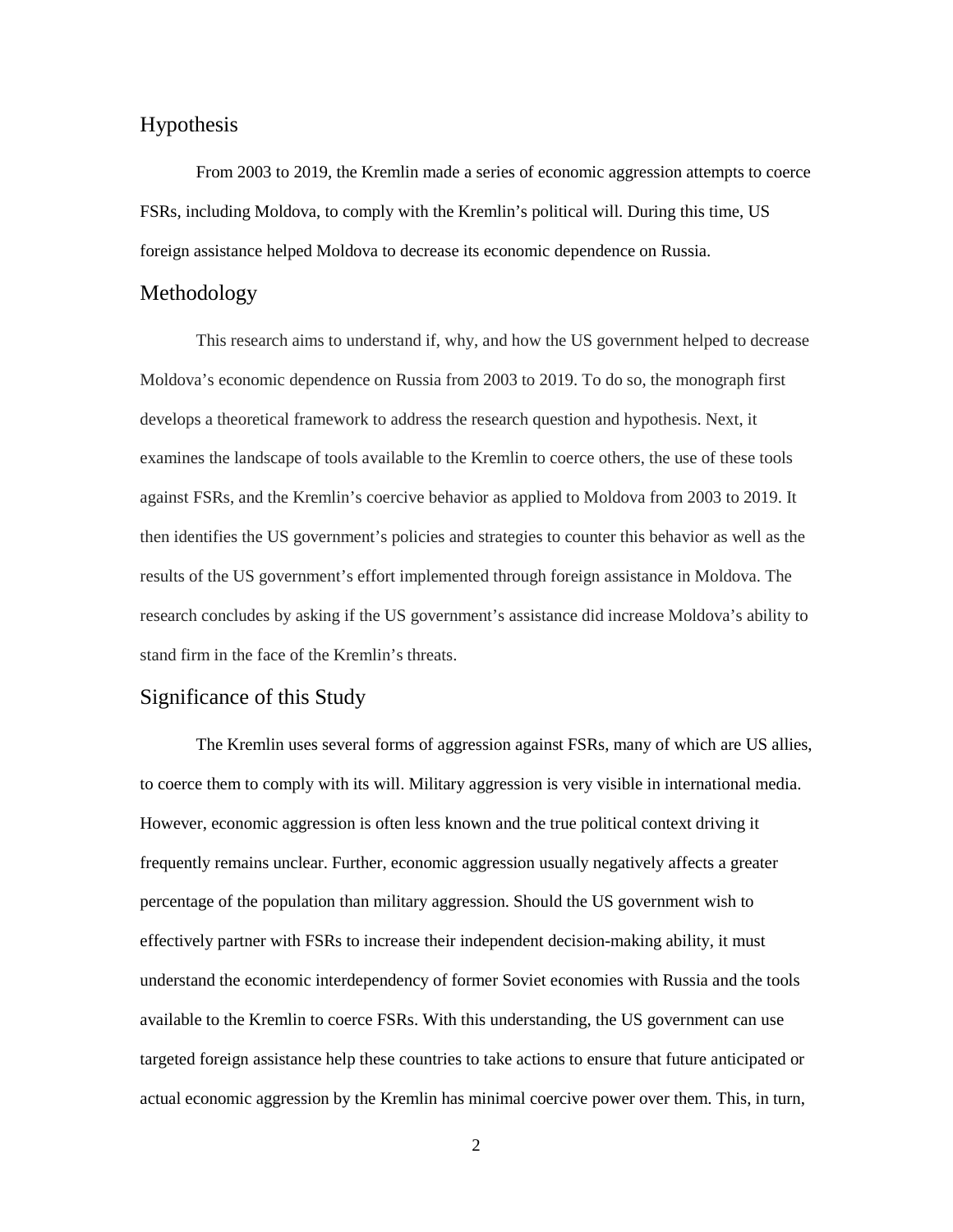## Hypothesis

From 2003 to 2019, the Kremlin made a series of economic aggression attempts to coerce FSRs, including Moldova, to comply with the Kremlin's political will. During this time, US foreign assistance helped Moldova to decrease its economic dependence on Russia.

## Methodology

This research aims to understand if, why, and how the US government helped to decrease Moldova's economic dependence on Russia from 2003 to 2019. To do so, the monograph first develops a theoretical framework to address the research question and hypothesis. Next, it examines the landscape of tools available to the Kremlin to coerce others, the use of these tools against FSRs, and the Kremlin's coercive behavior as applied to Moldova from 2003 to 2019. It then identifies the US government's policies and strategies to counter this behavior as well as the results of the US government's effort implemented through foreign assistance in Moldova. The research concludes by asking if the US government's assistance did increase Moldova's ability to stand firm in the face of the Kremlin's threats.

## Significance of this Study

The Kremlin uses several forms of aggression against FSRs, many of which are US allies, to coerce them to comply with its will. Military aggression is very visible in international media. However, economic aggression is often less known and the true political context driving it frequently remains unclear. Further, economic aggression usually negatively affects a greater percentage of the population than military aggression. Should the US government wish to effectively partner with FSRs to increase their independent decision-making ability, it must understand the economic interdependency of former Soviet economies with Russia and the tools available to the Kremlin to coerce FSRs. With this understanding, the US government can use targeted foreign assistance help these countries to take actions to ensure that future anticipated or actual economic aggression by the Kremlin has minimal coercive power over them. This, in turn,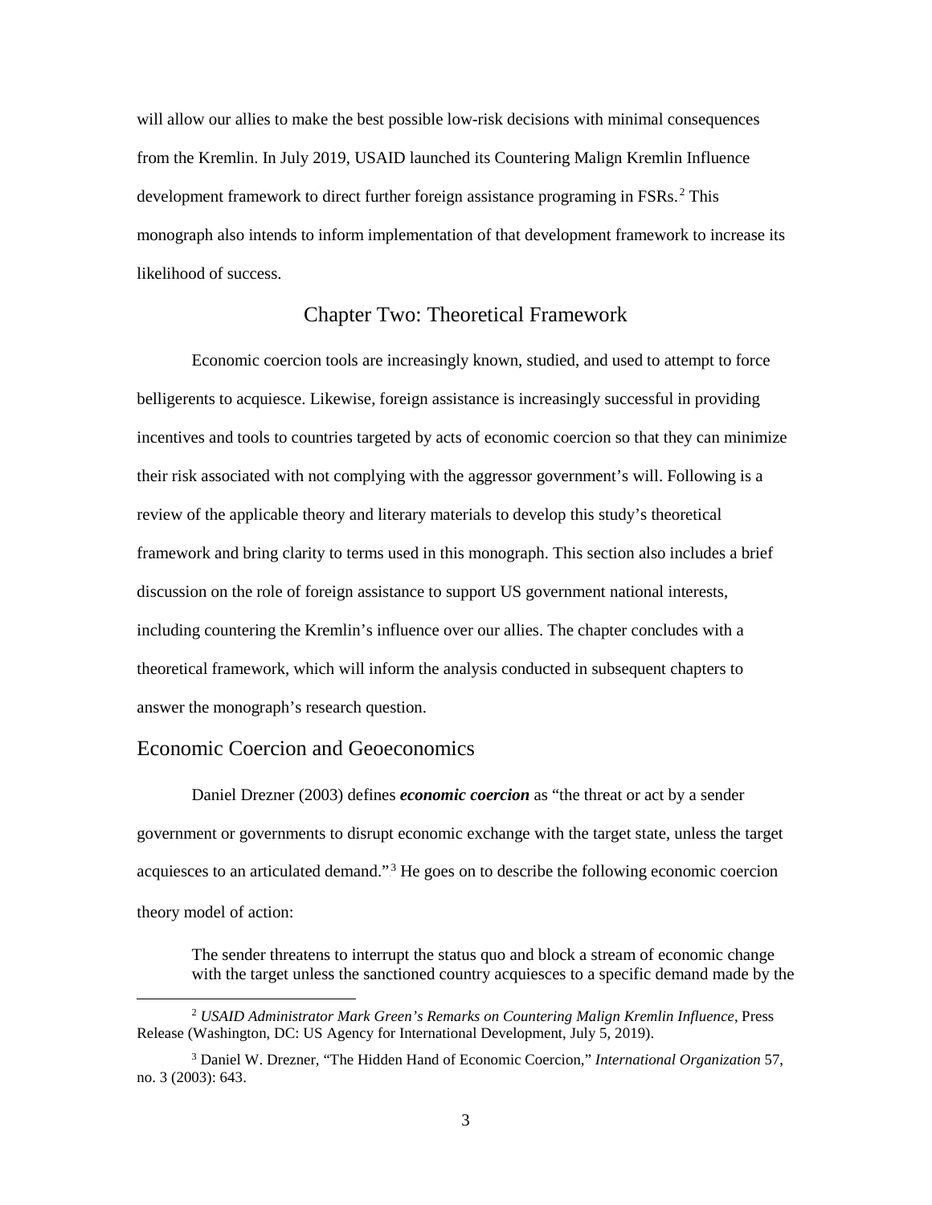will allow our allies to make the best possible low-risk decisions with minimal consequences from the Kremlin. In July 2019, USAID launched its Countering Malign Kremlin Influence development framework to direct further foreign assistance programing in FSRs.[2] This monograph also intends to inform implementation of that development framework to increase its likelihood of success.

# Chapter Two: Theoretical Framework

Economic coercion tools are increasingly known, studied, and used to attempt to force belligerents to acquiesce. Likewise, foreign assistance is increasingly successful in providing incentives and tools to countries targeted by acts of economic coercion so that they can minimize their risk associated with not complying with the aggressor government's will. Following is a review of the applicable theory and literary materials to develop this study's theoretical framework and bring clarity to terms used in this monograph. This section also includes a brief discussion on the role of foreign assistance to support US government national interests, including countering the Kremlin's influence over our allies. The chapter concludes with a theoretical framework, which will inform the analysis conducted in subsequent chapters to answer the monograph's research question.

## Economic Coercion and Geoeconomics

Daniel Drezner (2003) defines ***economic coercion*** as "the threat or act by a sender government or governments to disrupt economic exchange with the target state, unless the target acquiesces to an articulated demand."[3] He goes on to describe the following economic coercion theory model of action:

> The sender threatens to interrupt the status quo and block a stream of economic change with the target unless the sanctioned country acquiesces to a specific demand made by the

---

[2] *USAID Administrator Mark Green's Remarks on Countering Malign Kremlin Influence*, Press Release (Washington, DC: US Agency for International Development, July 5, 2019).

[3] Daniel W. Drezner, "The Hidden Hand of Economic Coercion," *International Organization* 57, no. 3 (2003): 643.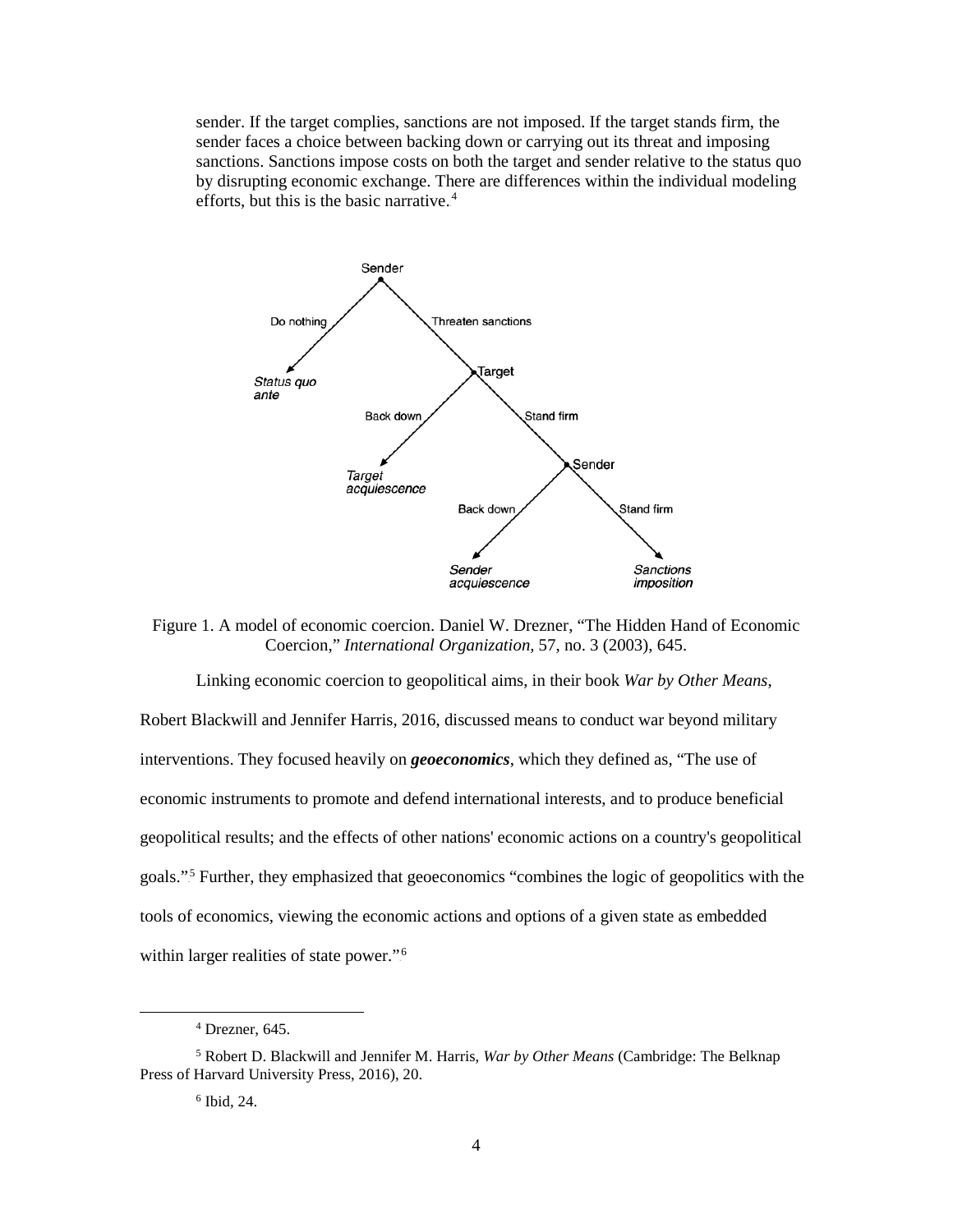sender. If the target complies, sanctions are not imposed. If the target stands firm, the sender faces a choice between backing down or carrying out its threat and imposing sanctions. Sanctions impose costs on both the target and sender relative to the status quo by disrupting economic exchange. There are differences within the individual modeling efforts, but this is the basic narrative.[4]

Figure 1. A model of economic coercion. Daniel W. Drezner, "The Hidden Hand of Economic Coercion," *International Organization*, 57, no. 3 (2003), 645.

Linking economic coercion to geopolitical aims, in their book *War by Other Means*, Robert Blackwill and Jennifer Harris, 2016, discussed means to conduct war beyond military interventions. They focused heavily on ***geoeconomics***, which they defined as, "The use of economic instruments to promote and defend international interests, and to produce beneficial geopolitical results; and the effects of other nations' economic actions on a country's geopolitical goals."[5] Further, they emphasized that geoeconomics "combines the logic of geopolitics with the tools of economics, viewing the economic actions and options of a given state as embedded within larger realities of state power."[6]

---

[4] Drezner, 645.

[5] Robert D. Blackwill and Jennifer M. Harris, *War by Other Means* (Cambridge: The Belknap Press of Harvard University Press, 2016), 20.

[6] Ibid, 24.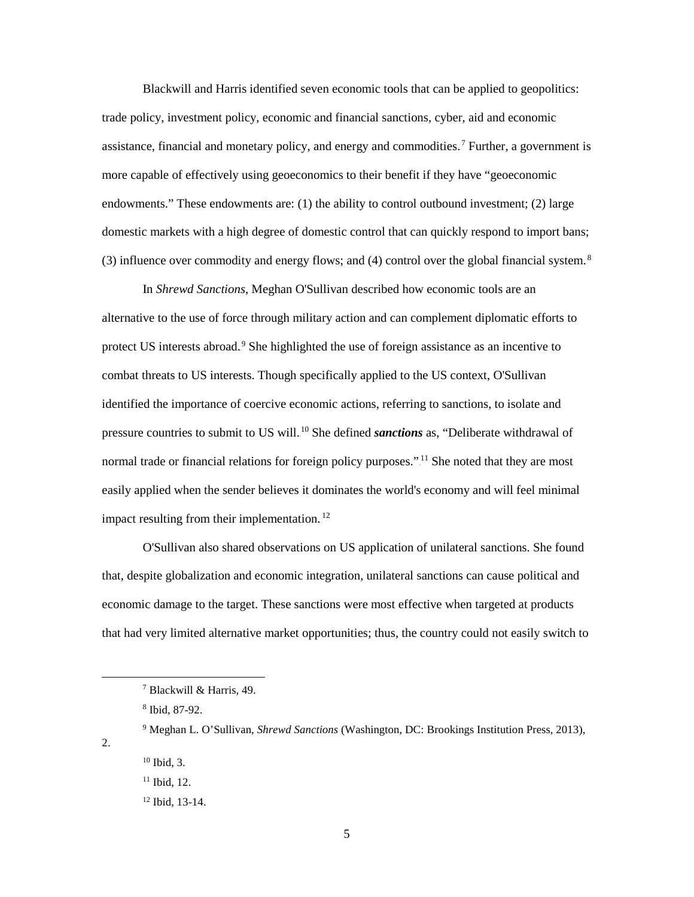Blackwill and Harris identified seven economic tools that can be applied to geopolitics: trade policy, investment policy, economic and financial sanctions, cyber, aid and economic assistance, financial and monetary policy, and energy and commodities.[7] Further, a government is more capable of effectively using geoeconomics to their benefit if they have "geoeconomic endowments." These endowments are: (1) the ability to control outbound investment; (2) large domestic markets with a high degree of domestic control that can quickly respond to import bans; (3) influence over commodity and energy flows; and (4) control over the global financial system.[8]

In *Shrewd Sanctions*, Meghan O'Sullivan described how economic tools are an alternative to the use of force through military action and can complement diplomatic efforts to protect US interests abroad.[9] She highlighted the use of foreign assistance as an incentive to combat threats to US interests. Though specifically applied to the US context, O'Sullivan identified the importance of coercive economic actions, referring to sanctions, to isolate and pressure countries to submit to US will.[10] She defined ***sanctions*** as, "Deliberate withdrawal of normal trade or financial relations for foreign policy purposes."[11] She noted that they are most easily applied when the sender believes it dominates the world's economy and will feel minimal impact resulting from their implementation.[12]

O'Sullivan also shared observations on US application of unilateral sanctions. She found that, despite globalization and economic integration, unilateral sanctions can cause political and economic damage to the target. These sanctions were most effective when targeted at products that had very limited alternative market opportunities; thus, the country could not easily switch to

---

[7] Blackwill & Harris, 49.

[8] Ibid, 87-92.

[9] Meghan L. O'Sullivan, *Shrewd Sanctions* (Washington, DC: Brookings Institution Press, 2013), 2.

[10] Ibid, 3.

[11] Ibid, 12.

[12] Ibid, 13-14.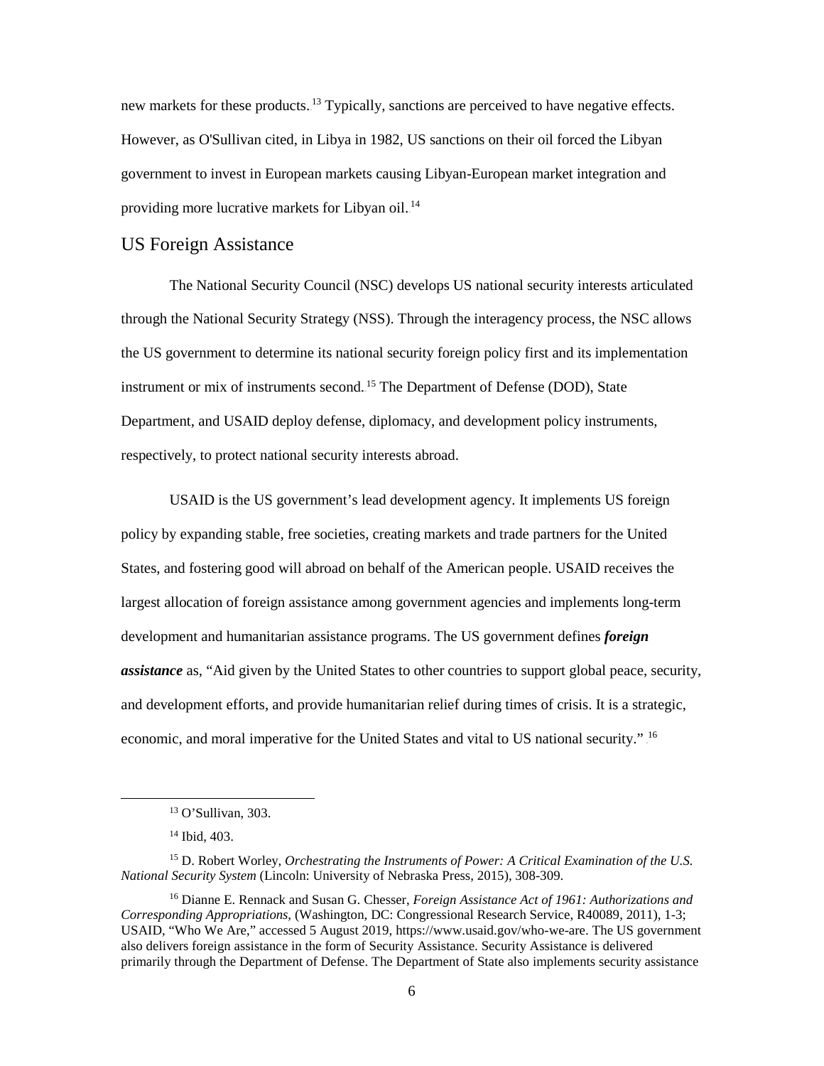new markets for these products.[13] Typically, sanctions are perceived to have negative effects. However, as O'Sullivan cited, in Libya in 1982, US sanctions on their oil forced the Libyan government to invest in European markets causing Libyan-European market integration and providing more lucrative markets for Libyan oil.[14]

## US Foreign Assistance

The National Security Council (NSC) develops US national security interests articulated through the National Security Strategy (NSS). Through the interagency process, the NSC allows the US government to determine its national security foreign policy first and its implementation instrument or mix of instruments second.[15] The Department of Defense (DOD), State Department, and USAID deploy defense, diplomacy, and development policy instruments, respectively, to protect national security interests abroad.

USAID is the US government's lead development agency. It implements US foreign policy by expanding stable, free societies, creating markets and trade partners for the United States, and fostering good will abroad on behalf of the American people. USAID receives the largest allocation of foreign assistance among government agencies and implements long-term development and humanitarian assistance programs. The US government defines ***foreign assistance*** as, "Aid given by the United States to other countries to support global peace, security, and development efforts, and provide humanitarian relief during times of crisis. It is a strategic, economic, and moral imperative for the United States and vital to US national security."[16]

---

[13] O'Sullivan, 303.

[14] Ibid, 403.

[15] D. Robert Worley, *Orchestrating the Instruments of Power: A Critical Examination of the U.S. National Security System* (Lincoln: University of Nebraska Press, 2015), 308-309.

[16] Dianne E. Rennack and Susan G. Chesser, *Foreign Assistance Act of 1961: Authorizations and Corresponding Appropriations*, (Washington, DC: Congressional Research Service, R40089, 2011), 1-3; USAID, "Who We Are," accessed 5 August 2019, https://www.usaid.gov/who-we-are. The US government also delivers foreign assistance in the form of Security Assistance. Security Assistance is delivered primarily through the Department of Defense. The Department of State also implements security assistance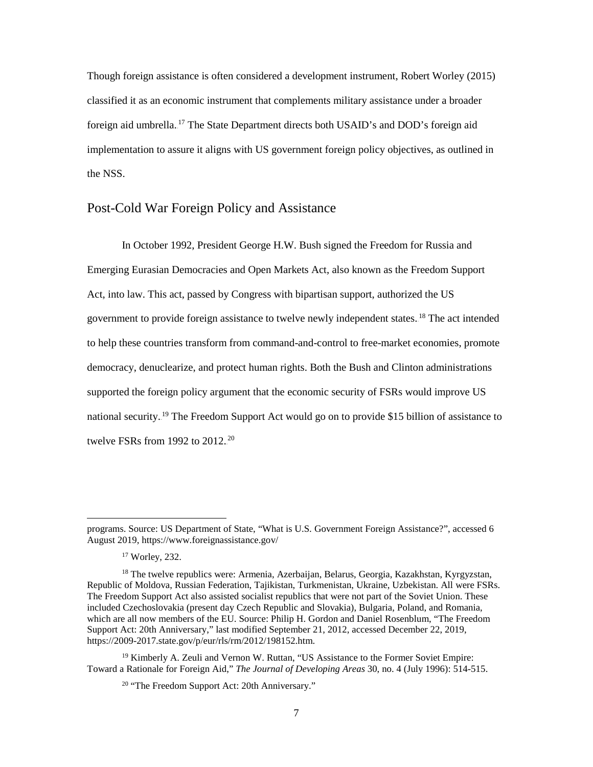Though foreign assistance is often considered a development instrument, Robert Worley (2015) classified it as an economic instrument that complements military assistance under a broader foreign aid umbrella.[17] The State Department directs both USAID's and DOD's foreign aid implementation to assure it aligns with US government foreign policy objectives, as outlined in the NSS.

## Post-Cold War Foreign Policy and Assistance

In October 1992, President George H.W. Bush signed the Freedom for Russia and Emerging Eurasian Democracies and Open Markets Act, also known as the Freedom Support Act, into law. This act, passed by Congress with bipartisan support, authorized the US government to provide foreign assistance to twelve newly independent states.[18] The act intended to help these countries transform from command-and-control to free-market economies, promote democracy, denuclearize, and protect human rights. Both the Bush and Clinton administrations supported the foreign policy argument that the economic security of FSRs would improve US national security.[19] The Freedom Support Act would go on to provide $15 billion of assistance to twelve FSRs from 1992 to 2012.[20]

---

programs. Source: US Department of State, "What is U.S. Government Foreign Assistance?", accessed 6 August 2019, https://www.foreignassistance.gov/

[17] Worley, 232.

[18] The twelve republics were: Armenia, Azerbaijan, Belarus, Georgia, Kazakhstan, Kyrgyzstan, Republic of Moldova, Russian Federation, Tajikistan, Turkmenistan, Ukraine, Uzbekistan. All were FSRs. The Freedom Support Act also assisted socialist republics that were not part of the Soviet Union. These included Czechoslovakia (present day Czech Republic and Slovakia), Bulgaria, Poland, and Romania, which are all now members of the EU. Source: Philip H. Gordon and Daniel Rosenblum, "The Freedom Support Act: 20th Anniversary," last modified September 21, 2012, accessed December 22, 2019, https://2009-2017.state.gov/p/eur/rls/rm/2012/198152.htm.

[19] Kimberly A. Zeuli and Vernon W. Ruttan, "US Assistance to the Former Soviet Empire: Toward a Rationale for Foreign Aid," *The Journal of Developing Areas* 30, no. 4 (July 1996): 514-515.

[20] "The Freedom Support Act: 20th Anniversary."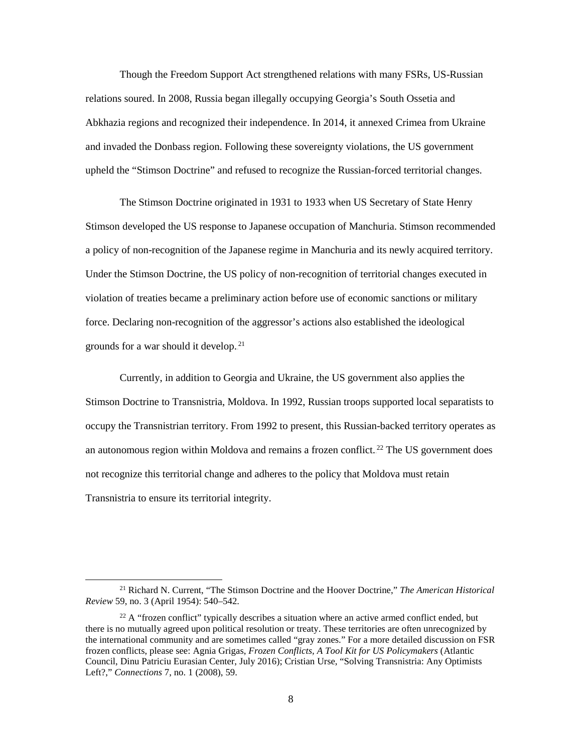Though the Freedom Support Act strengthened relations with many FSRs, US-Russian relations soured. In 2008, Russia began illegally occupying Georgia's South Ossetia and Abkhazia regions and recognized their independence. In 2014, it annexed Crimea from Ukraine and invaded the Donbass region. Following these sovereignty violations, the US government upheld the "Stimson Doctrine" and refused to recognize the Russian-forced territorial changes.

The Stimson Doctrine originated in 1931 to 1933 when US Secretary of State Henry Stimson developed the US response to Japanese occupation of Manchuria. Stimson recommended a policy of non-recognition of the Japanese regime in Manchuria and its newly acquired territory. Under the Stimson Doctrine, the US policy of non-recognition of territorial changes executed in violation of treaties became a preliminary action before use of economic sanctions or military force. Declaring non-recognition of the aggressor's actions also established the ideological grounds for a war should it develop.[21]

Currently, in addition to Georgia and Ukraine, the US government also applies the Stimson Doctrine to Transnistria, Moldova. In 1992, Russian troops supported local separatists to occupy the Transnistrian territory. From 1992 to present, this Russian-backed territory operates as an autonomous region within Moldova and remains a frozen conflict.[22] The US government does not recognize this territorial change and adheres to the policy that Moldova must retain Transnistria to ensure its territorial integrity.

---

[21] Richard N. Current, "The Stimson Doctrine and the Hoover Doctrine," *The American Historical Review* 59, no. 3 (April 1954): 540–542.

[22] A "frozen conflict" typically describes a situation where an active armed conflict ended, but there is no mutually agreed upon political resolution or treaty. These territories are often unrecognized by the international community and are sometimes called "gray zones." For a more detailed discussion on FSR frozen conflicts, please see: Agnia Grigas, *Frozen Conflicts, A Tool Kit for US Policymakers* (Atlantic Council, Dinu Patriciu Eurasian Center, July 2016); Cristian Urse, "Solving Transnistria: Any Optimists Left?," *Connections* 7, no. 1 (2008), 59.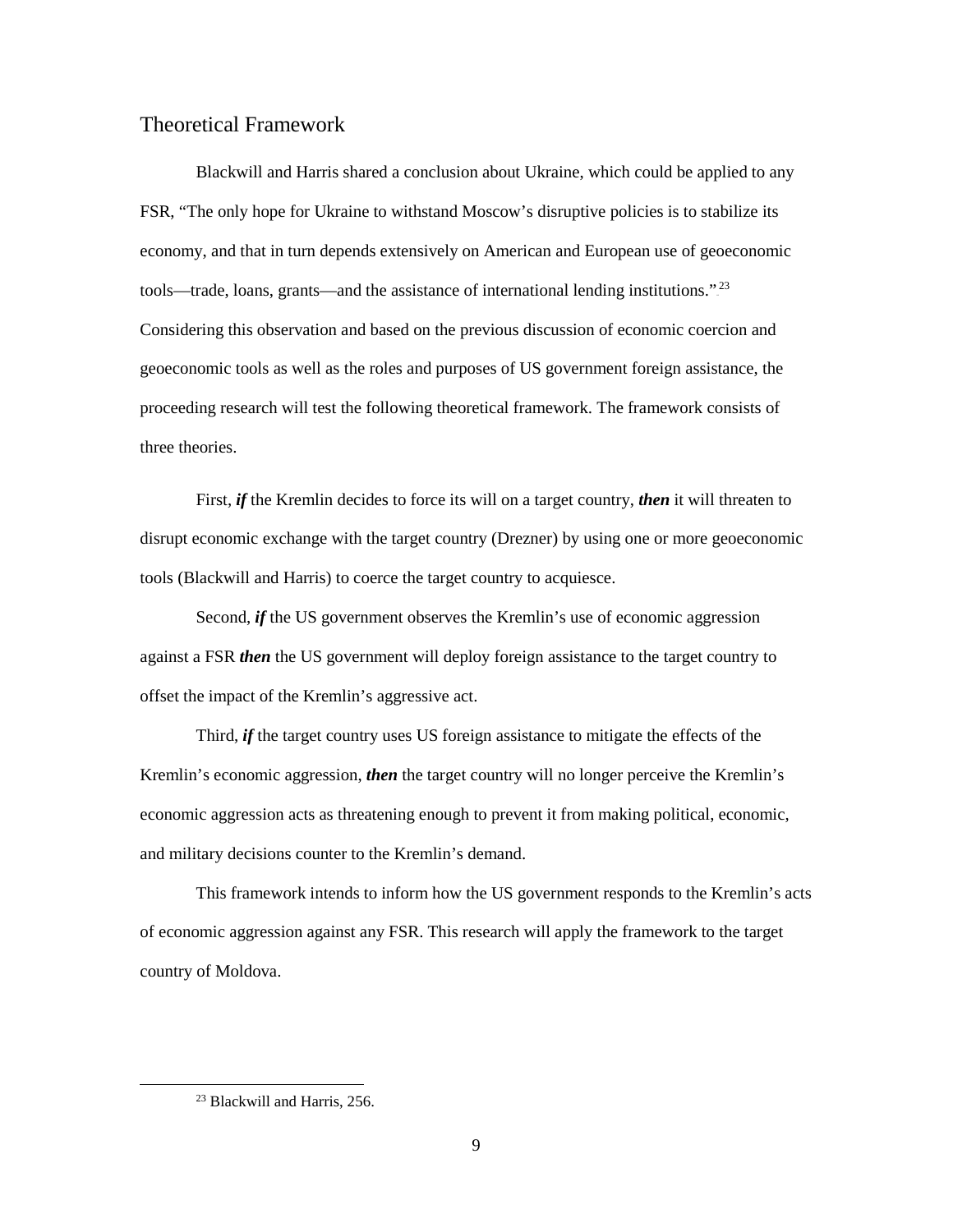## Theoretical Framework

Blackwill and Harris shared a conclusion about Ukraine, which could be applied to any FSR, "The only hope for Ukraine to withstand Moscow's disruptive policies is to stabilize its economy, and that in turn depends extensively on American and European use of geoeconomic tools—trade, loans, grants—and the assistance of international lending institutions."[23] Considering this observation and based on the previous discussion of economic coercion and geoeconomic tools as well as the roles and purposes of US government foreign assistance, the proceeding research will test the following theoretical framework. The framework consists of three theories.

First, ***if*** the Kremlin decides to force its will on a target country, ***then*** it will threaten to disrupt economic exchange with the target country (Drezner) by using one or more geoeconomic tools (Blackwill and Harris) to coerce the target country to acquiesce.

Second, ***if*** the US government observes the Kremlin's use of economic aggression against a FSR ***then*** the US government will deploy foreign assistance to the target country to offset the impact of the Kremlin's aggressive act.

Third, ***if*** the target country uses US foreign assistance to mitigate the effects of the Kremlin's economic aggression, ***then*** the target country will no longer perceive the Kremlin's economic aggression acts as threatening enough to prevent it from making political, economic, and military decisions counter to the Kremlin's demand.

This framework intends to inform how the US government responds to the Kremlin's acts of economic aggression against any FSR. This research will apply the framework to the target country of Moldova.

---

[23] Blackwill and Harris, 256.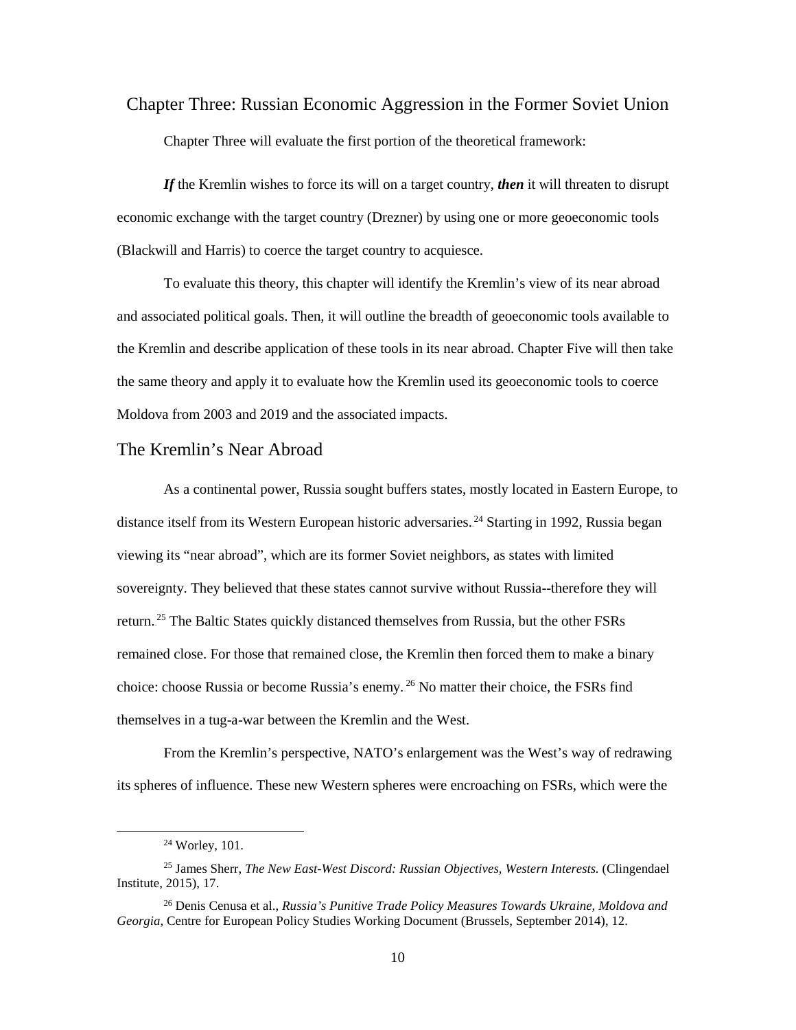# Chapter Three: Russian Economic Aggression in the Former Soviet Union

Chapter Three will evaluate the first portion of the theoretical framework:

***If*** the Kremlin wishes to force its will on a target country, ***then*** it will threaten to disrupt economic exchange with the target country (Drezner) by using one or more geoeconomic tools (Blackwill and Harris) to coerce the target country to acquiesce.

To evaluate this theory, this chapter will identify the Kremlin's view of its near abroad and associated political goals. Then, it will outline the breadth of geoeconomic tools available to the Kremlin and describe application of these tools in its near abroad. Chapter Five will then take the same theory and apply it to evaluate how the Kremlin used its geoeconomic tools to coerce Moldova from 2003 and 2019 and the associated impacts.

## The Kremlin's Near Abroad

As a continental power, Russia sought buffers states, mostly located in Eastern Europe, to distance itself from its Western European historic adversaries.[24] Starting in 1992, Russia began viewing its "near abroad", which are its former Soviet neighbors, as states with limited sovereignty. They believed that these states cannot survive without Russia--therefore they will return.[25] The Baltic States quickly distanced themselves from Russia, but the other FSRs remained close. For those that remained close, the Kremlin then forced them to make a binary choice: choose Russia or become Russia's enemy.[26] No matter their choice, the FSRs find themselves in a tug-a-war between the Kremlin and the West.

From the Kremlin's perspective, NATO's enlargement was the West's way of redrawing its spheres of influence. These new Western spheres were encroaching on FSRs, which were the

---

[24] Worley, 101.

[25] James Sherr, *The New East-West Discord: Russian Objectives, Western Interests.* (Clingendael Institute, 2015), 17.

[26] Denis Cenusa et al., *Russia's Punitive Trade Policy Measures Towards Ukraine, Moldova and Georgia*, Centre for European Policy Studies Working Document (Brussels, September 2014), 12.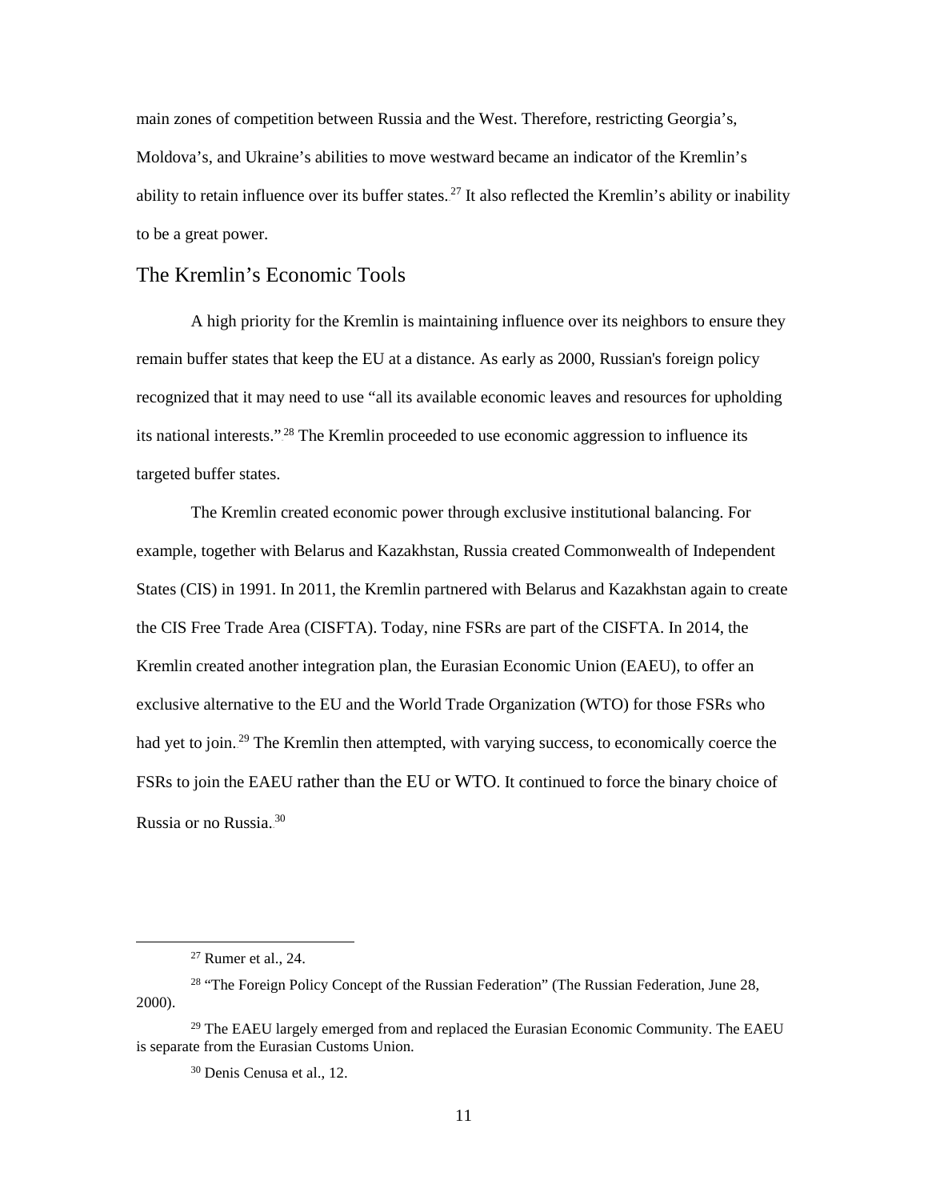main zones of competition between Russia and the West. Therefore, restricting Georgia's, Moldova's, and Ukraine's abilities to move westward became an indicator of the Kremlin's ability to retain influence over its buffer states.[27] It also reflected the Kremlin's ability or inability to be a great power.

## The Kremlin's Economic Tools

A high priority for the Kremlin is maintaining influence over its neighbors to ensure they remain buffer states that keep the EU at a distance. As early as 2000, Russian's foreign policy recognized that it may need to use "all its available economic leaves and resources for upholding its national interests."[28] The Kremlin proceeded to use economic aggression to influence its targeted buffer states.

The Kremlin created economic power through exclusive institutional balancing. For example, together with Belarus and Kazakhstan, Russia created Commonwealth of Independent States (CIS) in 1991. In 2011, the Kremlin partnered with Belarus and Kazakhstan again to create the CIS Free Trade Area (CISFTA). Today, nine FSRs are part of the CISFTA. In 2014, the Kremlin created another integration plan, the Eurasian Economic Union (EAEU), to offer an exclusive alternative to the EU and the World Trade Organization (WTO) for those FSRs who had yet to join.[29] The Kremlin then attempted, with varying success, to economically coerce the FSRs to join the EAEU rather than the EU or WTO. It continued to force the binary choice of Russia or no Russia.[30]

---

[27] Rumer et al., 24.

[28] "The Foreign Policy Concept of the Russian Federation" (The Russian Federation, June 28, 2000).

[29] The EAEU largely emerged from and replaced the Eurasian Economic Community. The EAEU is separate from the Eurasian Customs Union.

[30] Denis Cenusa et al., 12.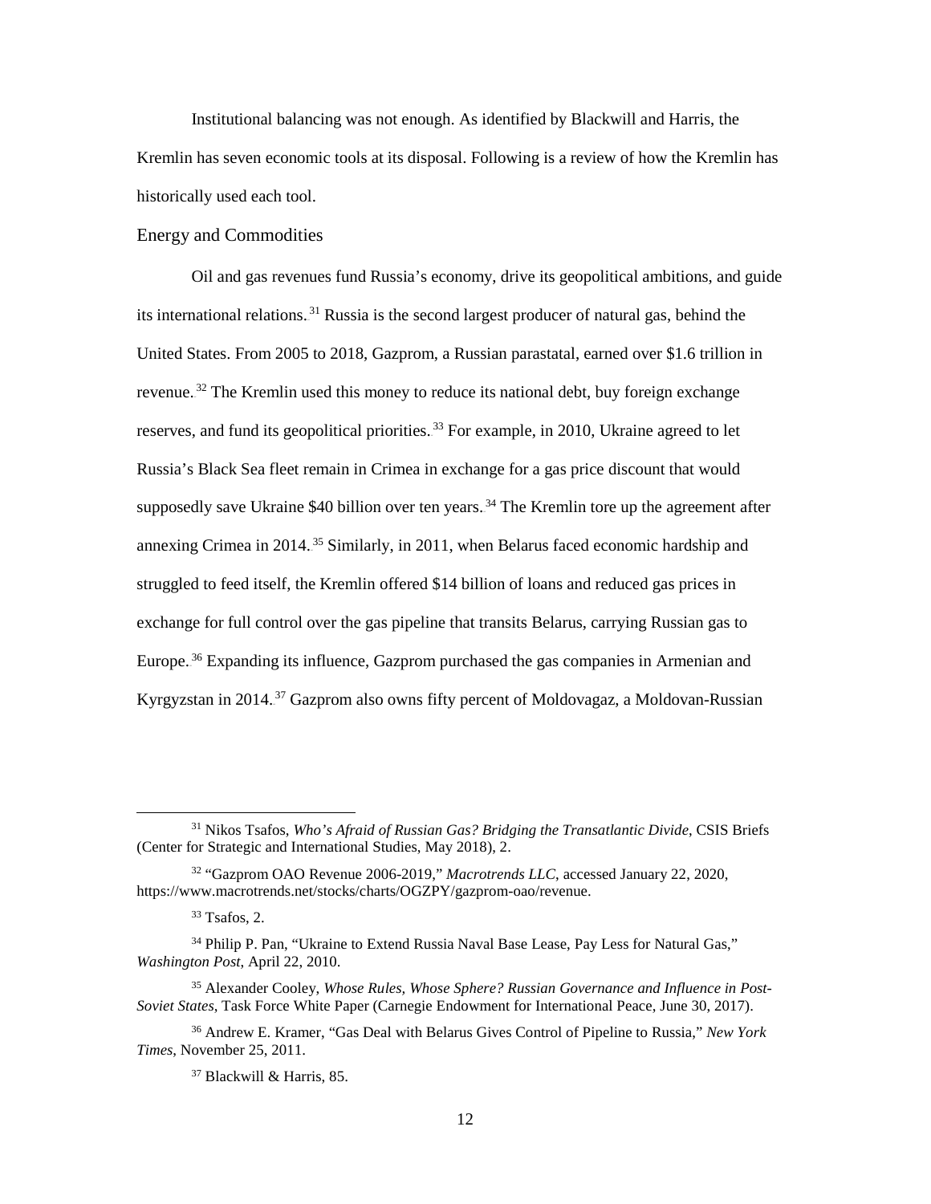Institutional balancing was not enough. As identified by Blackwill and Harris, the Kremlin has seven economic tools at its disposal. Following is a review of how the Kremlin has historically used each tool.

### Energy and Commodities

Oil and gas revenues fund Russia's economy, drive its geopolitical ambitions, and guide its international relations.[31] Russia is the second largest producer of natural gas, behind the United States. From 2005 to 2018, Gazprom, a Russian parastatal, earned over $1.6 trillion in revenue.[32] The Kremlin used this money to reduce its national debt, buy foreign exchange reserves, and fund its geopolitical priorities.[33] For example, in 2010, Ukraine agreed to let Russia's Black Sea fleet remain in Crimea in exchange for a gas price discount that would supposedly save Ukraine $40 billion over ten years.[34] The Kremlin tore up the agreement after annexing Crimea in 2014.[35] Similarly, in 2011, when Belarus faced economic hardship and struggled to feed itself, the Kremlin offered $14 billion of loans and reduced gas prices in exchange for full control over the gas pipeline that transits Belarus, carrying Russian gas to Europe.[36] Expanding its influence, Gazprom purchased the gas companies in Armenian and Kyrgyzstan in 2014.[37] Gazprom also owns fifty percent of Moldovagaz, a Moldovan-Russian

---

[31] Nikos Tsafos, *Who's Afraid of Russian Gas? Bridging the Transatlantic Divide*, CSIS Briefs (Center for Strategic and International Studies, May 2018), 2.

[32] "Gazprom OAO Revenue 2006-2019," *Macrotrends LLC*, accessed January 22, 2020, https://www.macrotrends.net/stocks/charts/OGZPY/gazprom-oao/revenue.

[33] Tsafos, 2.

[34] Philip P. Pan, "Ukraine to Extend Russia Naval Base Lease, Pay Less for Natural Gas," *Washington Post*, April 22, 2010.

[35] Alexander Cooley, *Whose Rules, Whose Sphere? Russian Governance and Influence in Post-Soviet States*, Task Force White Paper (Carnegie Endowment for International Peace, June 30, 2017).

[36] Andrew E. Kramer, "Gas Deal with Belarus Gives Control of Pipeline to Russia," *New York Times*, November 25, 2011.

[37] Blackwill & Harris, 85.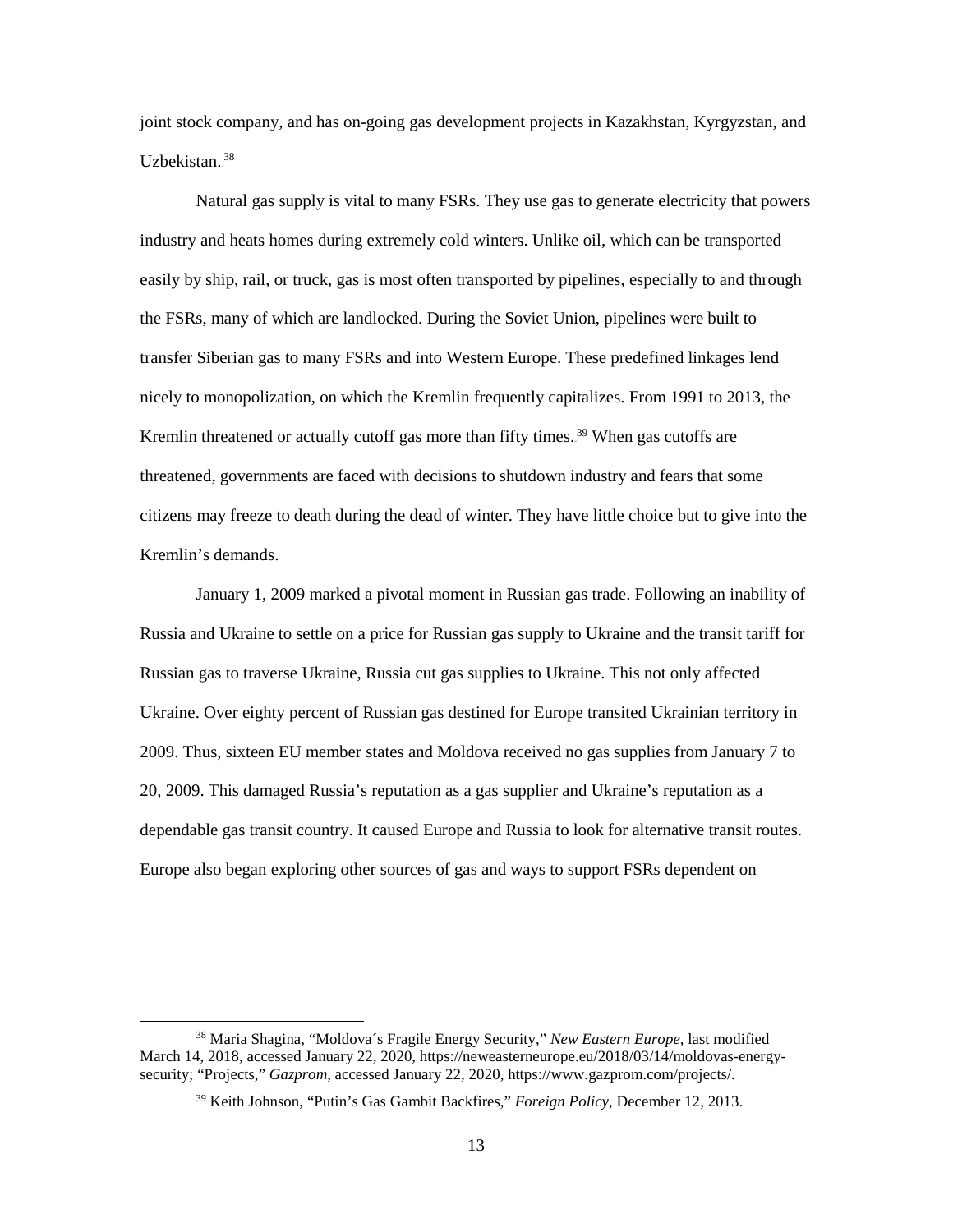joint stock company, and has on-going gas development projects in Kazakhstan, Kyrgyzstan, and Uzbekistan.[38]

Natural gas supply is vital to many FSRs. They use gas to generate electricity that powers industry and heats homes during extremely cold winters. Unlike oil, which can be transported easily by ship, rail, or truck, gas is most often transported by pipelines, especially to and through the FSRs, many of which are landlocked. During the Soviet Union, pipelines were built to transfer Siberian gas to many FSRs and into Western Europe. These predefined linkages lend nicely to monopolization, on which the Kremlin frequently capitalizes. From 1991 to 2013, the Kremlin threatened or actually cutoff gas more than fifty times.[39] When gas cutoffs are threatened, governments are faced with decisions to shutdown industry and fears that some citizens may freeze to death during the dead of winter. They have little choice but to give into the Kremlin's demands.

January 1, 2009 marked a pivotal moment in Russian gas trade. Following an inability of Russia and Ukraine to settle on a price for Russian gas supply to Ukraine and the transit tariff for Russian gas to traverse Ukraine, Russia cut gas supplies to Ukraine. This not only affected Ukraine. Over eighty percent of Russian gas destined for Europe transited Ukrainian territory in 2009. Thus, sixteen EU member states and Moldova received no gas supplies from January 7 to 20, 2009. This damaged Russia's reputation as a gas supplier and Ukraine's reputation as a dependable gas transit country. It caused Europe and Russia to look for alternative transit routes. Europe also began exploring other sources of gas and ways to support FSRs dependent on

---

[38] Maria Shagina, "Moldova´s Fragile Energy Security," *New Eastern Europe*, last modified March 14, 2018, accessed January 22, 2020, https://neweasterneurope.eu/2018/03/14/moldovas-energy-security; "Projects," *Gazprom*, accessed January 22, 2020, https://www.gazprom.com/projects/.

[39] Keith Johnson, "Putin's Gas Gambit Backfires," *Foreign Policy*, December 12, 2013.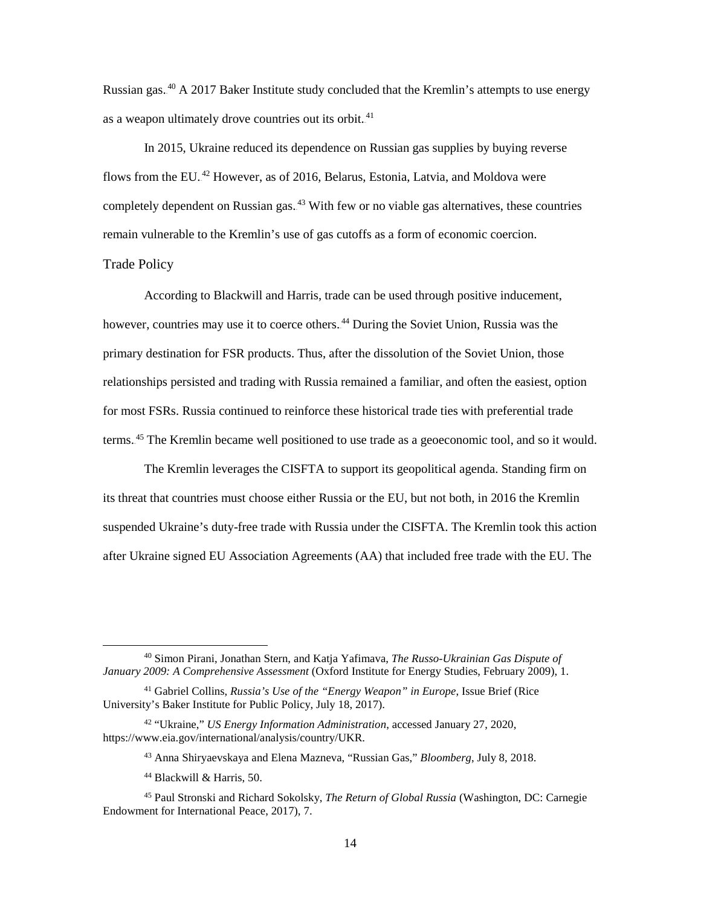Russian gas.[40] A 2017 Baker Institute study concluded that the Kremlin's attempts to use energy as a weapon ultimately drove countries out its orbit.[41]

In 2015, Ukraine reduced its dependence on Russian gas supplies by buying reverse flows from the EU.[42] However, as of 2016, Belarus, Estonia, Latvia, and Moldova were completely dependent on Russian gas.[43] With few or no viable gas alternatives, these countries remain vulnerable to the Kremlin's use of gas cutoffs as a form of economic coercion.

### Trade Policy

According to Blackwill and Harris, trade can be used through positive inducement, however, countries may use it to coerce others.[44] During the Soviet Union, Russia was the primary destination for FSR products. Thus, after the dissolution of the Soviet Union, those relationships persisted and trading with Russia remained a familiar, and often the easiest, option for most FSRs. Russia continued to reinforce these historical trade ties with preferential trade terms.[45] The Kremlin became well positioned to use trade as a geoeconomic tool, and so it would.

The Kremlin leverages the CISFTA to support its geopolitical agenda. Standing firm on its threat that countries must choose either Russia or the EU, but not both, in 2016 the Kremlin suspended Ukraine's duty-free trade with Russia under the CISFTA. The Kremlin took this action after Ukraine signed EU Association Agreements (AA) that included free trade with the EU. The

---

[40] Simon Pirani, Jonathan Stern, and Katja Yafimava, *The Russo-Ukrainian Gas Dispute of January 2009: A Comprehensive Assessment* (Oxford Institute for Energy Studies, February 2009), 1.

[41] Gabriel Collins, *Russia's Use of the "Energy Weapon" in Europe*, Issue Brief (Rice University's Baker Institute for Public Policy, July 18, 2017).

[42] "Ukraine," *US Energy Information Administration*, accessed January 27, 2020, https://www.eia.gov/international/analysis/country/UKR.

[43] Anna Shiryaevskaya and Elena Mazneva, "Russian Gas," *Bloomberg*, July 8, 2018.

[44] Blackwill & Harris, 50.

[45] Paul Stronski and Richard Sokolsky, *The Return of Global Russia* (Washington, DC: Carnegie Endowment for International Peace, 2017), 7.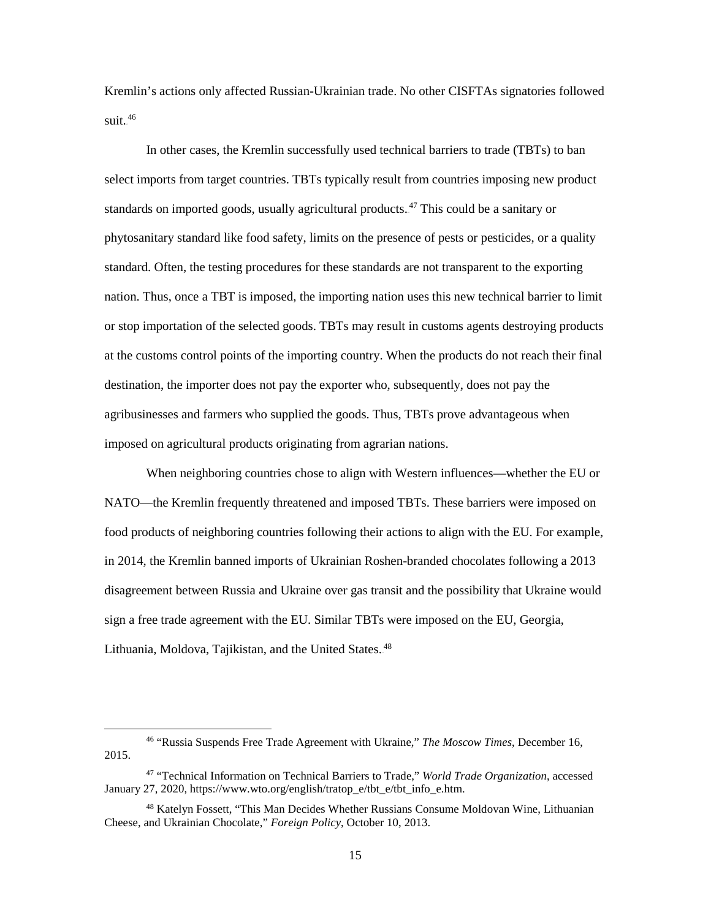Kremlin's actions only affected Russian-Ukrainian trade. No other CISFTAs signatories followed suit.[46]

In other cases, the Kremlin successfully used technical barriers to trade (TBTs) to ban select imports from target countries. TBTs typically result from countries imposing new product standards on imported goods, usually agricultural products.[47] This could be a sanitary or phytosanitary standard like food safety, limits on the presence of pests or pesticides, or a quality standard. Often, the testing procedures for these standards are not transparent to the exporting nation. Thus, once a TBT is imposed, the importing nation uses this new technical barrier to limit or stop importation of the selected goods. TBTs may result in customs agents destroying products at the customs control points of the importing country. When the products do not reach their final destination, the importer does not pay the exporter who, subsequently, does not pay the agribusinesses and farmers who supplied the goods. Thus, TBTs prove advantageous when imposed on agricultural products originating from agrarian nations.

When neighboring countries chose to align with Western influences—whether the EU or NATO—the Kremlin frequently threatened and imposed TBTs. These barriers were imposed on food products of neighboring countries following their actions to align with the EU. For example, in 2014, the Kremlin banned imports of Ukrainian Roshen-branded chocolates following a 2013 disagreement between Russia and Ukraine over gas transit and the possibility that Ukraine would sign a free trade agreement with the EU. Similar TBTs were imposed on the EU, Georgia, Lithuania, Moldova, Tajikistan, and the United States.[48]

---

[46] "Russia Suspends Free Trade Agreement with Ukraine," *The Moscow Times*, December 16, 2015.

[47] "Technical Information on Technical Barriers to Trade," *World Trade Organization*, accessed January 27, 2020, https://www.wto.org/english/tratop_e/tbt_e/tbt_info_e.htm.

[48] Katelyn Fossett, "This Man Decides Whether Russians Consume Moldovan Wine, Lithuanian Cheese, and Ukrainian Chocolate," *Foreign Policy*, October 10, 2013.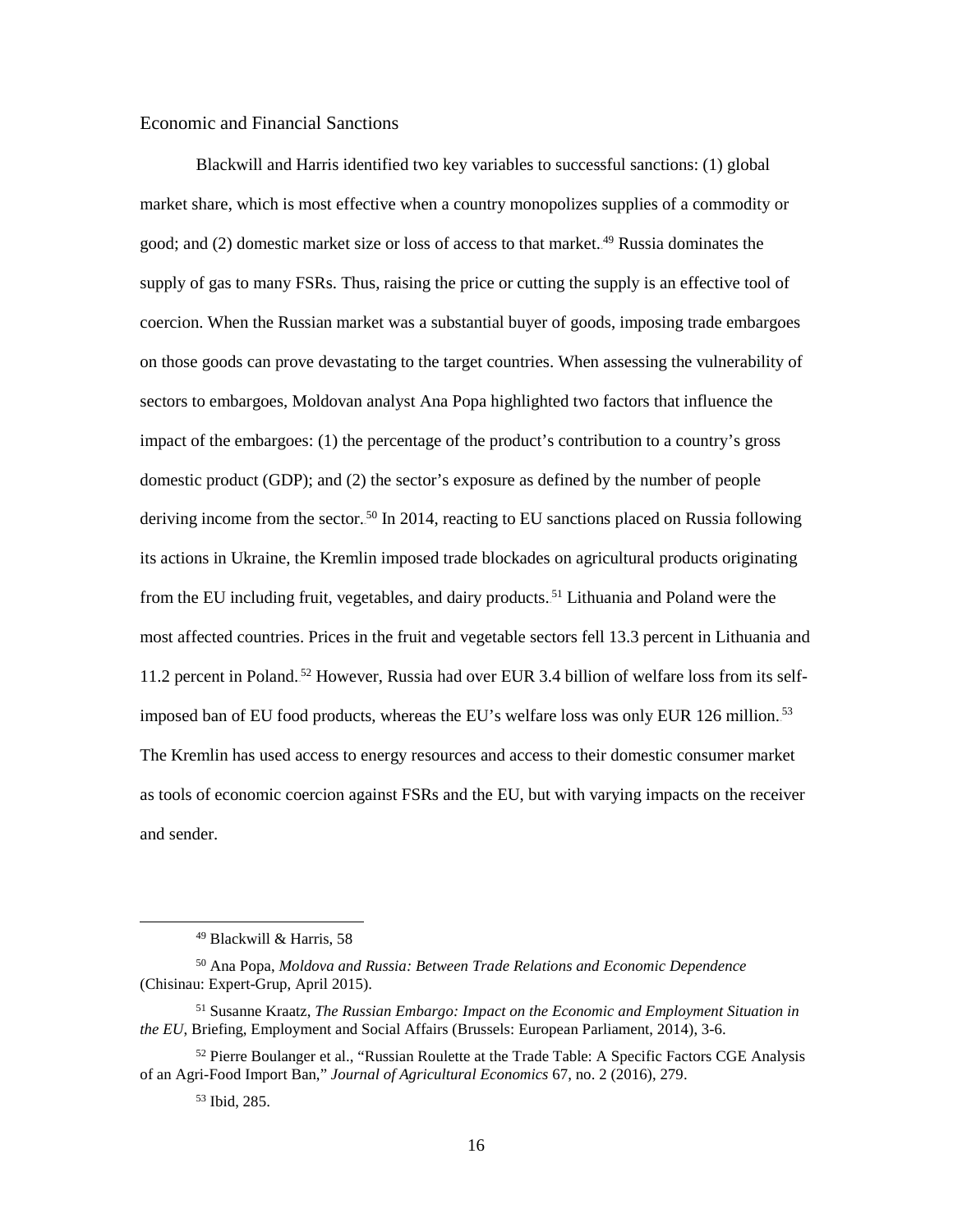## Economic and Financial Sanctions

Blackwill and Harris identified two key variables to successful sanctions: (1) global market share, which is most effective when a country monopolizes supplies of a commodity or good; and (2) domestic market size or loss of access to that market.[49] Russia dominates the supply of gas to many FSRs. Thus, raising the price or cutting the supply is an effective tool of coercion. When the Russian market was a substantial buyer of goods, imposing trade embargoes on those goods can prove devastating to the target countries. When assessing the vulnerability of sectors to embargoes, Moldovan analyst Ana Popa highlighted two factors that influence the impact of the embargoes: (1) the percentage of the product's contribution to a country's gross domestic product (GDP); and (2) the sector's exposure as defined by the number of people deriving income from the sector.[50] In 2014, reacting to EU sanctions placed on Russia following its actions in Ukraine, the Kremlin imposed trade blockades on agricultural products originating from the EU including fruit, vegetables, and dairy products.[51] Lithuania and Poland were the most affected countries. Prices in the fruit and vegetable sectors fell 13.3 percent in Lithuania and 11.2 percent in Poland.[52] However, Russia had over EUR 3.4 billion of welfare loss from its self-imposed ban of EU food products, whereas the EU's welfare loss was only EUR 126 million.[53] The Kremlin has used access to energy resources and access to their domestic consumer market as tools of economic coercion against FSRs and the EU, but with varying impacts on the receiver and sender.

---

[49] Blackwill & Harris, 58

[50] Ana Popa, *Moldova and Russia: Between Trade Relations and Economic Dependence* (Chisinau: Expert-Grup, April 2015).

[51] Susanne Kraatz, *The Russian Embargo: Impact on the Economic and Employment Situation in the EU*, Briefing, Employment and Social Affairs (Brussels: European Parliament, 2014), 3-6.

[52] Pierre Boulanger et al., "Russian Roulette at the Trade Table: A Specific Factors CGE Analysis of an Agri-Food Import Ban," *Journal of Agricultural Economics* 67, no. 2 (2016), 279.

[53] Ibid, 285.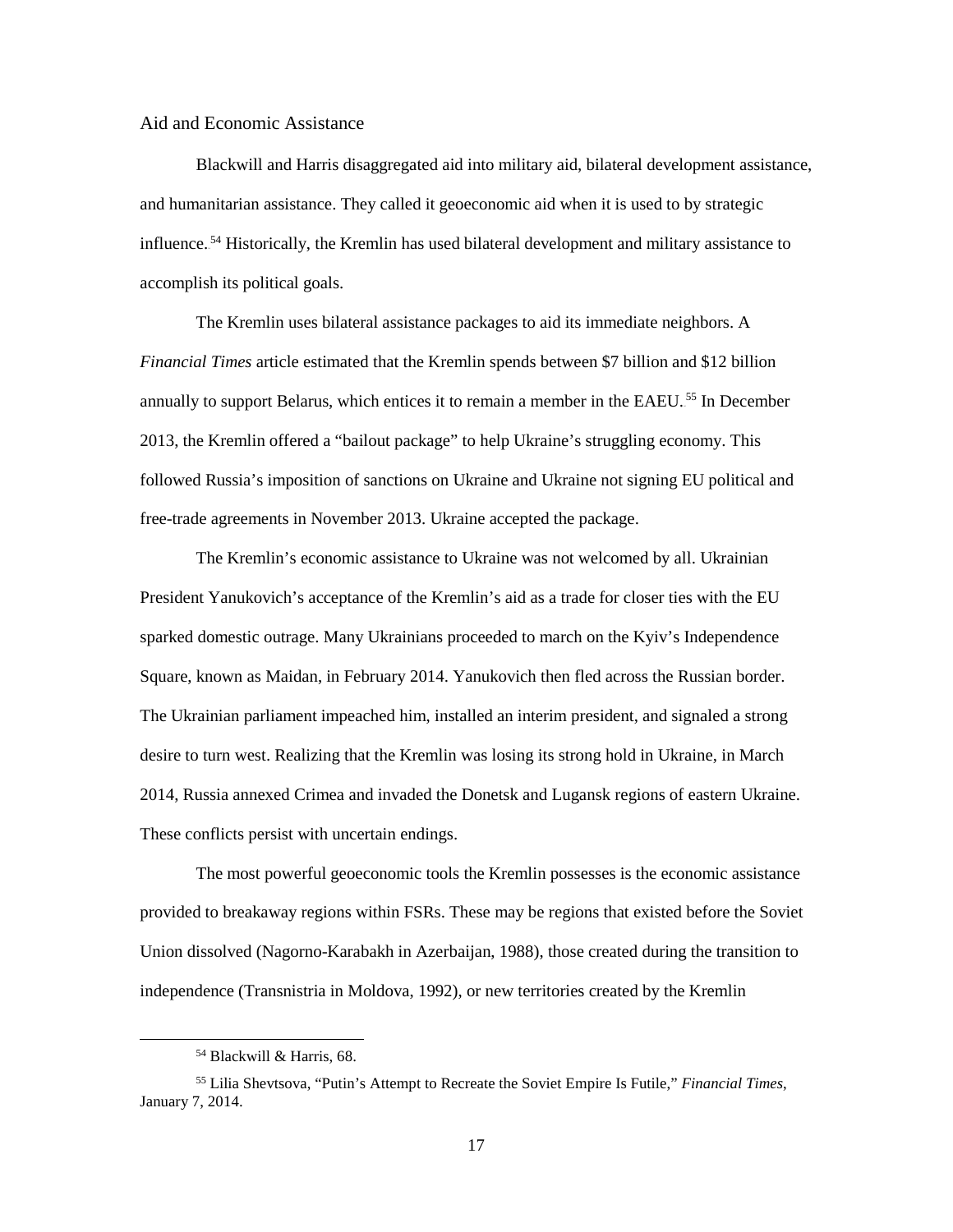## Aid and Economic Assistance

Blackwill and Harris disaggregated aid into military aid, bilateral development assistance, and humanitarian assistance. They called it geoeconomic aid when it is used to by strategic influence.[54] Historically, the Kremlin has used bilateral development and military assistance to accomplish its political goals.

The Kremlin uses bilateral assistance packages to aid its immediate neighbors. A *Financial Times* article estimated that the Kremlin spends between $7 billion and $12 billion annually to support Belarus, which entices it to remain a member in the EAEU.[55] In December 2013, the Kremlin offered a "bailout package" to help Ukraine's struggling economy. This followed Russia's imposition of sanctions on Ukraine and Ukraine not signing EU political and free-trade agreements in November 2013. Ukraine accepted the package.

The Kremlin's economic assistance to Ukraine was not welcomed by all. Ukrainian President Yanukovich's acceptance of the Kremlin's aid as a trade for closer ties with the EU sparked domestic outrage. Many Ukrainians proceeded to march on the Kyiv's Independence Square, known as Maidan, in February 2014. Yanukovich then fled across the Russian border. The Ukrainian parliament impeached him, installed an interim president, and signaled a strong desire to turn west. Realizing that the Kremlin was losing its strong hold in Ukraine, in March 2014, Russia annexed Crimea and invaded the Donetsk and Lugansk regions of eastern Ukraine. These conflicts persist with uncertain endings.

The most powerful geoeconomic tools the Kremlin possesses is the economic assistance provided to breakaway regions within FSRs. These may be regions that existed before the Soviet Union dissolved (Nagorno-Karabakh in Azerbaijan, 1988), those created during the transition to independence (Transnistria in Moldova, 1992), or new territories created by the Kremlin

[54] Blackwill & Harris, 68.

[55] Lilia Shevtsova, "Putin's Attempt to Recreate the Soviet Empire Is Futile," *Financial Times*, January 7, 2014.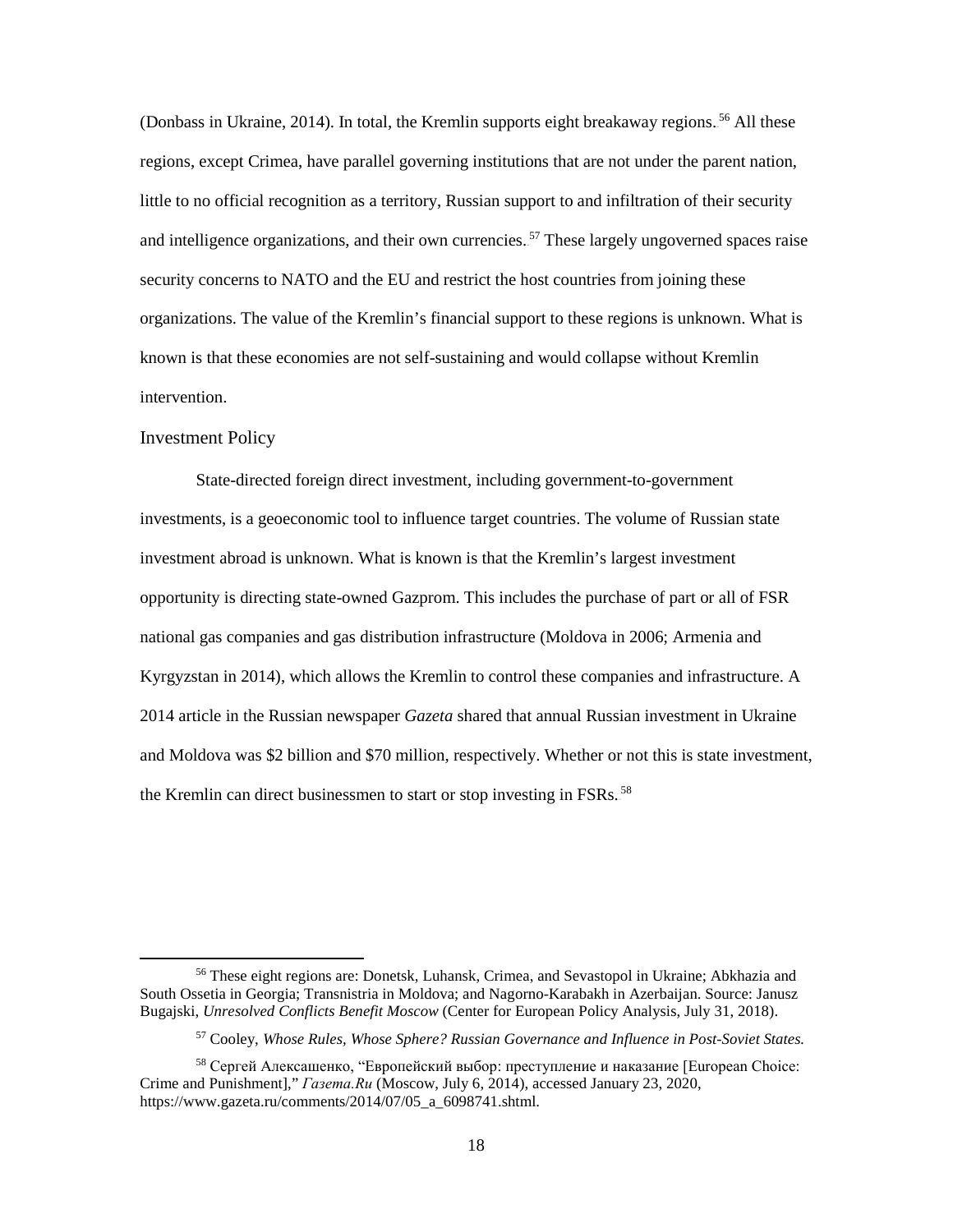(Donbass in Ukraine, 2014). In total, the Kremlin supports eight breakaway regions.[56] All these regions, except Crimea, have parallel governing institutions that are not under the parent nation, little to no official recognition as a territory, Russian support to and infiltration of their security and intelligence organizations, and their own currencies.[57] These largely ungoverned spaces raise security concerns to NATO and the EU and restrict the host countries from joining these organizations. The value of the Kremlin's financial support to these regions is unknown. What is known is that these economies are not self-sustaining and would collapse without Kremlin intervention.

### Investment Policy

State-directed foreign direct investment, including government-to-government investments, is a geoeconomic tool to influence target countries. The volume of Russian state investment abroad is unknown. What is known is that the Kremlin's largest investment opportunity is directing state-owned Gazprom. This includes the purchase of part or all of FSR national gas companies and gas distribution infrastructure (Moldova in 2006; Armenia and Kyrgyzstan in 2014), which allows the Kremlin to control these companies and infrastructure. A 2014 article in the Russian newspaper *Gazeta* shared that annual Russian investment in Ukraine and Moldova was $2 billion and $70 million, respectively. Whether or not this is state investment, the Kremlin can direct businessmen to start or stop investing in FSRs.[58]

---

[56] These eight regions are: Donetsk, Luhansk, Crimea, and Sevastopol in Ukraine; Abkhazia and South Ossetia in Georgia; Transnistria in Moldova; and Nagorno-Karabakh in Azerbaijan. Source: Janusz Bugajski, *Unresolved Conflicts Benefit Moscow* (Center for European Policy Analysis, July 31, 2018).

[57] Cooley, *Whose Rules, Whose Sphere? Russian Governance and Influence in Post-Soviet States.*

[58] Сергей Алексашенко, "Европейский выбор: преступление и наказание [European Choice: Crime and Punishment]," *Газета.Ru* (Moscow, July 6, 2014), accessed January 23, 2020, https://www.gazeta.ru/comments/2014/07/05_a_6098741.shtml.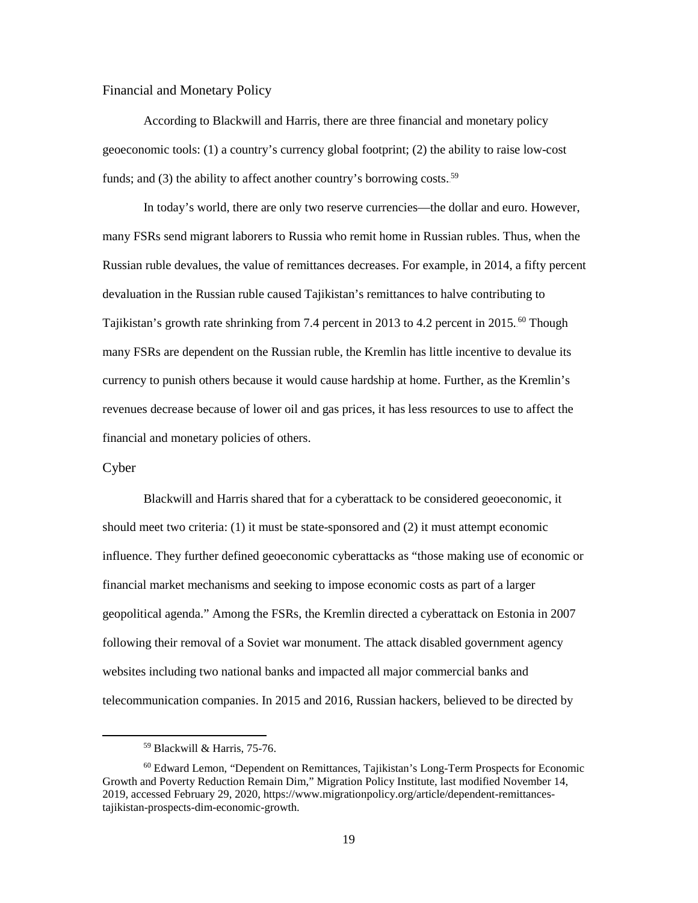## Financial and Monetary Policy

According to Blackwill and Harris, there are three financial and monetary policy geoeconomic tools: (1) a country's currency global footprint; (2) the ability to raise low-cost funds; and (3) the ability to affect another country's borrowing costs.[59]

In today's world, there are only two reserve currencies—the dollar and euro. However, many FSRs send migrant laborers to Russia who remit home in Russian rubles. Thus, when the Russian ruble devalues, the value of remittances decreases. For example, in 2014, a fifty percent devaluation in the Russian ruble caused Tajikistan's remittances to halve contributing to Tajikistan's growth rate shrinking from 7.4 percent in 2013 to 4.2 percent in 2015.[60] Though many FSRs are dependent on the Russian ruble, the Kremlin has little incentive to devalue its currency to punish others because it would cause hardship at home. Further, as the Kremlin's revenues decrease because of lower oil and gas prices, it has less resources to use to affect the financial and monetary policies of others.

## Cyber

Blackwill and Harris shared that for a cyberattack to be considered geoeconomic, it should meet two criteria: (1) it must be state-sponsored and (2) it must attempt economic influence. They further defined geoeconomic cyberattacks as "those making use of economic or financial market mechanisms and seeking to impose economic costs as part of a larger geopolitical agenda." Among the FSRs, the Kremlin directed a cyberattack on Estonia in 2007 following their removal of a Soviet war monument. The attack disabled government agency websites including two national banks and impacted all major commercial banks and telecommunication companies. In 2015 and 2016, Russian hackers, believed to be directed by

---

[59] Blackwill & Harris, 75-76.

[60] Edward Lemon, "Dependent on Remittances, Tajikistan's Long-Term Prospects for Economic Growth and Poverty Reduction Remain Dim," Migration Policy Institute, last modified November 14, 2019, accessed February 29, 2020, https://www.migrationpolicy.org/article/dependent-remittances-tajikistan-prospects-dim-economic-growth.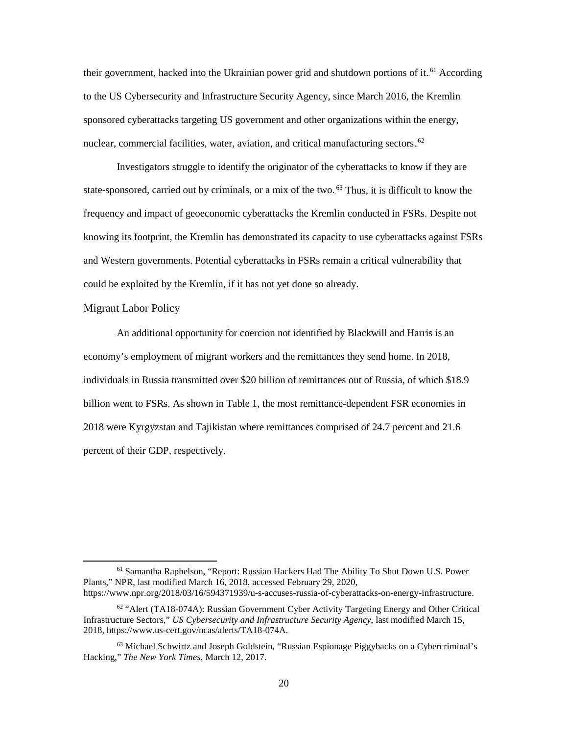their government, hacked into the Ukrainian power grid and shutdown portions of it.[61] According to the US Cybersecurity and Infrastructure Security Agency, since March 2016, the Kremlin sponsored cyberattacks targeting US government and other organizations within the energy, nuclear, commercial facilities, water, aviation, and critical manufacturing sectors.[62]

Investigators struggle to identify the originator of the cyberattacks to know if they are state-sponsored, carried out by criminals, or a mix of the two.[63] Thus, it is difficult to know the frequency and impact of geoeconomic cyberattacks the Kremlin conducted in FSRs. Despite not knowing its footprint, the Kremlin has demonstrated its capacity to use cyberattacks against FSRs and Western governments. Potential cyberattacks in FSRs remain a critical vulnerability that could be exploited by the Kremlin, if it has not yet done so already.

### Migrant Labor Policy

An additional opportunity for coercion not identified by Blackwill and Harris is an economy's employment of migrant workers and the remittances they send home. In 2018, individuals in Russia transmitted over $20 billion of remittances out of Russia, of which $18.9 billion went to FSRs. As shown in Table 1, the most remittance-dependent FSR economies in 2018 were Kyrgyzstan and Tajikistan where remittances comprised of 24.7 percent and 21.6 percent of their GDP, respectively.

---

[61] Samantha Raphelson, "Report: Russian Hackers Had The Ability To Shut Down U.S. Power Plants," NPR, last modified March 16, 2018, accessed February 29, 2020, https://www.npr.org/2018/03/16/594371939/u-s-accuses-russia-of-cyberattacks-on-energy-infrastructure.

[62] "Alert (TA18-074A): Russian Government Cyber Activity Targeting Energy and Other Critical Infrastructure Sectors," *US Cybersecurity and Infrastructure Security Agency*, last modified March 15, 2018, https://www.us-cert.gov/ncas/alerts/TA18-074A.

[63] Michael Schwirtz and Joseph Goldstein, "Russian Espionage Piggybacks on a Cybercriminal's Hacking," *The New York Times*, March 12, 2017.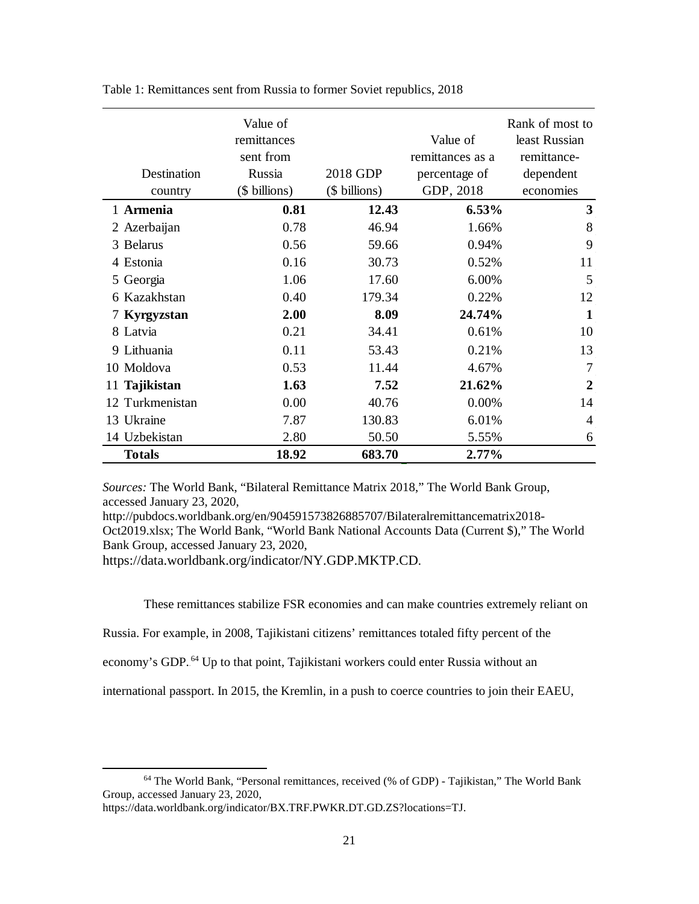Table 1: Remittances sent from Russia to former Soviet republics, 2018

| | Destination country | Value of remittances sent from Russia ($ billions) | 2018 GDP ($ billions) | Value of remittances as a percentage of GDP, 2018 | Rank of most to least Russian remittance-dependent economies |
|---|---|---|---|---|---|
| 1 | **Armenia** | **0.81** | **12.43** | **6.53%** | **3** |
| 2 | Azerbaijan | 0.78 | 46.94 | 1.66% | 8 |
| 3 | Belarus | 0.56 | 59.66 | 0.94% | 9 |
| 4 | Estonia | 0.16 | 30.73 | 0.52% | 11 |
| 5 | Georgia | 1.06 | 17.60 | 6.00% | 5 |
| 6 | Kazakhstan | 0.40 | 179.34 | 0.22% | 12 |
| 7 | **Kyrgyzstan** | **2.00** | **8.09** | **24.74%** | **1** |
| 8 | Latvia | 0.21 | 34.41 | 0.61% | 10 |
| 9 | Lithuania | 0.11 | 53.43 | 0.21% | 13 |
| 10 | Moldova | 0.53 | 11.44 | 4.67% | 7 |
| 11 | **Tajikistan** | **1.63** | **7.52** | **21.62%** | **2** |
| 12 | Turkmenistan | 0.00 | 40.76 | 0.00% | 14 |
| 13 | Ukraine | 7.87 | 130.83 | 6.01% | 4 |
| 14 | Uzbekistan | 2.80 | 50.50 | 5.55% | 6 |
| | **Totals** | **18.92** | **683.70** | **2.77%** | |

*Sources:* The World Bank, "Bilateral Remittance Matrix 2018," The World Bank Group, accessed January 23, 2020, http://pubdocs.worldbank.org/en/904591573826885707/Bilateralremittancematrix2018-Oct2019.xlsx; The World Bank, "World Bank National Accounts Data (Current $)," The World Bank Group, accessed January 23, 2020, https://data.worldbank.org/indicator/NY.GDP.MKTP.CD.

These remittances stabilize FSR economies and can make countries extremely reliant on Russia. For example, in 2008, Tajikistani citizens' remittances totaled fifty percent of the economy's GDP.[64] Up to that point, Tajikistani workers could enter Russia without an international passport. In 2015, the Kremlin, in a push to coerce countries to join their EAEU,

[64] The World Bank, "Personal remittances, received (% of GDP) - Tajikistan," The World Bank Group, accessed January 23, 2020, https://data.worldbank.org/indicator/BX.TRF.PWKR.DT.GD.ZS?locations=TJ.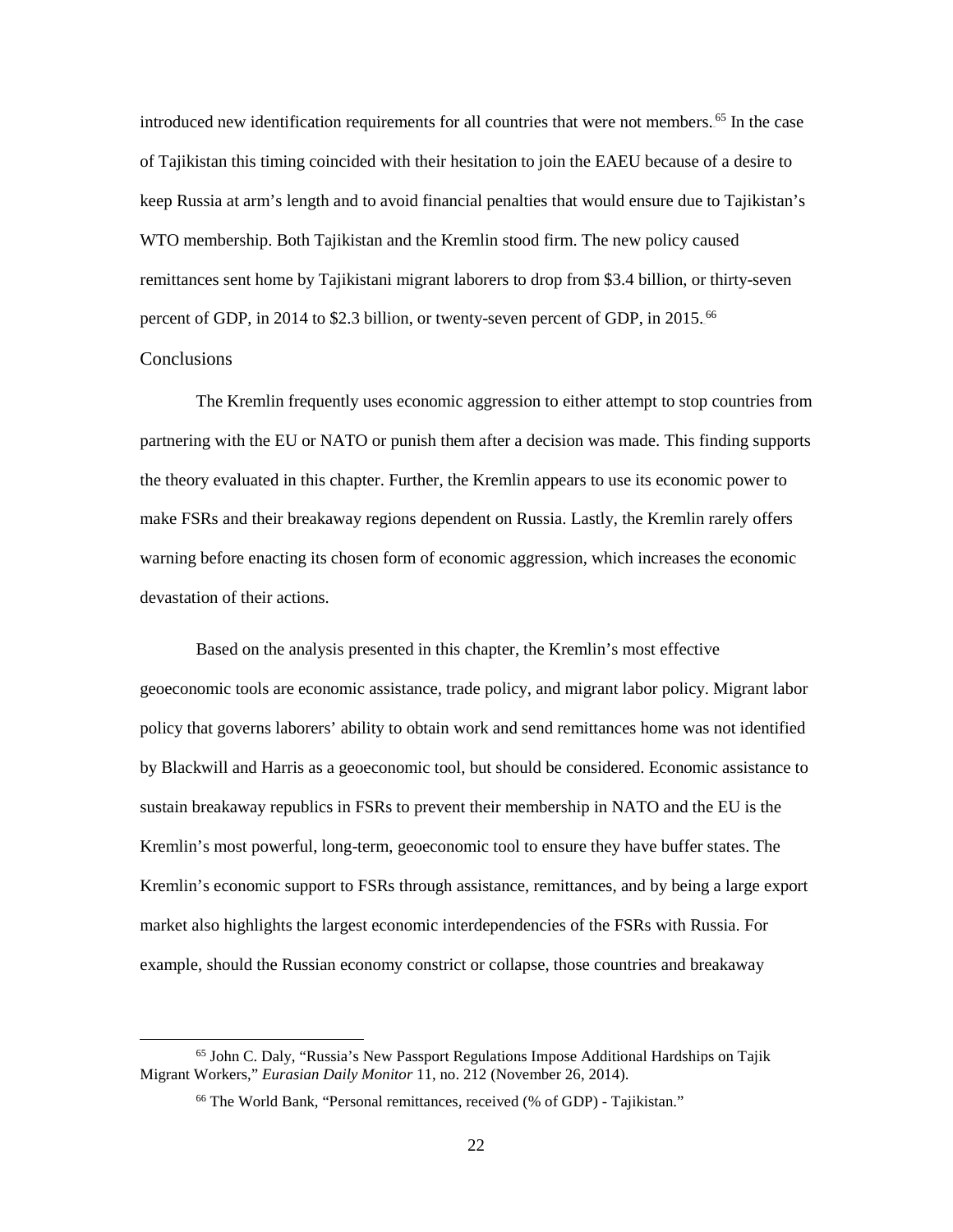introduced new identification requirements for all countries that were not members.[65] In the case of Tajikistan this timing coincided with their hesitation to join the EAEU because of a desire to keep Russia at arm's length and to avoid financial penalties that would ensure due to Tajikistan's WTO membership. Both Tajikistan and the Kremlin stood firm. The new policy caused remittances sent home by Tajikistani migrant laborers to drop from $3.4 billion, or thirty-seven percent of GDP, in 2014 to $2.3 billion, or twenty-seven percent of GDP, in 2015.[66]

## Conclusions

The Kremlin frequently uses economic aggression to either attempt to stop countries from partnering with the EU or NATO or punish them after a decision was made. This finding supports the theory evaluated in this chapter. Further, the Kremlin appears to use its economic power to make FSRs and their breakaway regions dependent on Russia. Lastly, the Kremlin rarely offers warning before enacting its chosen form of economic aggression, which increases the economic devastation of their actions.

Based on the analysis presented in this chapter, the Kremlin's most effective geoeconomic tools are economic assistance, trade policy, and migrant labor policy. Migrant labor policy that governs laborers' ability to obtain work and send remittances home was not identified by Blackwill and Harris as a geoeconomic tool, but should be considered. Economic assistance to sustain breakaway republics in FSRs to prevent their membership in NATO and the EU is the Kremlin's most powerful, long-term, geoeconomic tool to ensure they have buffer states. The Kremlin's economic support to FSRs through assistance, remittances, and by being a large export market also highlights the largest economic interdependencies of the FSRs with Russia. For example, should the Russian economy constrict or collapse, those countries and breakaway

---

[65] John C. Daly, "Russia's New Passport Regulations Impose Additional Hardships on Tajik Migrant Workers," *Eurasian Daily Monitor* 11, no. 212 (November 26, 2014).

[66] The World Bank, "Personal remittances, received (% of GDP) - Tajikistan."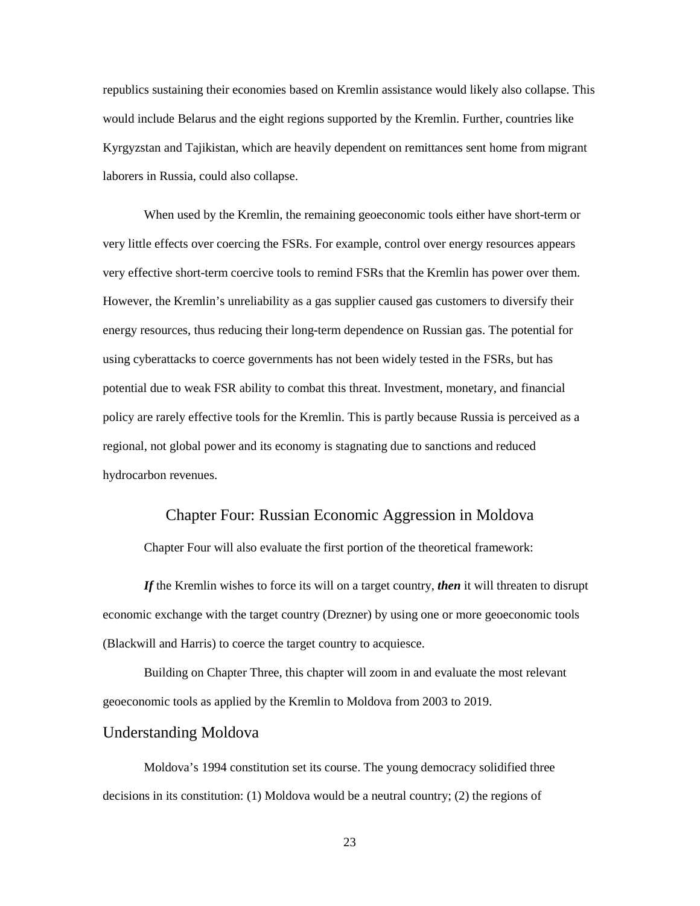republics sustaining their economies based on Kremlin assistance would likely also collapse. This would include Belarus and the eight regions supported by the Kremlin. Further, countries like Kyrgyzstan and Tajikistan, which are heavily dependent on remittances sent home from migrant laborers in Russia, could also collapse.

When used by the Kremlin, the remaining geoeconomic tools either have short-term or very little effects over coercing the FSRs. For example, control over energy resources appears very effective short-term coercive tools to remind FSRs that the Kremlin has power over them. However, the Kremlin's unreliability as a gas supplier caused gas customers to diversify their energy resources, thus reducing their long-term dependence on Russian gas. The potential for using cyberattacks to coerce governments has not been widely tested in the FSRs, but has potential due to weak FSR ability to combat this threat. Investment, monetary, and financial policy are rarely effective tools for the Kremlin. This is partly because Russia is perceived as a regional, not global power and its economy is stagnating due to sanctions and reduced hydrocarbon revenues.

# Chapter Four: Russian Economic Aggression in Moldova

Chapter Four will also evaluate the first portion of the theoretical framework:

***If*** the Kremlin wishes to force its will on a target country, ***then*** it will threaten to disrupt economic exchange with the target country (Drezner) by using one or more geoeconomic tools (Blackwill and Harris) to coerce the target country to acquiesce.

Building on Chapter Three, this chapter will zoom in and evaluate the most relevant geoeconomic tools as applied by the Kremlin to Moldova from 2003 to 2019.

## Understanding Moldova

Moldova's 1994 constitution set its course. The young democracy solidified three decisions in its constitution: (1) Moldova would be a neutral country; (2) the regions of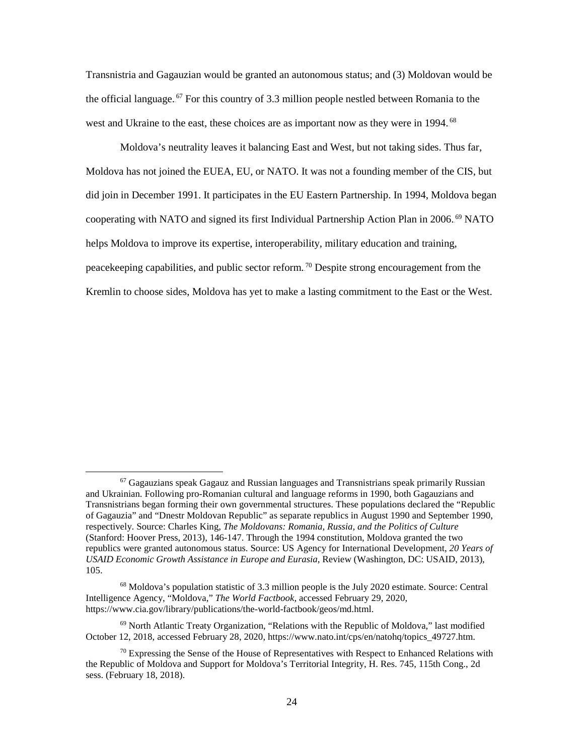Transnistria and Gagauzian would be granted an autonomous status; and (3) Moldovan would be the official language.[67] For this country of 3.3 million people nestled between Romania to the west and Ukraine to the east, these choices are as important now as they were in 1994.[68]

Moldova's neutrality leaves it balancing East and West, but not taking sides. Thus far, Moldova has not joined the EUEA, EU, or NATO. It was not a founding member of the CIS, but did join in December 1991. It participates in the EU Eastern Partnership. In 1994, Moldova began cooperating with NATO and signed its first Individual Partnership Action Plan in 2006.[69] NATO helps Moldova to improve its expertise, interoperability, military education and training, peacekeeping capabilities, and public sector reform.[70] Despite strong encouragement from the Kremlin to choose sides, Moldova has yet to make a lasting commitment to the East or the West.

---

[67] Gagauzians speak Gagauz and Russian languages and Transnistrians speak primarily Russian and Ukrainian. Following pro-Romanian cultural and language reforms in 1990, both Gagauzians and Transnistrians began forming their own governmental structures. These populations declared the "Republic of Gagauzia" and "Dnestr Moldovan Republic" as separate republics in August 1990 and September 1990, respectively. Source: Charles King, *The Moldovans: Romania, Russia, and the Politics of Culture* (Stanford: Hoover Press, 2013), 146-147. Through the 1994 constitution, Moldova granted the two republics were granted autonomous status. Source: US Agency for International Development, *20 Years of USAID Economic Growth Assistance in Europe and Eurasia*, Review (Washington, DC: USAID, 2013), 105.

[68] Moldova's population statistic of 3.3 million people is the July 2020 estimate. Source: Central Intelligence Agency, "Moldova," *The World Factbook*, accessed February 29, 2020, https://www.cia.gov/library/publications/the-world-factbook/geos/md.html.

[69] North Atlantic Treaty Organization, "Relations with the Republic of Moldova," last modified October 12, 2018, accessed February 28, 2020, https://www.nato.int/cps/en/natohq/topics_49727.htm.

[70] Expressing the Sense of the House of Representatives with Respect to Enhanced Relations with the Republic of Moldova and Support for Moldova's Territorial Integrity, H. Res. 745, 115th Cong., 2d sess. (February 18, 2018).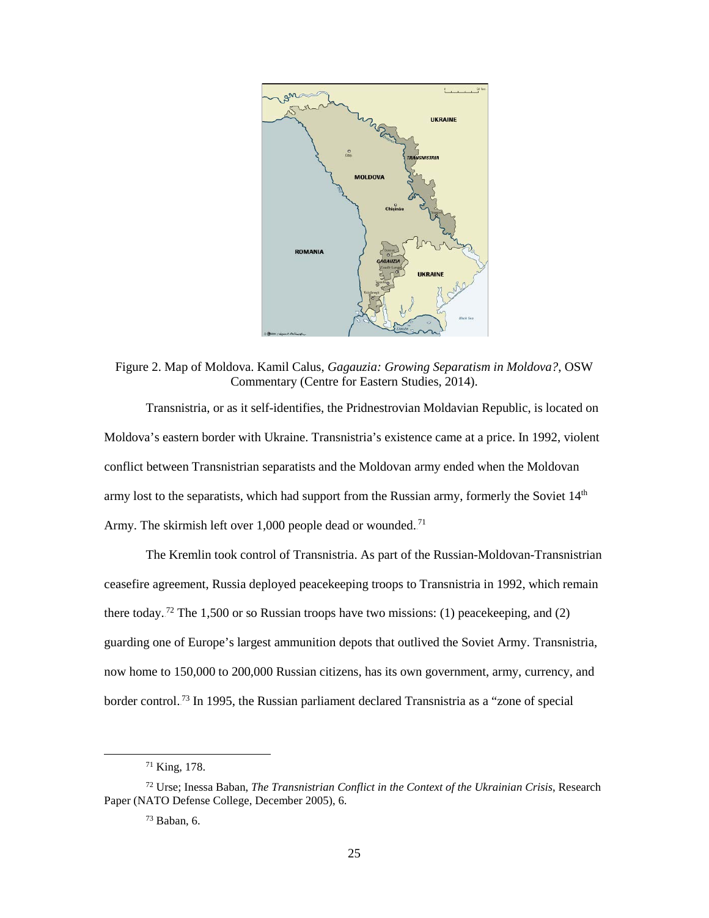Figure 2. Map of Moldova. Kamil Calus, *Gagauzia: Growing Separatism in Moldova?*, OSW Commentary (Centre for Eastern Studies, 2014).

Transnistria, or as it self-identifies, the Pridnestrovian Moldavian Republic, is located on Moldova's eastern border with Ukraine. Transnistria's existence came at a price. In 1992, violent conflict between Transnistrian separatists and the Moldovan army ended when the Moldovan army lost to the separatists, which had support from the Russian army, formerly the Soviet 14th Army. The skirmish left over 1,000 people dead or wounded.[71]

The Kremlin took control of Transnistria. As part of the Russian-Moldovan-Transnistrian ceasefire agreement, Russia deployed peacekeeping troops to Transnistria in 1992, which remain there today.[72] The 1,500 or so Russian troops have two missions: (1) peacekeeping, and (2) guarding one of Europe's largest ammunition depots that outlived the Soviet Army. Transnistria, now home to 150,000 to 200,000 Russian citizens, has its own government, army, currency, and border control.[73] In 1995, the Russian parliament declared Transnistria as a "zone of special

---

[71] King, 178.

[72] Urse; Inessa Baban, *The Transnistrian Conflict in the Context of the Ukrainian Crisis*, Research Paper (NATO Defense College, December 2005), 6.

[73] Baban, 6.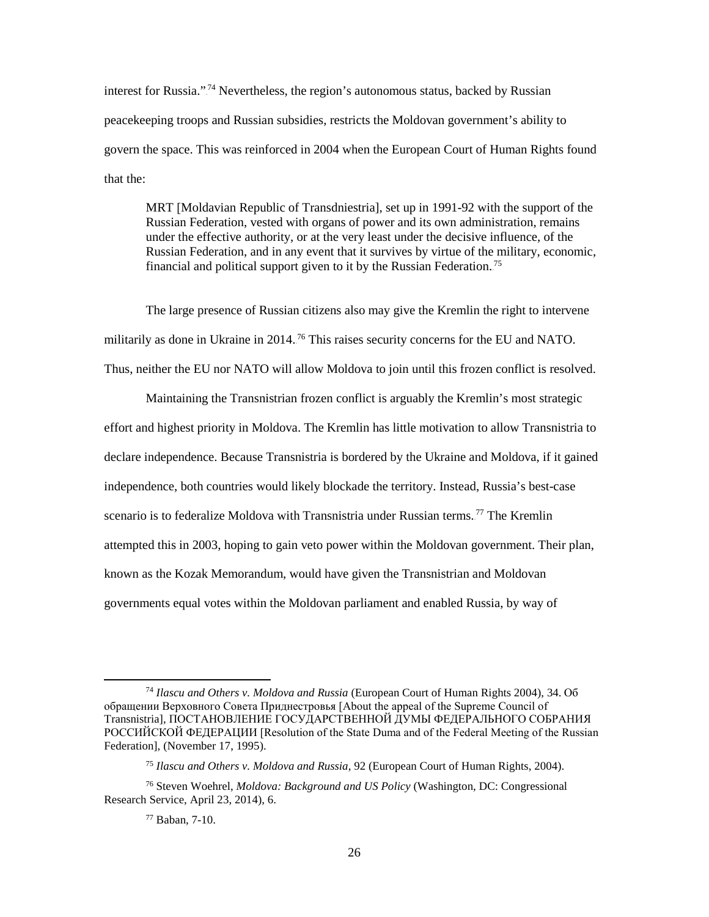interest for Russia."[74] Nevertheless, the region's autonomous status, backed by Russian peacekeeping troops and Russian subsidies, restricts the Moldovan government's ability to govern the space. This was reinforced in 2004 when the European Court of Human Rights found that the:

> MRT [Moldavian Republic of Transdniestria], set up in 1991-92 with the support of the Russian Federation, vested with organs of power and its own administration, remains under the effective authority, or at the very least under the decisive influence, of the Russian Federation, and in any event that it survives by virtue of the military, economic, financial and political support given to it by the Russian Federation.[75]

The large presence of Russian citizens also may give the Kremlin the right to intervene militarily as done in Ukraine in 2014.[76] This raises security concerns for the EU and NATO. Thus, neither the EU nor NATO will allow Moldova to join until this frozen conflict is resolved.

Maintaining the Transnistrian frozen conflict is arguably the Kremlin's most strategic effort and highest priority in Moldova. The Kremlin has little motivation to allow Transnistria to declare independence. Because Transnistria is bordered by the Ukraine and Moldova, if it gained independence, both countries would likely blockade the territory. Instead, Russia's best-case scenario is to federalize Moldova with Transnistria under Russian terms.[77] The Kremlin attempted this in 2003, hoping to gain veto power within the Moldovan government. Their plan, known as the Kozak Memorandum, would have given the Transnistrian and Moldovan governments equal votes within the Moldovan parliament and enabled Russia, by way of

---

[74] *Ilascu and Others v. Moldova and Russia* (European Court of Human Rights 2004), 34. Об обращении Верховного Совета Приднестровья [About the appeal of the Supreme Council of Transnistria], ПОСТАНОВЛЕНИЕ ГОСУДАРСТВЕННОЙ ДУМЫ ФЕДЕРАЛЬНОГО СОБРАНИЯ РОССИЙСКОЙ ФЕДЕРАЦИИ [Resolution of the State Duma and of the Federal Meeting of the Russian Federation], (November 17, 1995).

[75] *Ilascu and Others v. Moldova and Russia*, 92 (European Court of Human Rights, 2004).

[76] Steven Woehrel, *Moldova: Background and US Policy* (Washington, DC: Congressional Research Service, April 23, 2014), 6.

[77] Baban, 7-10.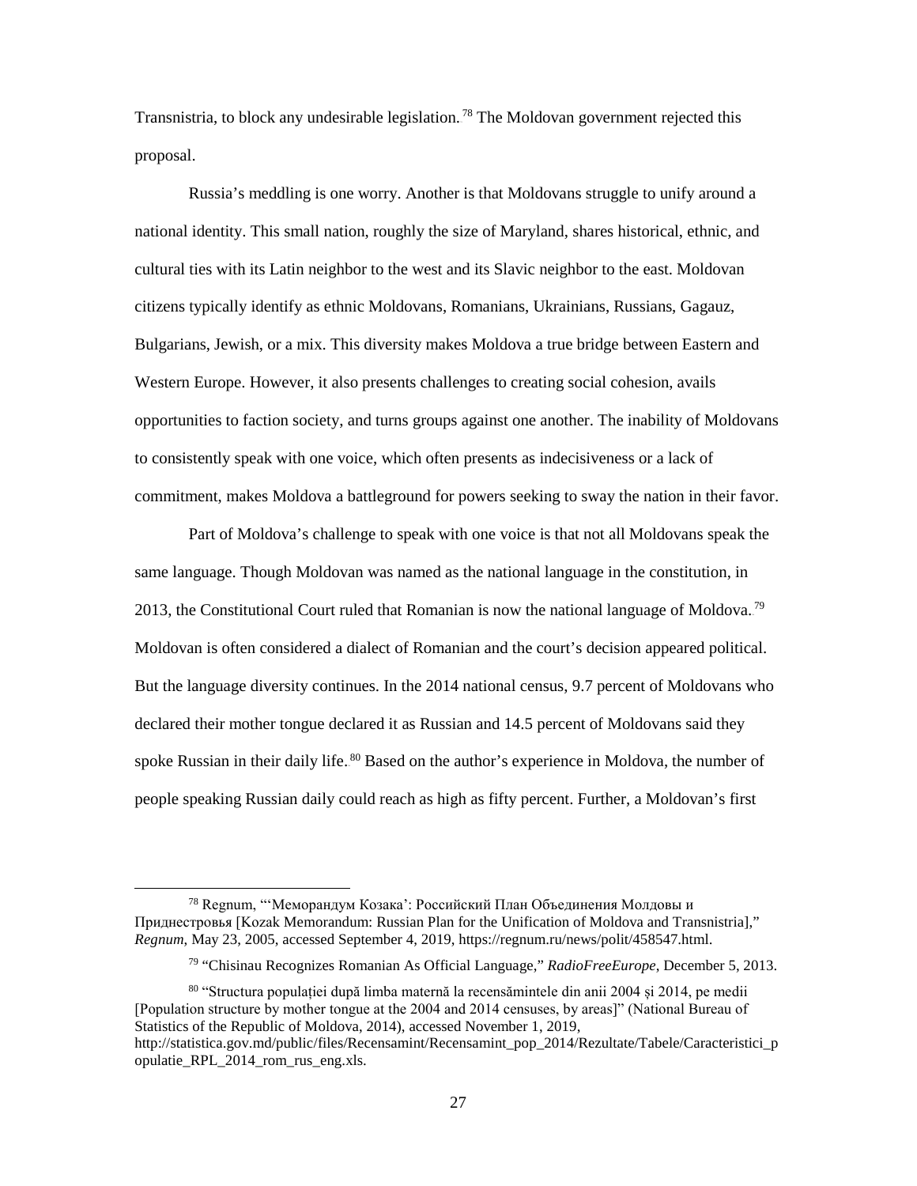Transnistria, to block any undesirable legislation.[78] The Moldovan government rejected this proposal.

Russia's meddling is one worry. Another is that Moldovans struggle to unify around a national identity. This small nation, roughly the size of Maryland, shares historical, ethnic, and cultural ties with its Latin neighbor to the west and its Slavic neighbor to the east. Moldovan citizens typically identify as ethnic Moldovans, Romanians, Ukrainians, Russians, Gagauz, Bulgarians, Jewish, or a mix. This diversity makes Moldova a true bridge between Eastern and Western Europe. However, it also presents challenges to creating social cohesion, avails opportunities to faction society, and turns groups against one another. The inability of Moldovans to consistently speak with one voice, which often presents as indecisiveness or a lack of commitment, makes Moldova a battleground for powers seeking to sway the nation in their favor.

Part of Moldova's challenge to speak with one voice is that not all Moldovans speak the same language. Though Moldovan was named as the national language in the constitution, in 2013, the Constitutional Court ruled that Romanian is now the national language of Moldova.[79] Moldovan is often considered a dialect of Romanian and the court's decision appeared political. But the language diversity continues. In the 2014 national census, 9.7 percent of Moldovans who declared their mother tongue declared it as Russian and 14.5 percent of Moldovans said they spoke Russian in their daily life.[80] Based on the author's experience in Moldova, the number of people speaking Russian daily could reach as high as fifty percent. Further, a Moldovan's first

---

[78] Regnum, "'Меморандум Козака': Российский План Объединения Молдовы и Приднестровья [Kozak Memorandum: Russian Plan for the Unification of Moldova and Transnistria]," *Regnum*, May 23, 2005, accessed September 4, 2019, https://regnum.ru/news/polit/458547.html.

[79] "Chisinau Recognizes Romanian As Official Language," *RadioFreeEurope*, December 5, 2013.

[80] "Structura populației după limba maternă la recensămintele din anii 2004 și 2014, pe medii [Population structure by mother tongue at the 2004 and 2014 censuses, by areas]" (National Bureau of Statistics of the Republic of Moldova, 2014), accessed November 1, 2019, http://statistica.gov.md/public/files/Recensamint/Recensamint_pop_2014/Rezultate/Tabele/Caracteristici_populatie_RPL_2014_rom_rus_eng.xls.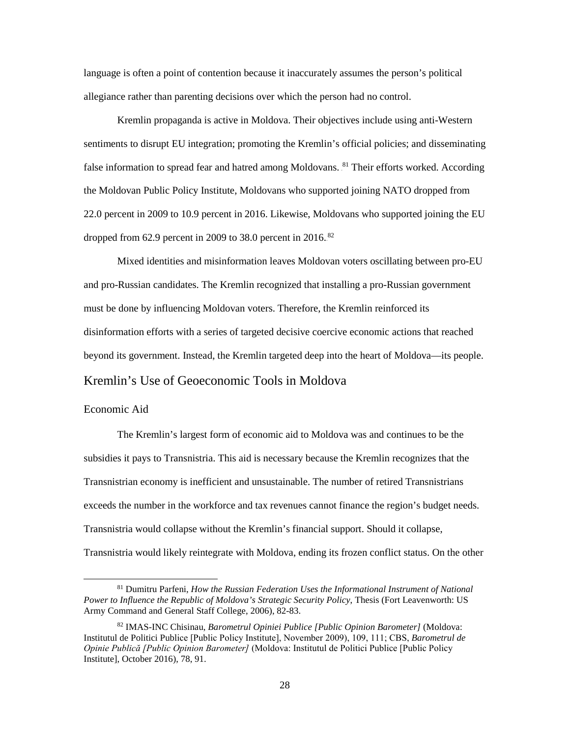language is often a point of contention because it inaccurately assumes the person's political allegiance rather than parenting decisions over which the person had no control.

Kremlin propaganda is active in Moldova. Their objectives include using anti-Western sentiments to disrupt EU integration; promoting the Kremlin's official policies; and disseminating false information to spread fear and hatred among Moldovans.[81] Their efforts worked. According the Moldovan Public Policy Institute, Moldovans who supported joining NATO dropped from 22.0 percent in 2009 to 10.9 percent in 2016. Likewise, Moldovans who supported joining the EU dropped from 62.9 percent in 2009 to 38.0 percent in 2016.[82]

Mixed identities and misinformation leaves Moldovan voters oscillating between pro-EU and pro-Russian candidates. The Kremlin recognized that installing a pro-Russian government must be done by influencing Moldovan voters. Therefore, the Kremlin reinforced its disinformation efforts with a series of targeted decisive coercive economic actions that reached beyond its government. Instead, the Kremlin targeted deep into the heart of Moldova—its people.

## Kremlin's Use of Geoeconomic Tools in Moldova

### Economic Aid

The Kremlin's largest form of economic aid to Moldova was and continues to be the subsidies it pays to Transnistria. This aid is necessary because the Kremlin recognizes that the Transnistrian economy is inefficient and unsustainable. The number of retired Transnistrians exceeds the number in the workforce and tax revenues cannot finance the region's budget needs. Transnistria would collapse without the Kremlin's financial support. Should it collapse, Transnistria would likely reintegrate with Moldova, ending its frozen conflict status. On the other

---

[81] Dumitru Parfeni, *How the Russian Federation Uses the Informational Instrument of National Power to Influence the Republic of Moldova's Strategic Security Policy*, Thesis (Fort Leavenworth: US Army Command and General Staff College, 2006), 82-83.

[82] IMAS-INC Chisinau, *Barometrul Opiniei Publice [Public Opinion Barometer]* (Moldova: Institutul de Politici Publice [Public Policy Institute], November 2009), 109, 111; CBS, *Barometrul de Opinie Publică [Public Opinion Barometer]* (Moldova: Institutul de Politici Publice [Public Policy Institute], October 2016), 78, 91.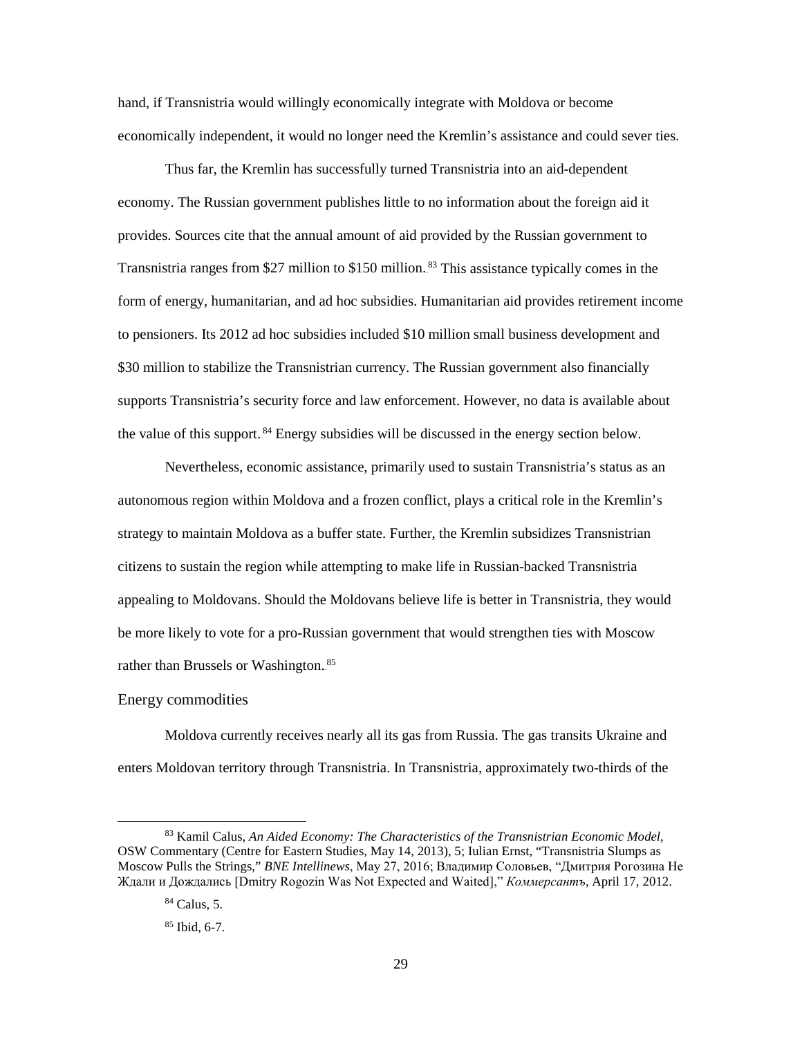hand, if Transnistria would willingly economically integrate with Moldova or become economically independent, it would no longer need the Kremlin's assistance and could sever ties.

Thus far, the Kremlin has successfully turned Transnistria into an aid-dependent economy. The Russian government publishes little to no information about the foreign aid it provides. Sources cite that the annual amount of aid provided by the Russian government to Transnistria ranges from $27 million to $150 million.[83] This assistance typically comes in the form of energy, humanitarian, and ad hoc subsidies. Humanitarian aid provides retirement income to pensioners. Its 2012 ad hoc subsidies included $10 million small business development and $30 million to stabilize the Transnistrian currency. The Russian government also financially supports Transnistria's security force and law enforcement. However, no data is available about the value of this support.[84] Energy subsidies will be discussed in the energy section below.

Nevertheless, economic assistance, primarily used to sustain Transnistria's status as an autonomous region within Moldova and a frozen conflict, plays a critical role in the Kremlin's strategy to maintain Moldova as a buffer state. Further, the Kremlin subsidizes Transnistrian citizens to sustain the region while attempting to make life in Russian-backed Transnistria appealing to Moldovans. Should the Moldovans believe life is better in Transnistria, they would be more likely to vote for a pro-Russian government that would strengthen ties with Moscow rather than Brussels or Washington.[85]

### Energy commodities

Moldova currently receives nearly all its gas from Russia. The gas transits Ukraine and enters Moldovan territory through Transnistria. In Transnistria, approximately two-thirds of the

---

[83] Kamil Calus, *An Aided Economy: The Characteristics of the Transnistrian Economic Model*, OSW Commentary (Centre for Eastern Studies, May 14, 2013), 5; Iulian Ernst, "Transnistria Slumps as Moscow Pulls the Strings," *BNE Intellinews*, May 27, 2016; Владимир Соловьев, "Дмитрия Рогозина Не Ждали и Дождались [Dmitry Rogozin Was Not Expected and Waited]," *Коммерсантъ*, April 17, 2012.

[84] Calus, 5.

[85] Ibid, 6-7.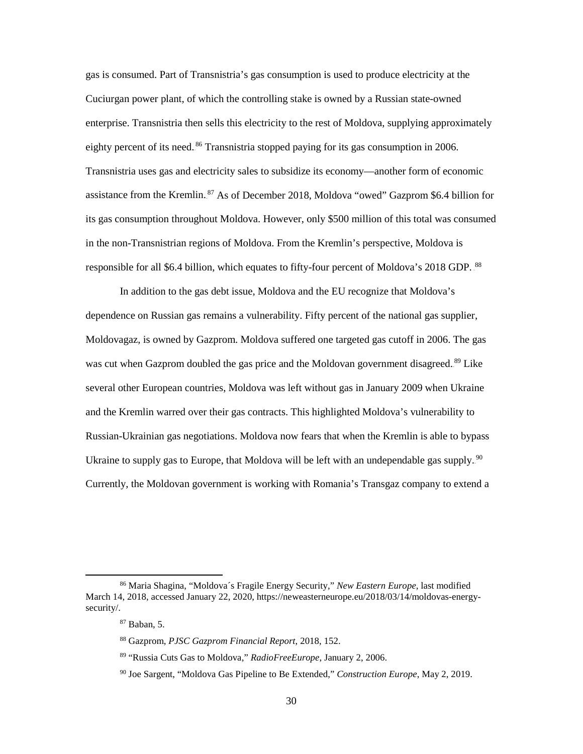gas is consumed. Part of Transnistria's gas consumption is used to produce electricity at the Cuciurgan power plant, of which the controlling stake is owned by a Russian state-owned enterprise. Transnistria then sells this electricity to the rest of Moldova, supplying approximately eighty percent of its need.[86] Transnistria stopped paying for its gas consumption in 2006. Transnistria uses gas and electricity sales to subsidize its economy—another form of economic assistance from the Kremlin.[87] As of December 2018, Moldova "owed" Gazprom $6.4 billion for its gas consumption throughout Moldova. However, only $500 million of this total was consumed in the non-Transnistrian regions of Moldova. From the Kremlin's perspective, Moldova is responsible for all $6.4 billion, which equates to fifty-four percent of Moldova's 2018 GDP.[88]

In addition to the gas debt issue, Moldova and the EU recognize that Moldova's dependence on Russian gas remains a vulnerability. Fifty percent of the national gas supplier, Moldovagaz, is owned by Gazprom. Moldova suffered one targeted gas cutoff in 2006. The gas was cut when Gazprom doubled the gas price and the Moldovan government disagreed.[89] Like several other European countries, Moldova was left without gas in January 2009 when Ukraine and the Kremlin warred over their gas contracts. This highlighted Moldova's vulnerability to Russian-Ukrainian gas negotiations. Moldova now fears that when the Kremlin is able to bypass Ukraine to supply gas to Europe, that Moldova will be left with an undependable gas supply.[90] Currently, the Moldovan government is working with Romania's Transgaz company to extend a

---

[86] Maria Shagina, "Moldova´s Fragile Energy Security," *New Eastern Europe*, last modified March 14, 2018, accessed January 22, 2020, https://neweasterneurope.eu/2018/03/14/moldovas-energy-security/.

[87] Baban, 5.

[88] Gazprom, *PJSC Gazprom Financial Report*, 2018, 152.

[89] "Russia Cuts Gas to Moldova," *RadioFreeEurope*, January 2, 2006.

[90] Joe Sargent, "Moldova Gas Pipeline to Be Extended," *Construction Europe*, May 2, 2019.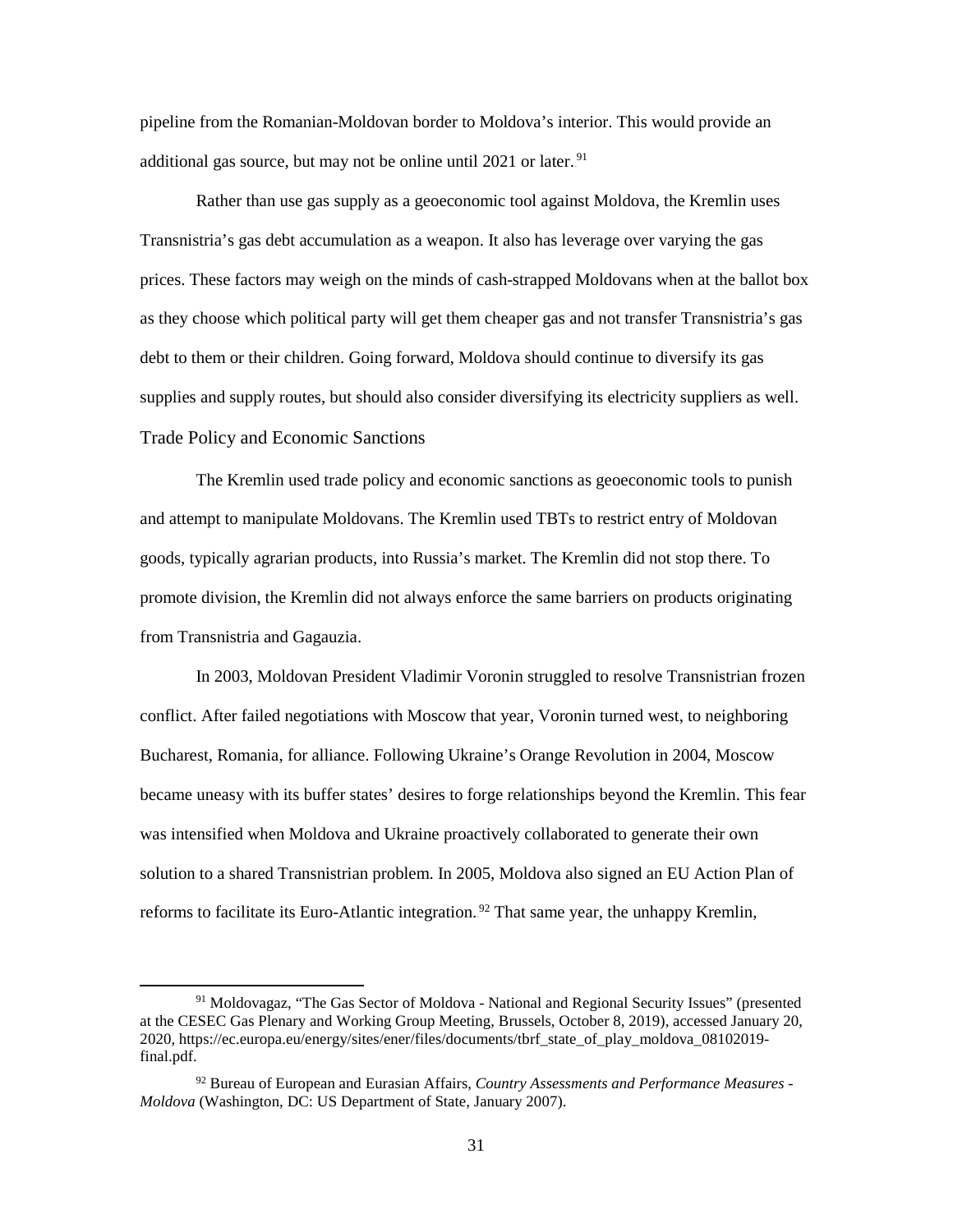pipeline from the Romanian-Moldovan border to Moldova's interior. This would provide an additional gas source, but may not be online until 2021 or later.[91]

Rather than use gas supply as a geoeconomic tool against Moldova, the Kremlin uses Transnistria's gas debt accumulation as a weapon. It also has leverage over varying the gas prices. These factors may weigh on the minds of cash-strapped Moldovans when at the ballot box as they choose which political party will get them cheaper gas and not transfer Transnistria's gas debt to them or their children. Going forward, Moldova should continue to diversify its gas supplies and supply routes, but should also consider diversifying its electricity suppliers as well.

### Trade Policy and Economic Sanctions

The Kremlin used trade policy and economic sanctions as geoeconomic tools to punish and attempt to manipulate Moldovans. The Kremlin used TBTs to restrict entry of Moldovan goods, typically agrarian products, into Russia's market. The Kremlin did not stop there. To promote division, the Kremlin did not always enforce the same barriers on products originating from Transnistria and Gagauzia.

In 2003, Moldovan President Vladimir Voronin struggled to resolve Transnistrian frozen conflict. After failed negotiations with Moscow that year, Voronin turned west, to neighboring Bucharest, Romania, for alliance. Following Ukraine's Orange Revolution in 2004, Moscow became uneasy with its buffer states' desires to forge relationships beyond the Kremlin. This fear was intensified when Moldova and Ukraine proactively collaborated to generate their own solution to a shared Transnistrian problem. In 2005, Moldova also signed an EU Action Plan of reforms to facilitate its Euro-Atlantic integration.[92] That same year, the unhappy Kremlin,

---

[91] Moldovagaz, "The Gas Sector of Moldova - National and Regional Security Issues" (presented at the CESEC Gas Plenary and Working Group Meeting, Brussels, October 8, 2019), accessed January 20, 2020, https://ec.europa.eu/energy/sites/ener/files/documents/tbrf_state_of_play_moldova_08102019-final.pdf.

[92] Bureau of European and Eurasian Affairs, *Country Assessments and Performance Measures - Moldova* (Washington, DC: US Department of State, January 2007).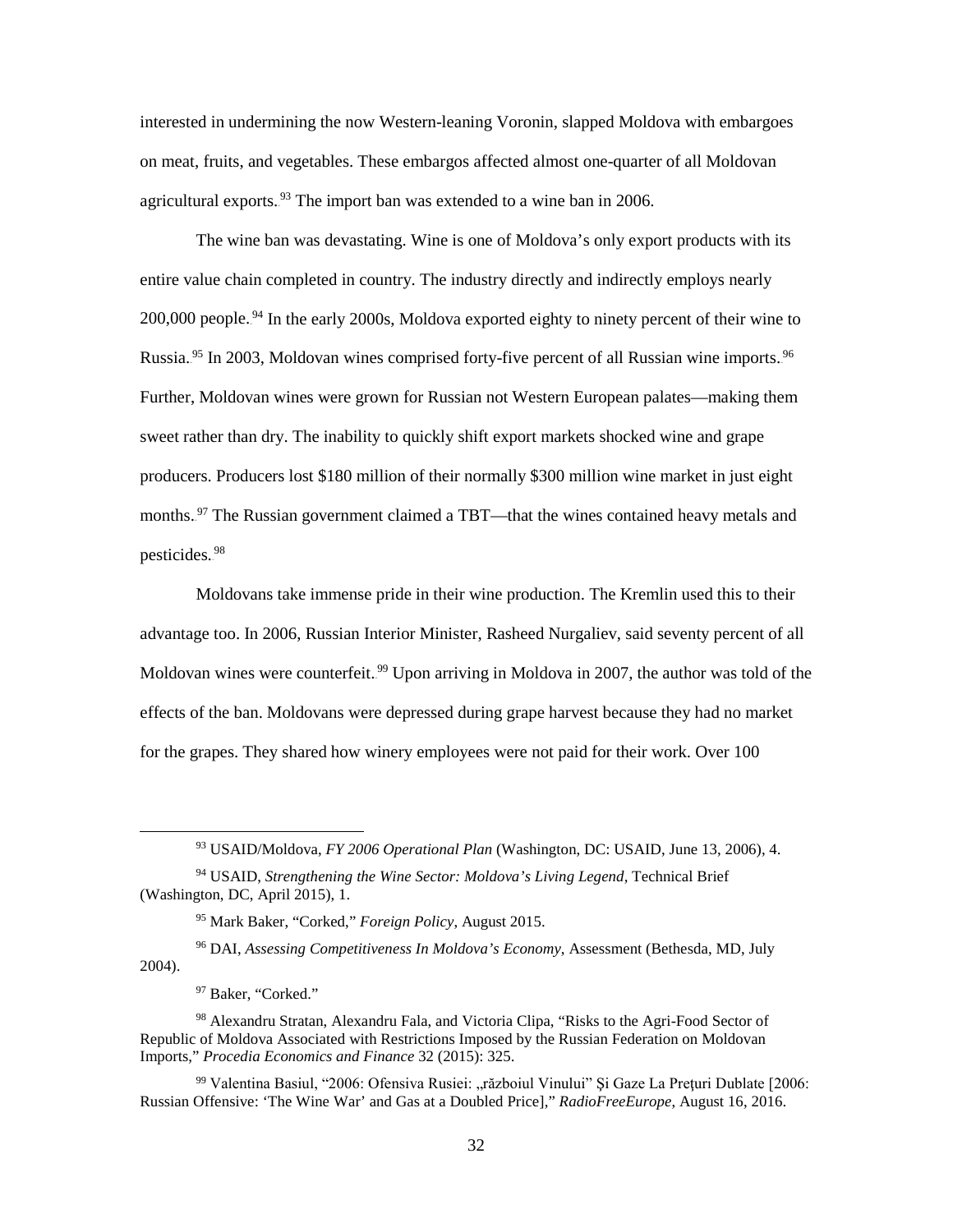interested in undermining the now Western-leaning Voronin, slapped Moldova with embargoes on meat, fruits, and vegetables. These embargos affected almost one-quarter of all Moldovan agricultural exports.[93] The import ban was extended to a wine ban in 2006.

The wine ban was devastating. Wine is one of Moldova's only export products with its entire value chain completed in country. The industry directly and indirectly employs nearly 200,000 people.[94] In the early 2000s, Moldova exported eighty to ninety percent of their wine to Russia.[95] In 2003, Moldovan wines comprised forty-five percent of all Russian wine imports.[96] Further, Moldovan wines were grown for Russian not Western European palates—making them sweet rather than dry. The inability to quickly shift export markets shocked wine and grape producers. Producers lost \$180 million of their normally \$300 million wine market in just eight months.[97] The Russian government claimed a TBT—that the wines contained heavy metals and pesticides.[98]

Moldovans take immense pride in their wine production. The Kremlin used this to their advantage too. In 2006, Russian Interior Minister, Rasheed Nurgaliev, said seventy percent of all Moldovan wines were counterfeit.[99] Upon arriving in Moldova in 2007, the author was told of the effects of the ban. Moldovans were depressed during grape harvest because they had no market for the grapes. They shared how winery employees were not paid for their work. Over 100

---

[93] USAID/Moldova, *FY 2006 Operational Plan* (Washington, DC: USAID, June 13, 2006), 4.

[94] USAID, *Strengthening the Wine Sector: Moldova's Living Legend*, Technical Brief (Washington, DC, April 2015), 1.

[95] Mark Baker, "Corked," *Foreign Policy*, August 2015.

[96] DAI, *Assessing Competitiveness In Moldova's Economy*, Assessment (Bethesda, MD, July 2004).

[97] Baker, "Corked."

[98] Alexandru Stratan, Alexandru Fala, and Victoria Clipa, "Risks to the Agri-Food Sector of Republic of Moldova Associated with Restrictions Imposed by the Russian Federation on Moldovan Imports," *Procedia Economics and Finance* 32 (2015): 325.

[99] Valentina Basiul, "2006: Ofensiva Rusiei: „războiul Vinului" Și Gaze La Prețuri Dublate [2006: Russian Offensive: 'The Wine War' and Gas at a Doubled Price]," *RadioFreeEurope*, August 16, 2016.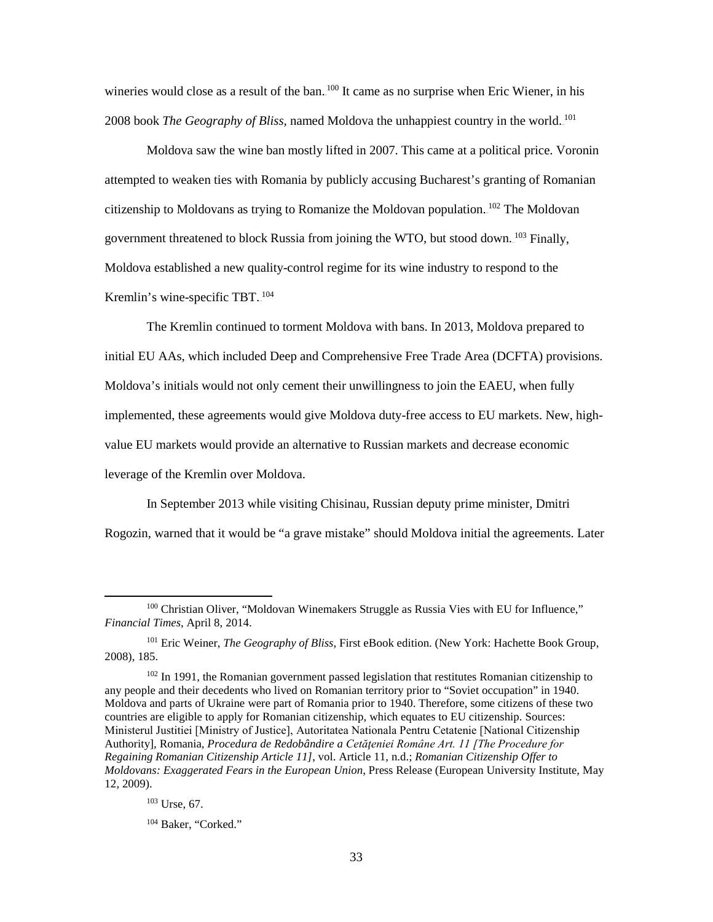wineries would close as a result of the ban.[100] It came as no surprise when Eric Wiener, in his 2008 book *The Geography of Bliss,* named Moldova the unhappiest country in the world.[101]

Moldova saw the wine ban mostly lifted in 2007. This came at a political price. Voronin attempted to weaken ties with Romania by publicly accusing Bucharest's granting of Romanian citizenship to Moldovans as trying to Romanize the Moldovan population.[102] The Moldovan government threatened to block Russia from joining the WTO, but stood down.[103] Finally, Moldova established a new quality-control regime for its wine industry to respond to the Kremlin's wine-specific TBT.[104]

The Kremlin continued to torment Moldova with bans. In 2013, Moldova prepared to initial EU AAs, which included Deep and Comprehensive Free Trade Area (DCFTA) provisions. Moldova's initials would not only cement their unwillingness to join the EAEU, when fully implemented, these agreements would give Moldova duty-free access to EU markets. New, high-value EU markets would provide an alternative to Russian markets and decrease economic leverage of the Kremlin over Moldova.

In September 2013 while visiting Chisinau, Russian deputy prime minister, Dmitri Rogozin, warned that it would be "a grave mistake" should Moldova initial the agreements. Later

---

[100] Christian Oliver, "Moldovan Winemakers Struggle as Russia Vies with EU for Influence," *Financial Times*, April 8, 2014.

[101] Eric Weiner, *The Geography of Bliss*, First eBook edition. (New York: Hachette Book Group, 2008), 185.

[102] In 1991, the Romanian government passed legislation that restitutes Romanian citizenship to any people and their decedents who lived on Romanian territory prior to "Soviet occupation" in 1940. Moldova and parts of Ukraine were part of Romania prior to 1940. Therefore, some citizens of these two countries are eligible to apply for Romanian citizenship, which equates to EU citizenship. Sources: Ministerul Justitiei [Ministry of Justice], Autoritatea Nationala Pentru Cetatenie [National Citizenship Authority], Romania, *Procedura de Redobândire a Cetățeniei Române Art. 11 [The Procedure for Regaining Romanian Citizenship Article 11]*, vol. Article 11, n.d.; *Romanian Citizenship Offer to Moldovans: Exaggerated Fears in the European Union*, Press Release (European University Institute, May 12, 2009).

[103] Urse, 67.

[104] Baker, "Corked."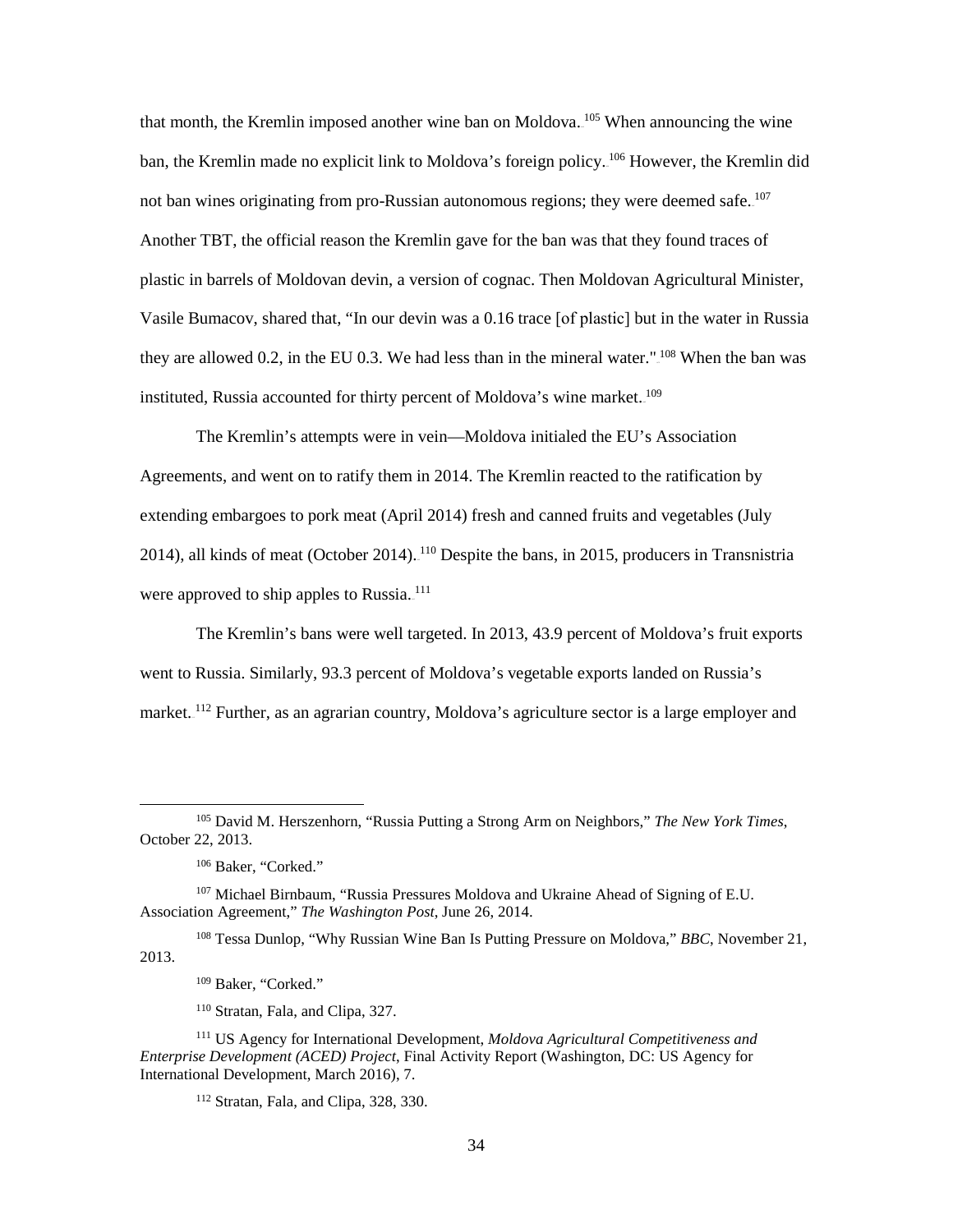that month, the Kremlin imposed another wine ban on Moldova.[105] When announcing the wine ban, the Kremlin made no explicit link to Moldova's foreign policy.[106] However, the Kremlin did not ban wines originating from pro-Russian autonomous regions; they were deemed safe.[107] Another TBT, the official reason the Kremlin gave for the ban was that they found traces of plastic in barrels of Moldovan devin, a version of cognac. Then Moldovan Agricultural Minister, Vasile Bumacov, shared that, "In our devin was a 0.16 trace [of plastic] but in the water in Russia they are allowed 0.2, in the EU 0.3. We had less than in the mineral water."[108] When the ban was instituted, Russia accounted for thirty percent of Moldova's wine market.[109]

The Kremlin's attempts were in vein—Moldova initialed the EU's Association Agreements, and went on to ratify them in 2014. The Kremlin reacted to the ratification by extending embargoes to pork meat (April 2014) fresh and canned fruits and vegetables (July 2014), all kinds of meat (October 2014).[110] Despite the bans, in 2015, producers in Transnistria were approved to ship apples to Russia.[111]

The Kremlin's bans were well targeted. In 2013, 43.9 percent of Moldova's fruit exports went to Russia. Similarly, 93.3 percent of Moldova's vegetable exports landed on Russia's market.[112] Further, as an agrarian country, Moldova's agriculture sector is a large employer and

---

[105] David M. Herszenhorn, "Russia Putting a Strong Arm on Neighbors," *The New York Times*, October 22, 2013.

[106] Baker, "Corked."

[107] Michael Birnbaum, "Russia Pressures Moldova and Ukraine Ahead of Signing of E.U. Association Agreement," *The Washington Post*, June 26, 2014.

[108] Tessa Dunlop, "Why Russian Wine Ban Is Putting Pressure on Moldova," *BBC*, November 21, 2013.

[109] Baker, "Corked."

[110] Stratan, Fala, and Clipa, 327.

[111] US Agency for International Development, *Moldova Agricultural Competitiveness and Enterprise Development (ACED) Project*, Final Activity Report (Washington, DC: US Agency for International Development, March 2016), 7.

[112] Stratan, Fala, and Clipa, 328, 330.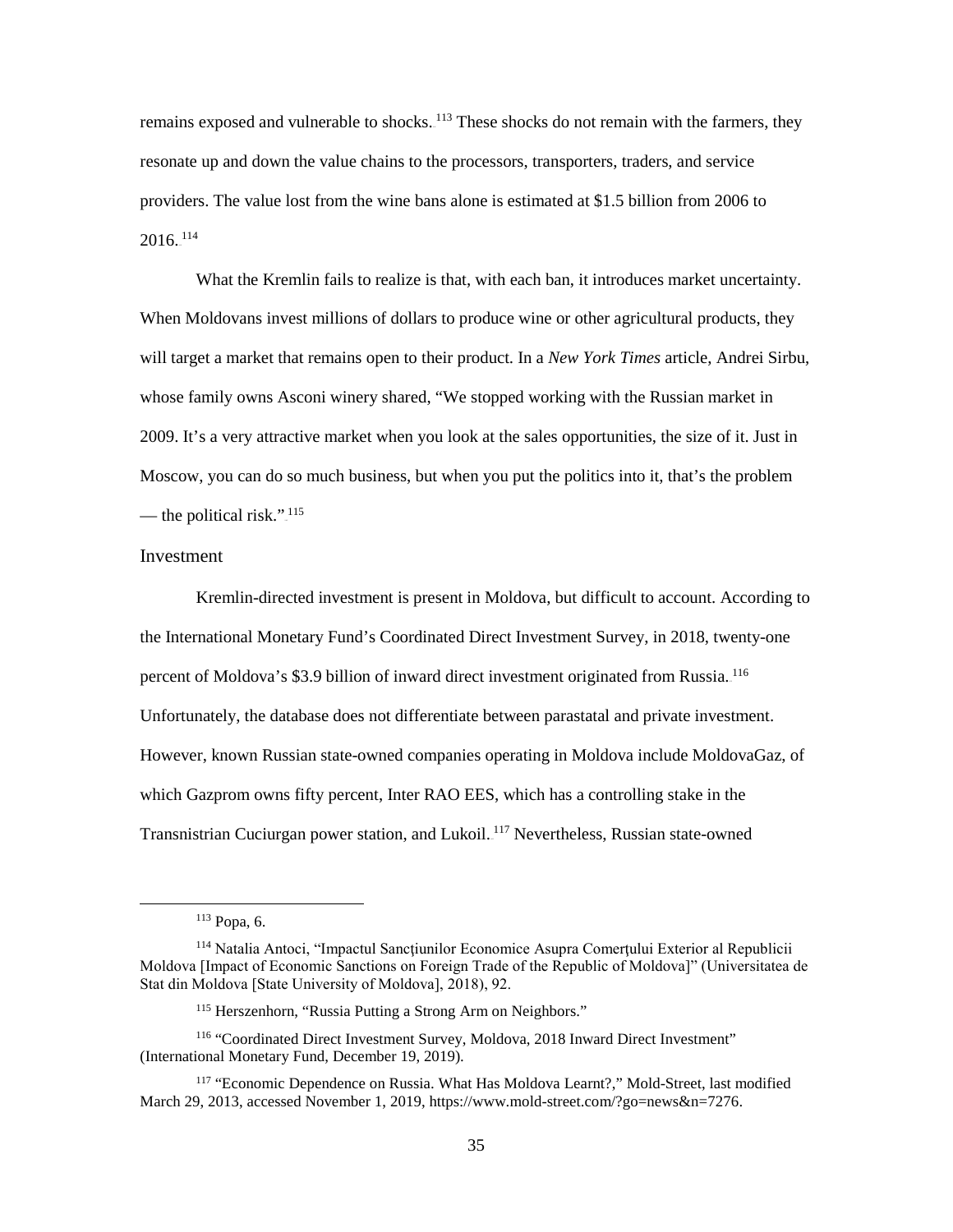remains exposed and vulnerable to shocks.[113] These shocks do not remain with the farmers, they resonate up and down the value chains to the processors, transporters, traders, and service providers. The value lost from the wine bans alone is estimated at $1.5 billion from 2006 to 2016.[114]

What the Kremlin fails to realize is that, with each ban, it introduces market uncertainty. When Moldovans invest millions of dollars to produce wine or other agricultural products, they will target a market that remains open to their product. In a *New York Times* article, Andrei Sirbu, whose family owns Asconi winery shared, "We stopped working with the Russian market in 2009. It's a very attractive market when you look at the sales opportunities, the size of it. Just in Moscow, you can do so much business, but when you put the politics into it, that's the problem — the political risk."[115]

### Investment

Kremlin-directed investment is present in Moldova, but difficult to account. According to the International Monetary Fund's Coordinated Direct Investment Survey, in 2018, twenty-one percent of Moldova's $3.9 billion of inward direct investment originated from Russia.[116] Unfortunately, the database does not differentiate between parastatal and private investment. However, known Russian state-owned companies operating in Moldova include MoldovaGaz, of which Gazprom owns fifty percent, Inter RAO EES, which has a controlling stake in the Transnistrian Cuciurgan power station, and Lukoil.[117] Nevertheless, Russian state-owned

---

[113] Popa, 6.

[114] Natalia Antoci, "Impactul Sancțiunilor Economice Asupra Comerțului Exterior al Republicii Moldova [Impact of Economic Sanctions on Foreign Trade of the Republic of Moldova]" (Universitatea de Stat din Moldova [State University of Moldova], 2018), 92.

[115] Herszenhorn, "Russia Putting a Strong Arm on Neighbors."

[116] "Coordinated Direct Investment Survey, Moldova, 2018 Inward Direct Investment" (International Monetary Fund, December 19, 2019).

[117] "Economic Dependence on Russia. What Has Moldova Learnt?," Mold-Street, last modified March 29, 2013, accessed November 1, 2019, https://www.mold-street.com/?go=news&n=7276.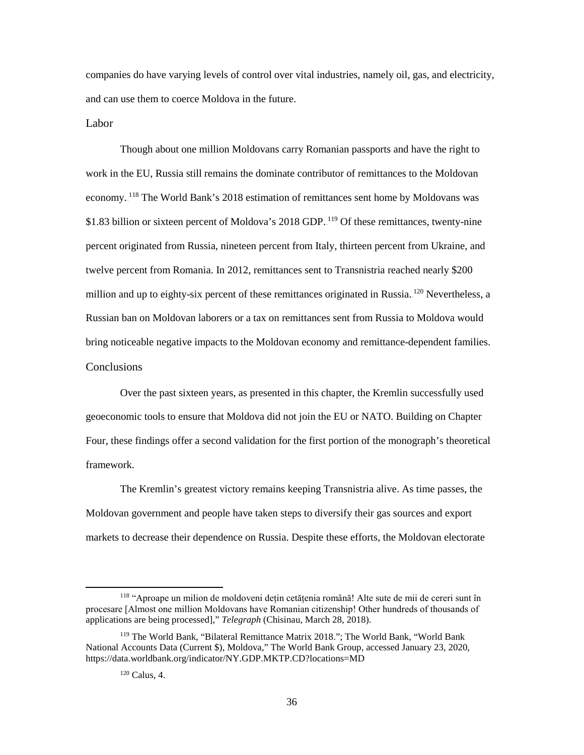companies do have varying levels of control over vital industries, namely oil, gas, and electricity, and can use them to coerce Moldova in the future.

### Labor

Though about one million Moldovans carry Romanian passports and have the right to work in the EU, Russia still remains the dominate contributor of remittances to the Moldovan economy.[118] The World Bank's 2018 estimation of remittances sent home by Moldovans was $1.83 billion or sixteen percent of Moldova's 2018 GDP.[119] Of these remittances, twenty-nine percent originated from Russia, nineteen percent from Italy, thirteen percent from Ukraine, and twelve percent from Romania. In 2012, remittances sent to Transnistria reached nearly $200 million and up to eighty-six percent of these remittances originated in Russia.[120] Nevertheless, a Russian ban on Moldovan laborers or a tax on remittances sent from Russia to Moldova would bring noticeable negative impacts to the Moldovan economy and remittance-dependent families.

### Conclusions

Over the past sixteen years, as presented in this chapter, the Kremlin successfully used geoeconomic tools to ensure that Moldova did not join the EU or NATO. Building on Chapter Four, these findings offer a second validation for the first portion of the monograph's theoretical framework.

The Kremlin's greatest victory remains keeping Transnistria alive. As time passes, the Moldovan government and people have taken steps to diversify their gas sources and export markets to decrease their dependence on Russia. Despite these efforts, the Moldovan electorate

---

[118] "Aproape un milion de moldoveni dețin cetățenia română! Alte sute de mii de cereri sunt în procesare [Almost one million Moldovans have Romanian citizenship! Other hundreds of thousands of applications are being processed]," *Telegraph* (Chisinau, March 28, 2018).

[119] The World Bank, "Bilateral Remittance Matrix 2018."; The World Bank, "World Bank National Accounts Data (Current $), Moldova," The World Bank Group, accessed January 23, 2020, https://data.worldbank.org/indicator/NY.GDP.MKTP.CD?locations=MD

[120] Calus, 4.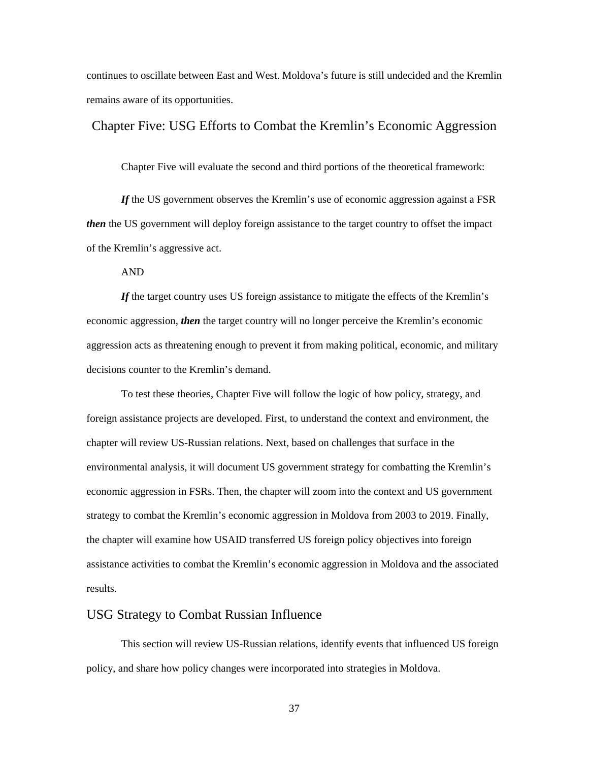continues to oscillate between East and West. Moldova's future is still undecided and the Kremlin remains aware of its opportunities.

# Chapter Five: USG Efforts to Combat the Kremlin's Economic Aggression

Chapter Five will evaluate the second and third portions of the theoretical framework:

***If*** the US government observes the Kremlin's use of economic aggression against a FSR ***then*** the US government will deploy foreign assistance to the target country to offset the impact of the Kremlin's aggressive act.

AND

***If*** the target country uses US foreign assistance to mitigate the effects of the Kremlin's economic aggression, ***then*** the target country will no longer perceive the Kremlin's economic aggression acts as threatening enough to prevent it from making political, economic, and military decisions counter to the Kremlin's demand.

To test these theories, Chapter Five will follow the logic of how policy, strategy, and foreign assistance projects are developed. First, to understand the context and environment, the chapter will review US-Russian relations. Next, based on challenges that surface in the environmental analysis, it will document US government strategy for combatting the Kremlin's economic aggression in FSRs. Then, the chapter will zoom into the context and US government strategy to combat the Kremlin's economic aggression in Moldova from 2003 to 2019. Finally, the chapter will examine how USAID transferred US foreign policy objectives into foreign assistance activities to combat the Kremlin's economic aggression in Moldova and the associated results.

## USG Strategy to Combat Russian Influence

This section will review US-Russian relations, identify events that influenced US foreign policy, and share how policy changes were incorporated into strategies in Moldova.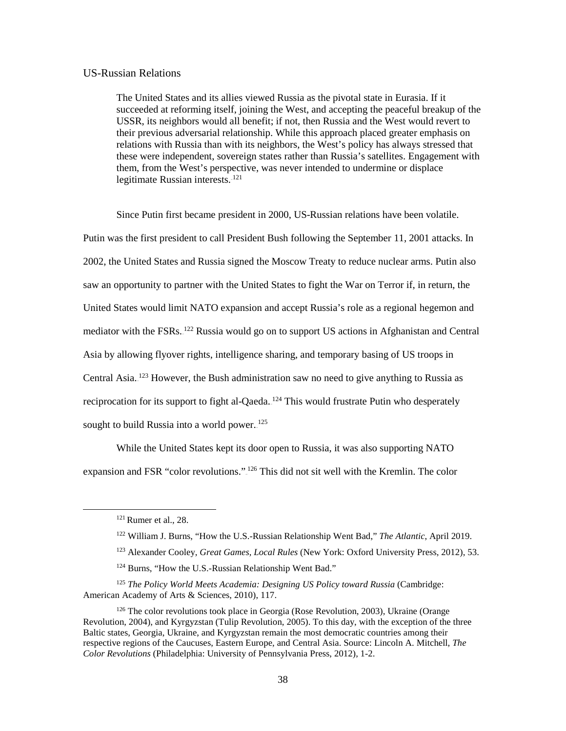## US-Russian Relations

> The United States and its allies viewed Russia as the pivotal state in Eurasia. If it succeeded at reforming itself, joining the West, and accepting the peaceful breakup of the USSR, its neighbors would all benefit; if not, then Russia and the West would revert to their previous adversarial relationship. While this approach placed greater emphasis on relations with Russia than with its neighbors, the West's policy has always stressed that these were independent, sovereign states rather than Russia's satellites. Engagement with them, from the West's perspective, was never intended to undermine or displace legitimate Russian interests.[121]

Since Putin first became president in 2000, US-Russian relations have been volatile. Putin was the first president to call President Bush following the September 11, 2001 attacks. In 2002, the United States and Russia signed the Moscow Treaty to reduce nuclear arms. Putin also saw an opportunity to partner with the United States to fight the War on Terror if, in return, the United States would limit NATO expansion and accept Russia's role as a regional hegemon and mediator with the FSRs.[122] Russia would go on to support US actions in Afghanistan and Central Asia by allowing flyover rights, intelligence sharing, and temporary basing of US troops in Central Asia.[123] However, the Bush administration saw no need to give anything to Russia as reciprocation for its support to fight al-Qaeda.[124] This would frustrate Putin who desperately sought to build Russia into a world power.[125]

While the United States kept its door open to Russia, it was also supporting NATO expansion and FSR "color revolutions."[126] This did not sit well with the Kremlin. The color

---

[121] Rumer et al., 28.

[122] William J. Burns, "How the U.S.-Russian Relationship Went Bad," *The Atlantic*, April 2019.

[123] Alexander Cooley, *Great Games, Local Rules* (New York: Oxford University Press, 2012), 53.

[124] Burns, "How the U.S.-Russian Relationship Went Bad."

[125] *The Policy World Meets Academia: Designing US Policy toward Russia* (Cambridge: American Academy of Arts & Sciences, 2010), 117.

[126] The color revolutions took place in Georgia (Rose Revolution, 2003), Ukraine (Orange Revolution, 2004), and Kyrgyzstan (Tulip Revolution, 2005). To this day, with the exception of the three Baltic states, Georgia, Ukraine, and Kyrgyzstan remain the most democratic countries among their respective regions of the Caucuses, Eastern Europe, and Central Asia. Source: Lincoln A. Mitchell, *The Color Revolutions* (Philadelphia: University of Pennsylvania Press, 2012), 1-2.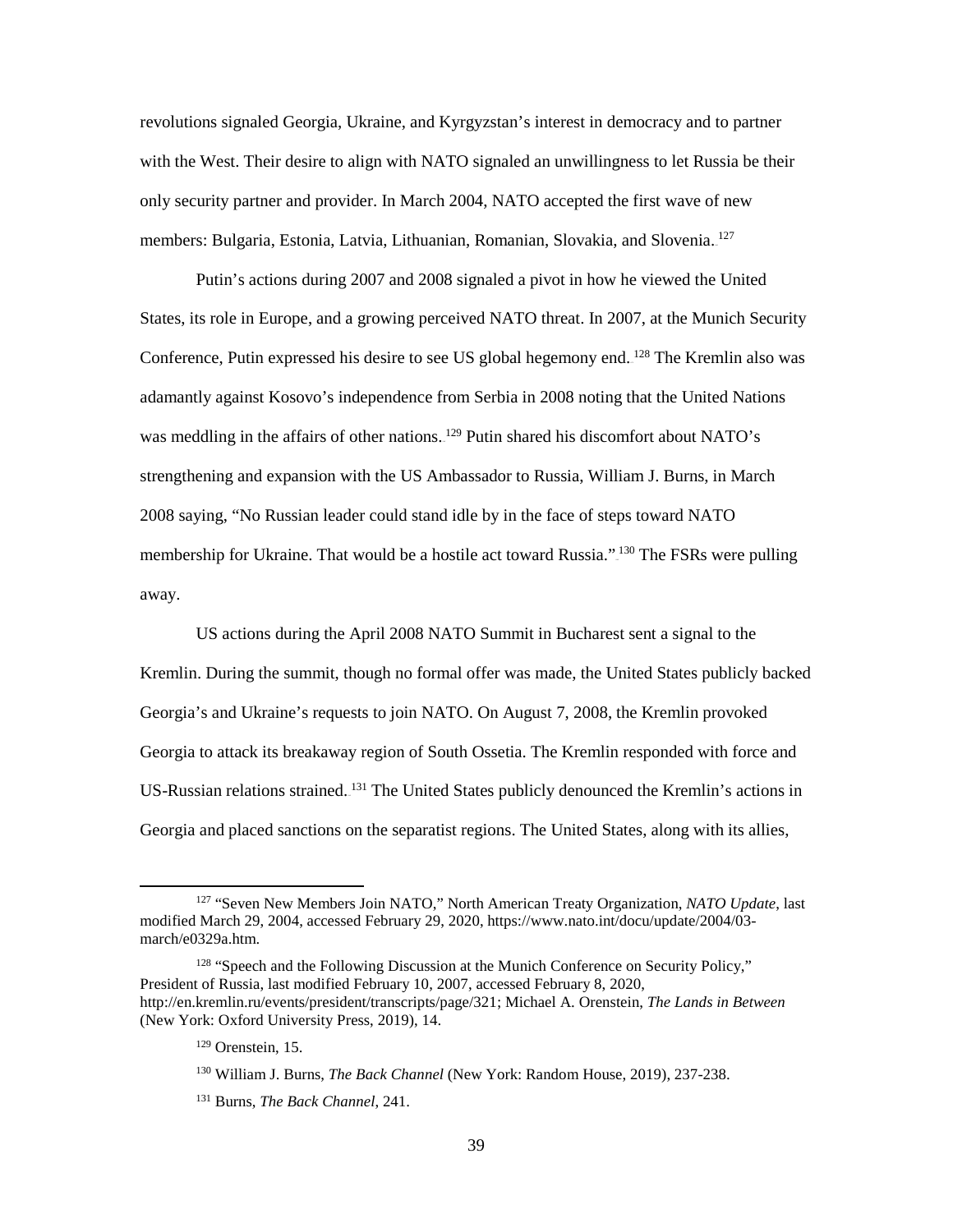revolutions signaled Georgia, Ukraine, and Kyrgyzstan's interest in democracy and to partner with the West. Their desire to align with NATO signaled an unwillingness to let Russia be their only security partner and provider. In March 2004, NATO accepted the first wave of new members: Bulgaria, Estonia, Latvia, Lithuanian, Romanian, Slovakia, and Slovenia.[127]

Putin's actions during 2007 and 2008 signaled a pivot in how he viewed the United States, its role in Europe, and a growing perceived NATO threat. In 2007, at the Munich Security Conference, Putin expressed his desire to see US global hegemony end.[128] The Kremlin also was adamantly against Kosovo's independence from Serbia in 2008 noting that the United Nations was meddling in the affairs of other nations.[129] Putin shared his discomfort about NATO's strengthening and expansion with the US Ambassador to Russia, William J. Burns, in March 2008 saying, "No Russian leader could stand idle by in the face of steps toward NATO membership for Ukraine. That would be a hostile act toward Russia."[130] The FSRs were pulling away.

US actions during the April 2008 NATO Summit in Bucharest sent a signal to the Kremlin. During the summit, though no formal offer was made, the United States publicly backed Georgia's and Ukraine's requests to join NATO. On August 7, 2008, the Kremlin provoked Georgia to attack its breakaway region of South Ossetia. The Kremlin responded with force and US-Russian relations strained.[131] The United States publicly denounced the Kremlin's actions in Georgia and placed sanctions on the separatist regions. The United States, along with its allies,

---

[127] "Seven New Members Join NATO," North American Treaty Organization, *NATO Update*, last modified March 29, 2004, accessed February 29, 2020, https://www.nato.int/docu/update/2004/03-march/e0329a.htm.

[128] "Speech and the Following Discussion at the Munich Conference on Security Policy," President of Russia, last modified February 10, 2007, accessed February 8, 2020, http://en.kremlin.ru/events/president/transcripts/page/321; Michael A. Orenstein, *The Lands in Between* (New York: Oxford University Press, 2019), 14.

[129] Orenstein, 15.

[130] William J. Burns, *The Back Channel* (New York: Random House, 2019), 237-238.

[131] Burns, *The Back Channel*, 241.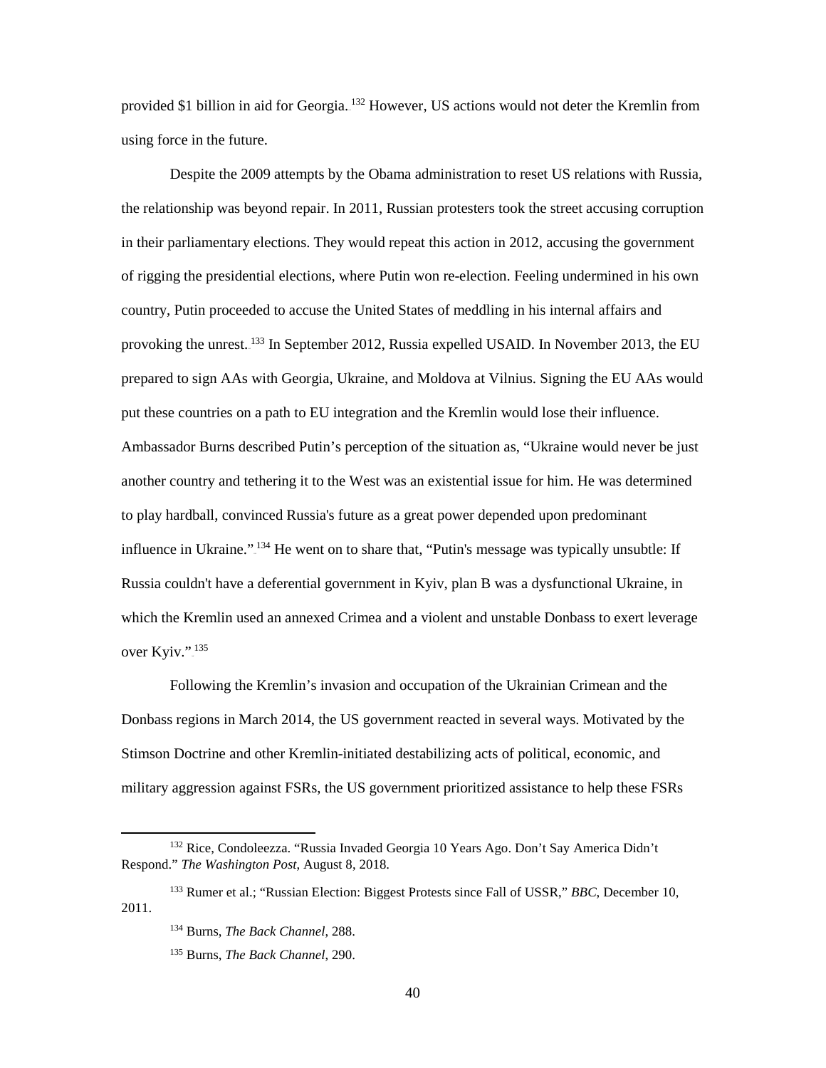provided $1 billion in aid for Georgia.[132] However, US actions would not deter the Kremlin from using force in the future.

Despite the 2009 attempts by the Obama administration to reset US relations with Russia, the relationship was beyond repair. In 2011, Russian protesters took the street accusing corruption in their parliamentary elections. They would repeat this action in 2012, accusing the government of rigging the presidential elections, where Putin won re-election. Feeling undermined in his own country, Putin proceeded to accuse the United States of meddling in his internal affairs and provoking the unrest.[133] In September 2012, Russia expelled USAID. In November 2013, the EU prepared to sign AAs with Georgia, Ukraine, and Moldova at Vilnius. Signing the EU AAs would put these countries on a path to EU integration and the Kremlin would lose their influence. Ambassador Burns described Putin's perception of the situation as, "Ukraine would never be just another country and tethering it to the West was an existential issue for him. He was determined to play hardball, convinced Russia's future as a great power depended upon predominant influence in Ukraine."[134] He went on to share that, "Putin's message was typically unsubtle: If Russia couldn't have a deferential government in Kyiv, plan B was a dysfunctional Ukraine, in which the Kremlin used an annexed Crimea and a violent and unstable Donbass to exert leverage over Kyiv."[135]

Following the Kremlin's invasion and occupation of the Ukrainian Crimean and the Donbass regions in March 2014, the US government reacted in several ways. Motivated by the Stimson Doctrine and other Kremlin-initiated destabilizing acts of political, economic, and military aggression against FSRs, the US government prioritized assistance to help these FSRs

---

[132] Rice, Condoleezza. "Russia Invaded Georgia 10 Years Ago. Don't Say America Didn't Respond." *The Washington Post*, August 8, 2018.

[133] Rumer et al.; "Russian Election: Biggest Protests since Fall of USSR," *BBC*, December 10, 2011.

[134] Burns, *The Back Channel*, 288.

[135] Burns, *The Back Channel*, 290.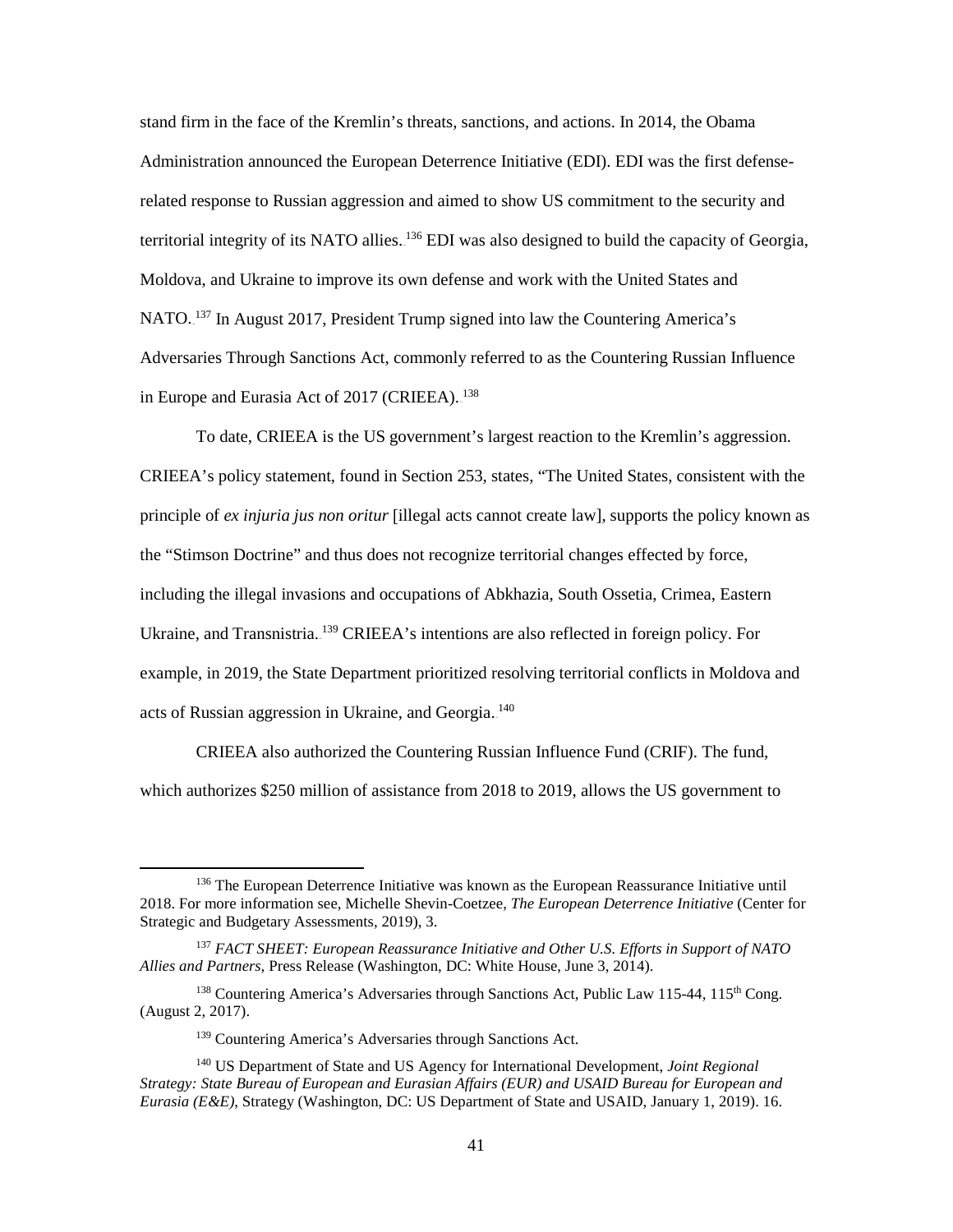stand firm in the face of the Kremlin's threats, sanctions, and actions. In 2014, the Obama Administration announced the European Deterrence Initiative (EDI). EDI was the first defense-related response to Russian aggression and aimed to show US commitment to the security and territorial integrity of its NATO allies.[136] EDI was also designed to build the capacity of Georgia, Moldova, and Ukraine to improve its own defense and work with the United States and NATO.[137] In August 2017, President Trump signed into law the Countering America's Adversaries Through Sanctions Act, commonly referred to as the Countering Russian Influence in Europe and Eurasia Act of 2017 (CRIEEA).[138]

To date, CRIEEA is the US government's largest reaction to the Kremlin's aggression. CRIEEA's policy statement, found in Section 253, states, "The United States, consistent with the principle of *ex injuria jus non oritur* [illegal acts cannot create law], supports the policy known as the "Stimson Doctrine" and thus does not recognize territorial changes effected by force, including the illegal invasions and occupations of Abkhazia, South Ossetia, Crimea, Eastern Ukraine, and Transnistria.[139] CRIEEA's intentions are also reflected in foreign policy. For example, in 2019, the State Department prioritized resolving territorial conflicts in Moldova and acts of Russian aggression in Ukraine, and Georgia.[140]

CRIEEA also authorized the Countering Russian Influence Fund (CRIF). The fund, which authorizes $250 million of assistance from 2018 to 2019, allows the US government to

---

[136] The European Deterrence Initiative was known as the European Reassurance Initiative until 2018. For more information see, Michelle Shevin-Coetzee, *The European Deterrence Initiative* (Center for Strategic and Budgetary Assessments, 2019), 3.

[137] *FACT SHEET: European Reassurance Initiative and Other U.S. Efforts in Support of NATO Allies and Partners*, Press Release (Washington, DC: White House, June 3, 2014).

[138] Countering America's Adversaries through Sanctions Act, Public Law 115-44, 115th Cong. (August 2, 2017).

[139] Countering America's Adversaries through Sanctions Act.

[140] US Department of State and US Agency for International Development, *Joint Regional Strategy: State Bureau of European and Eurasian Affairs (EUR) and USAID Bureau for European and Eurasia (E&E)*, Strategy (Washington, DC: US Department of State and USAID, January 1, 2019). 16.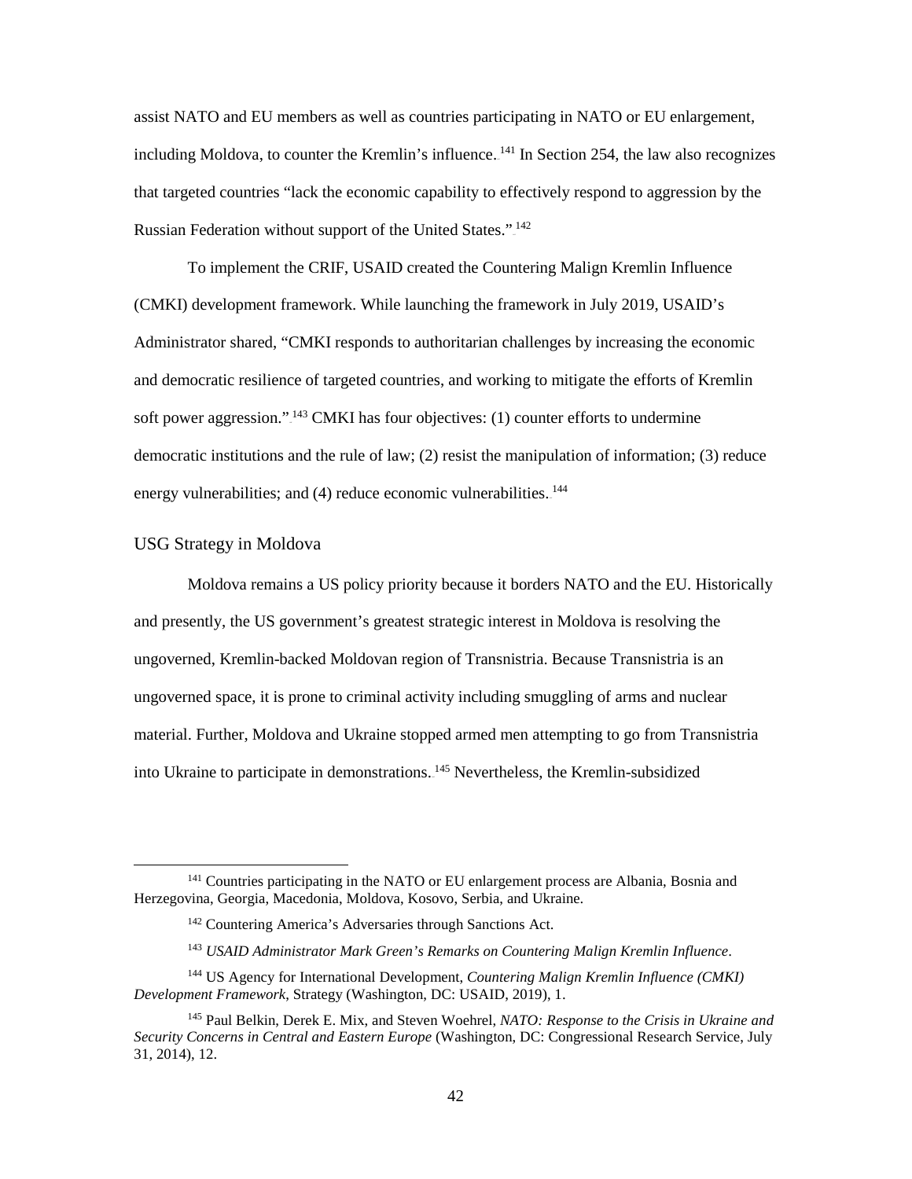assist NATO and EU members as well as countries participating in NATO or EU enlargement, including Moldova, to counter the Kremlin's influence.[141] In Section 254, the law also recognizes that targeted countries "lack the economic capability to effectively respond to aggression by the Russian Federation without support of the United States."[142]

To implement the CRIF, USAID created the Countering Malign Kremlin Influence (CMKI) development framework. While launching the framework in July 2019, USAID's Administrator shared, "CMKI responds to authoritarian challenges by increasing the economic and democratic resilience of targeted countries, and working to mitigate the efforts of Kremlin soft power aggression."[143] CMKI has four objectives: (1) counter efforts to undermine democratic institutions and the rule of law; (2) resist the manipulation of information; (3) reduce energy vulnerabilities; and (4) reduce economic vulnerabilities.[144]

## USG Strategy in Moldova

Moldova remains a US policy priority because it borders NATO and the EU. Historically and presently, the US government's greatest strategic interest in Moldova is resolving the ungoverned, Kremlin-backed Moldovan region of Transnistria. Because Transnistria is an ungoverned space, it is prone to criminal activity including smuggling of arms and nuclear material. Further, Moldova and Ukraine stopped armed men attempting to go from Transnistria into Ukraine to participate in demonstrations.[145] Nevertheless, the Kremlin-subsidized

---

[141] Countries participating in the NATO or EU enlargement process are Albania, Bosnia and Herzegovina, Georgia, Macedonia, Moldova, Kosovo, Serbia, and Ukraine.

[142] Countering America's Adversaries through Sanctions Act.

[143] *USAID Administrator Mark Green's Remarks on Countering Malign Kremlin Influence*.

[144] US Agency for International Development, *Countering Malign Kremlin Influence (CMKI) Development Framework*, Strategy (Washington, DC: USAID, 2019), 1.

[145] Paul Belkin, Derek E. Mix, and Steven Woehrel, *NATO: Response to the Crisis in Ukraine and Security Concerns in Central and Eastern Europe* (Washington, DC: Congressional Research Service, July 31, 2014), 12.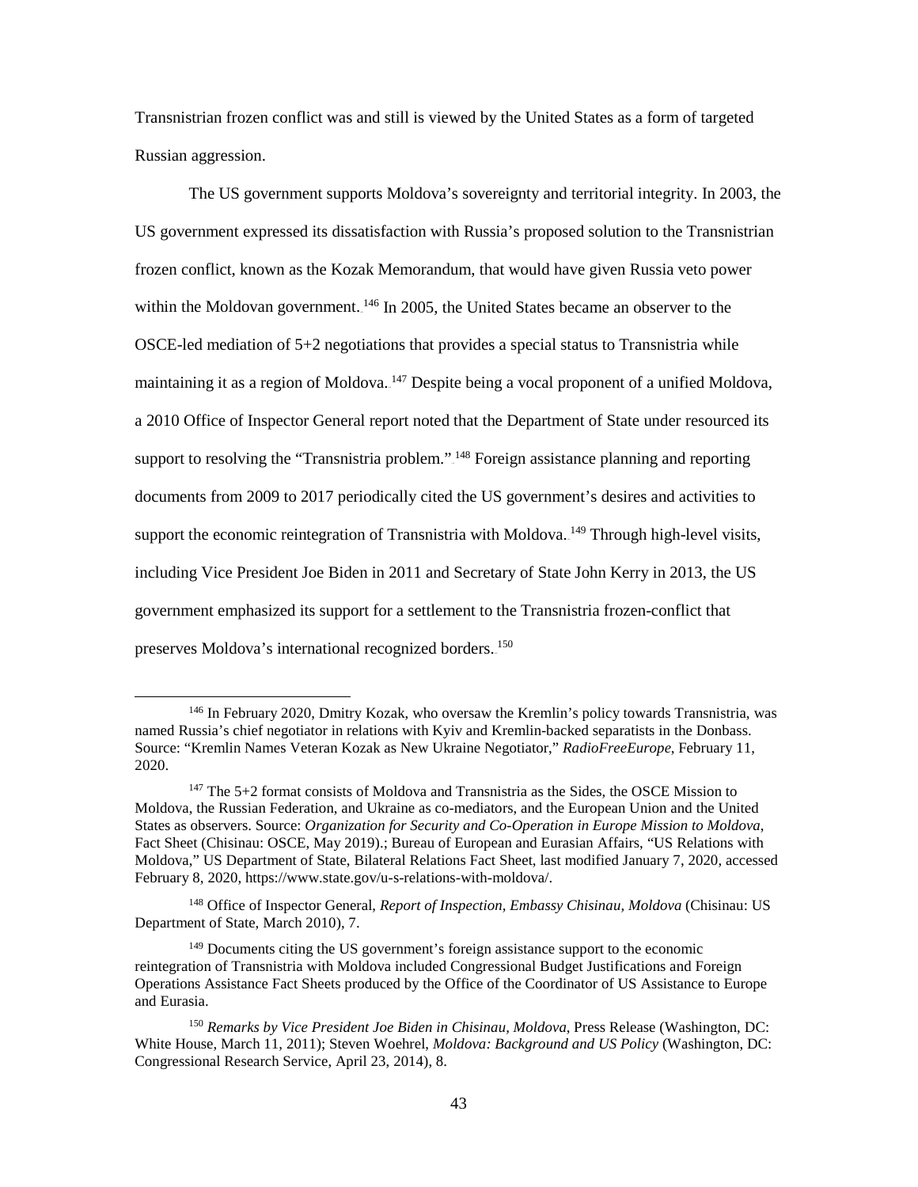Transnistrian frozen conflict was and still is viewed by the United States as a form of targeted Russian aggression.

The US government supports Moldova's sovereignty and territorial integrity. In 2003, the US government expressed its dissatisfaction with Russia's proposed solution to the Transnistrian frozen conflict, known as the Kozak Memorandum, that would have given Russia veto power within the Moldovan government.[146] In 2005, the United States became an observer to the OSCE-led mediation of 5+2 negotiations that provides a special status to Transnistria while maintaining it as a region of Moldova.[147] Despite being a vocal proponent of a unified Moldova, a 2010 Office of Inspector General report noted that the Department of State under resourced its support to resolving the "Transnistria problem."[148] Foreign assistance planning and reporting documents from 2009 to 2017 periodically cited the US government's desires and activities to support the economic reintegration of Transnistria with Moldova.[149] Through high-level visits, including Vice President Joe Biden in 2011 and Secretary of State John Kerry in 2013, the US government emphasized its support for a settlement to the Transnistria frozen-conflict that preserves Moldova's international recognized borders.[150]

---

[146] In February 2020, Dmitry Kozak, who oversaw the Kremlin's policy towards Transnistria, was named Russia's chief negotiator in relations with Kyiv and Kremlin-backed separatists in the Donbass. Source: "Kremlin Names Veteran Kozak as New Ukraine Negotiator," *RadioFreeEurope*, February 11, 2020.

[147] The 5+2 format consists of Moldova and Transnistria as the Sides, the OSCE Mission to Moldova, the Russian Federation, and Ukraine as co-mediators, and the European Union and the United States as observers. Source: *Organization for Security and Co-Operation in Europe Mission to Moldova*, Fact Sheet (Chisinau: OSCE, May 2019).; Bureau of European and Eurasian Affairs, "US Relations with Moldova," US Department of State, Bilateral Relations Fact Sheet, last modified January 7, 2020, accessed February 8, 2020, https://www.state.gov/u-s-relations-with-moldova/.

[148] Office of Inspector General, *Report of Inspection, Embassy Chisinau, Moldova* (Chisinau: US Department of State, March 2010), 7.

[149] Documents citing the US government's foreign assistance support to the economic reintegration of Transnistria with Moldova included Congressional Budget Justifications and Foreign Operations Assistance Fact Sheets produced by the Office of the Coordinator of US Assistance to Europe and Eurasia.

[150] *Remarks by Vice President Joe Biden in Chisinau, Moldova*, Press Release (Washington, DC: White House, March 11, 2011); Steven Woehrel, *Moldova: Background and US Policy* (Washington, DC: Congressional Research Service, April 23, 2014), 8.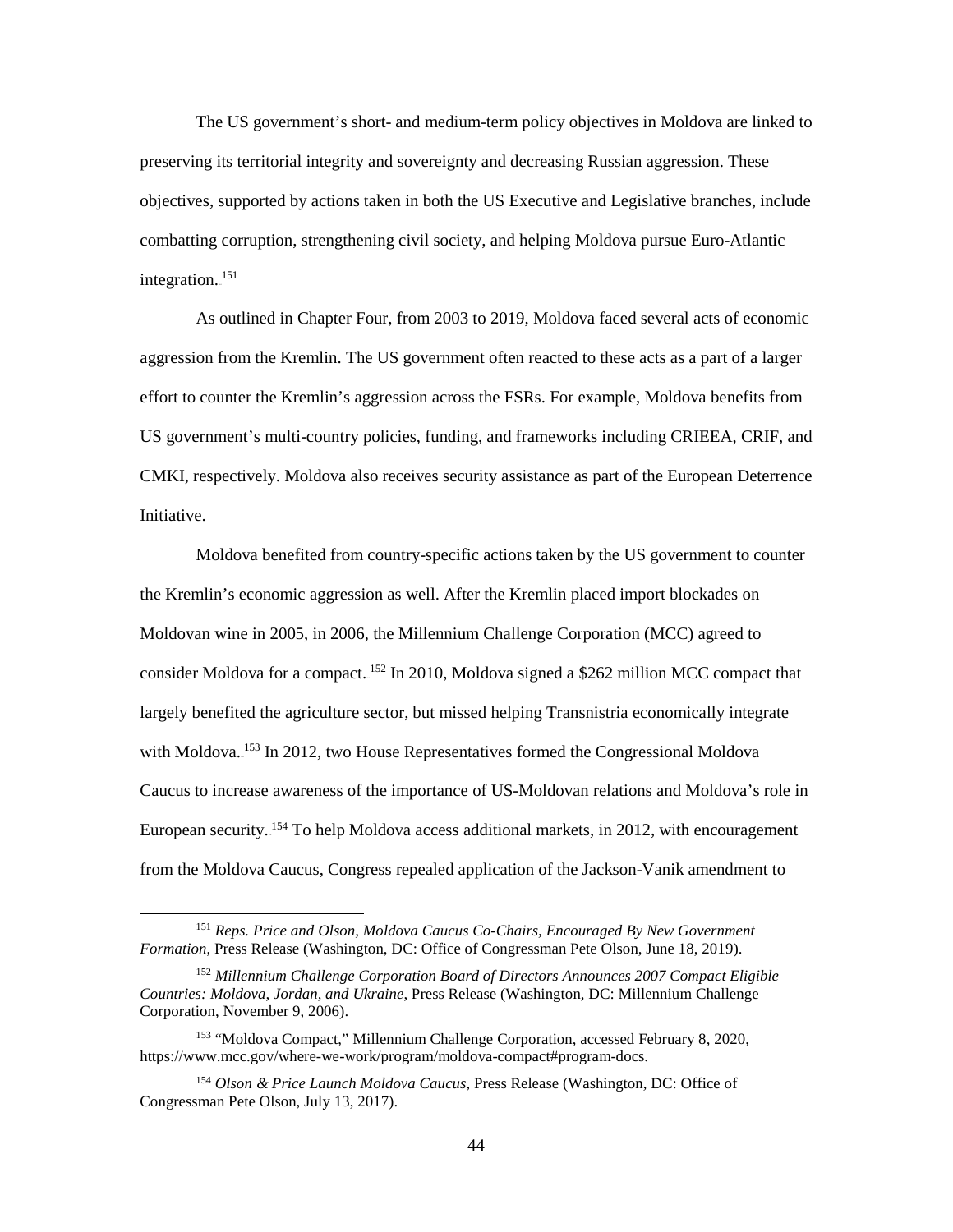The US government's short- and medium-term policy objectives in Moldova are linked to preserving its territorial integrity and sovereignty and decreasing Russian aggression. These objectives, supported by actions taken in both the US Executive and Legislative branches, include combatting corruption, strengthening civil society, and helping Moldova pursue Euro-Atlantic integration.[151]

As outlined in Chapter Four, from 2003 to 2019, Moldova faced several acts of economic aggression from the Kremlin. The US government often reacted to these acts as a part of a larger effort to counter the Kremlin's aggression across the FSRs. For example, Moldova benefits from US government's multi-country policies, funding, and frameworks including CRIEEA, CRIF, and CMKI, respectively. Moldova also receives security assistance as part of the European Deterrence Initiative.

Moldova benefited from country-specific actions taken by the US government to counter the Kremlin's economic aggression as well. After the Kremlin placed import blockades on Moldovan wine in 2005, in 2006, the Millennium Challenge Corporation (MCC) agreed to consider Moldova for a compact.[152] In 2010, Moldova signed a $262 million MCC compact that largely benefited the agriculture sector, but missed helping Transnistria economically integrate with Moldova.[153] In 2012, two House Representatives formed the Congressional Moldova Caucus to increase awareness of the importance of US-Moldovan relations and Moldova's role in European security.[154] To help Moldova access additional markets, in 2012, with encouragement from the Moldova Caucus, Congress repealed application of the Jackson-Vanik amendment to

---

[151] *Reps. Price and Olson, Moldova Caucus Co-Chairs, Encouraged By New Government Formation*, Press Release (Washington, DC: Office of Congressman Pete Olson, June 18, 2019).

[152] *Millennium Challenge Corporation Board of Directors Announces 2007 Compact Eligible Countries: Moldova, Jordan, and Ukraine*, Press Release (Washington, DC: Millennium Challenge Corporation, November 9, 2006).

[153] "Moldova Compact," Millennium Challenge Corporation, accessed February 8, 2020, https://www.mcc.gov/where-we-work/program/moldova-compact#program-docs.

[154] *Olson & Price Launch Moldova Caucus*, Press Release (Washington, DC: Office of Congressman Pete Olson, July 13, 2017).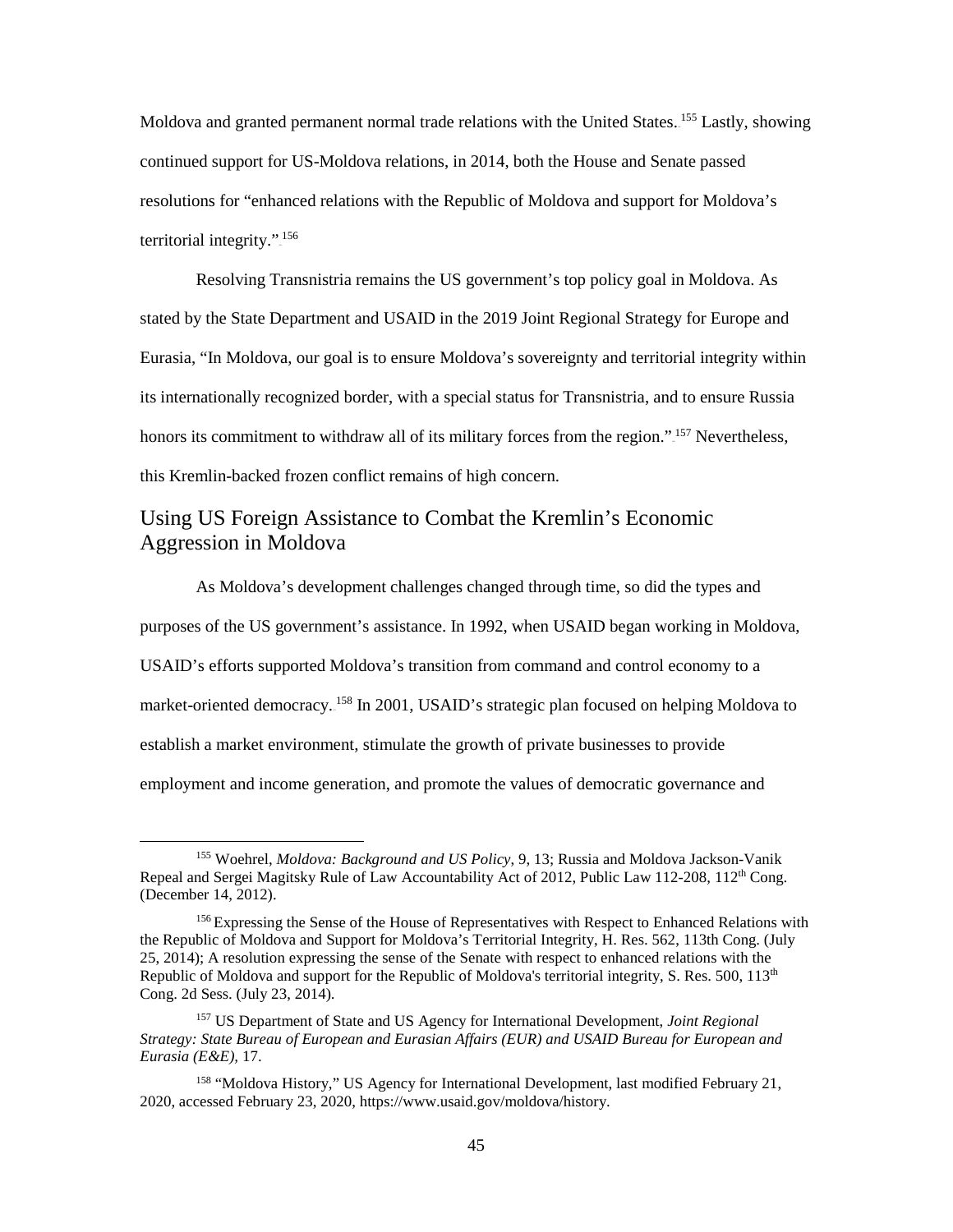Moldova and granted permanent normal trade relations with the United States.[155] Lastly, showing continued support for US-Moldova relations, in 2014, both the House and Senate passed resolutions for "enhanced relations with the Republic of Moldova and support for Moldova's territorial integrity."[156]

Resolving Transnistria remains the US government's top policy goal in Moldova. As stated by the State Department and USAID in the 2019 Joint Regional Strategy for Europe and Eurasia, "In Moldova, our goal is to ensure Moldova's sovereignty and territorial integrity within its internationally recognized border, with a special status for Transnistria, and to ensure Russia honors its commitment to withdraw all of its military forces from the region."[157] Nevertheless, this Kremlin-backed frozen conflict remains of high concern.

## Using US Foreign Assistance to Combat the Kremlin's Economic Aggression in Moldova

As Moldova's development challenges changed through time, so did the types and purposes of the US government's assistance. In 1992, when USAID began working in Moldova, USAID's efforts supported Moldova's transition from command and control economy to a market-oriented democracy.[158] In 2001, USAID's strategic plan focused on helping Moldova to establish a market environment, stimulate the growth of private businesses to provide employment and income generation, and promote the values of democratic governance and

---

[155] Woehrel, *Moldova: Background and US Policy*, 9, 13; Russia and Moldova Jackson-Vanik Repeal and Sergei Magitsky Rule of Law Accountability Act of 2012, Public Law 112-208, 112th Cong. (December 14, 2012).

[156] Expressing the Sense of the House of Representatives with Respect to Enhanced Relations with the Republic of Moldova and Support for Moldova's Territorial Integrity, H. Res. 562, 113th Cong. (July 25, 2014); A resolution expressing the sense of the Senate with respect to enhanced relations with the Republic of Moldova and support for the Republic of Moldova's territorial integrity, S. Res. 500, 113th Cong. 2d Sess. (July 23, 2014).

[157] US Department of State and US Agency for International Development, *Joint Regional Strategy: State Bureau of European and Eurasian Affairs (EUR) and USAID Bureau for European and Eurasia (E&E)*, 17.

[158] "Moldova History," US Agency for International Development, last modified February 21, 2020, accessed February 23, 2020, https://www.usaid.gov/moldova/history.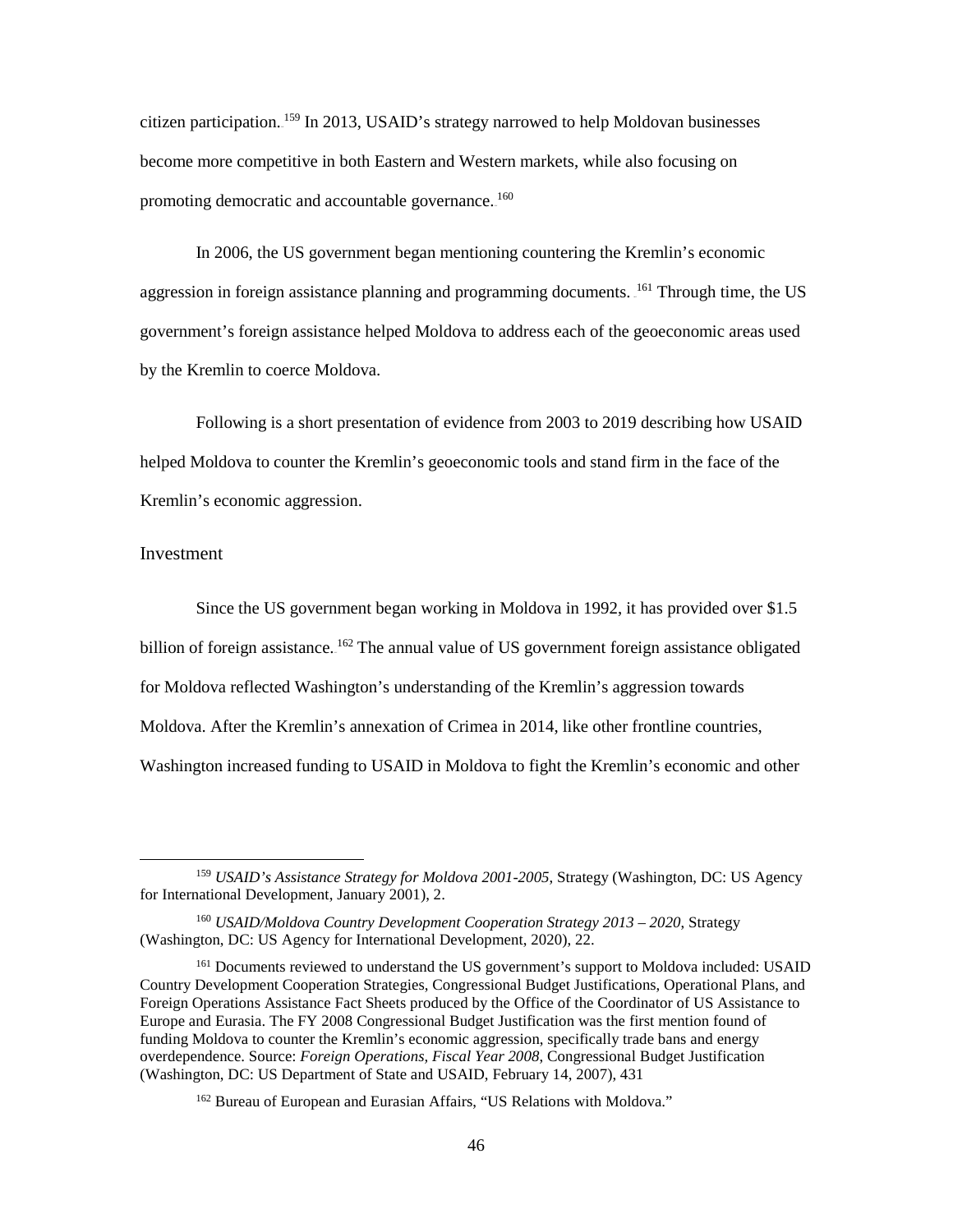citizen participation.[159] In 2013, USAID's strategy narrowed to help Moldovan businesses become more competitive in both Eastern and Western markets, while also focusing on promoting democratic and accountable governance.[160]

In 2006, the US government began mentioning countering the Kremlin's economic aggression in foreign assistance planning and programming documents.[161] Through time, the US government's foreign assistance helped Moldova to address each of the geoeconomic areas used by the Kremlin to coerce Moldova.

Following is a short presentation of evidence from 2003 to 2019 describing how USAID helped Moldova to counter the Kremlin's geoeconomic tools and stand firm in the face of the Kremlin's economic aggression.

## Investment

Since the US government began working in Moldova in 1992, it has provided over $1.5 billion of foreign assistance.[162] The annual value of US government foreign assistance obligated for Moldova reflected Washington's understanding of the Kremlin's aggression towards Moldova. After the Kremlin's annexation of Crimea in 2014, like other frontline countries, Washington increased funding to USAID in Moldova to fight the Kremlin's economic and other

---

[159] *USAID's Assistance Strategy for Moldova 2001-2005*, Strategy (Washington, DC: US Agency for International Development, January 2001), 2.

[160] *USAID/Moldova Country Development Cooperation Strategy 2013 – 2020*, Strategy (Washington, DC: US Agency for International Development, 2020), 22.

[161] Documents reviewed to understand the US government's support to Moldova included: USAID Country Development Cooperation Strategies, Congressional Budget Justifications, Operational Plans, and Foreign Operations Assistance Fact Sheets produced by the Office of the Coordinator of US Assistance to Europe and Eurasia. The FY 2008 Congressional Budget Justification was the first mention found of funding Moldova to counter the Kremlin's economic aggression, specifically trade bans and energy overdependence. Source: *Foreign Operations, Fiscal Year 2008*, Congressional Budget Justification (Washington, DC: US Department of State and USAID, February 14, 2007), 431

[162] Bureau of European and Eurasian Affairs, "US Relations with Moldova."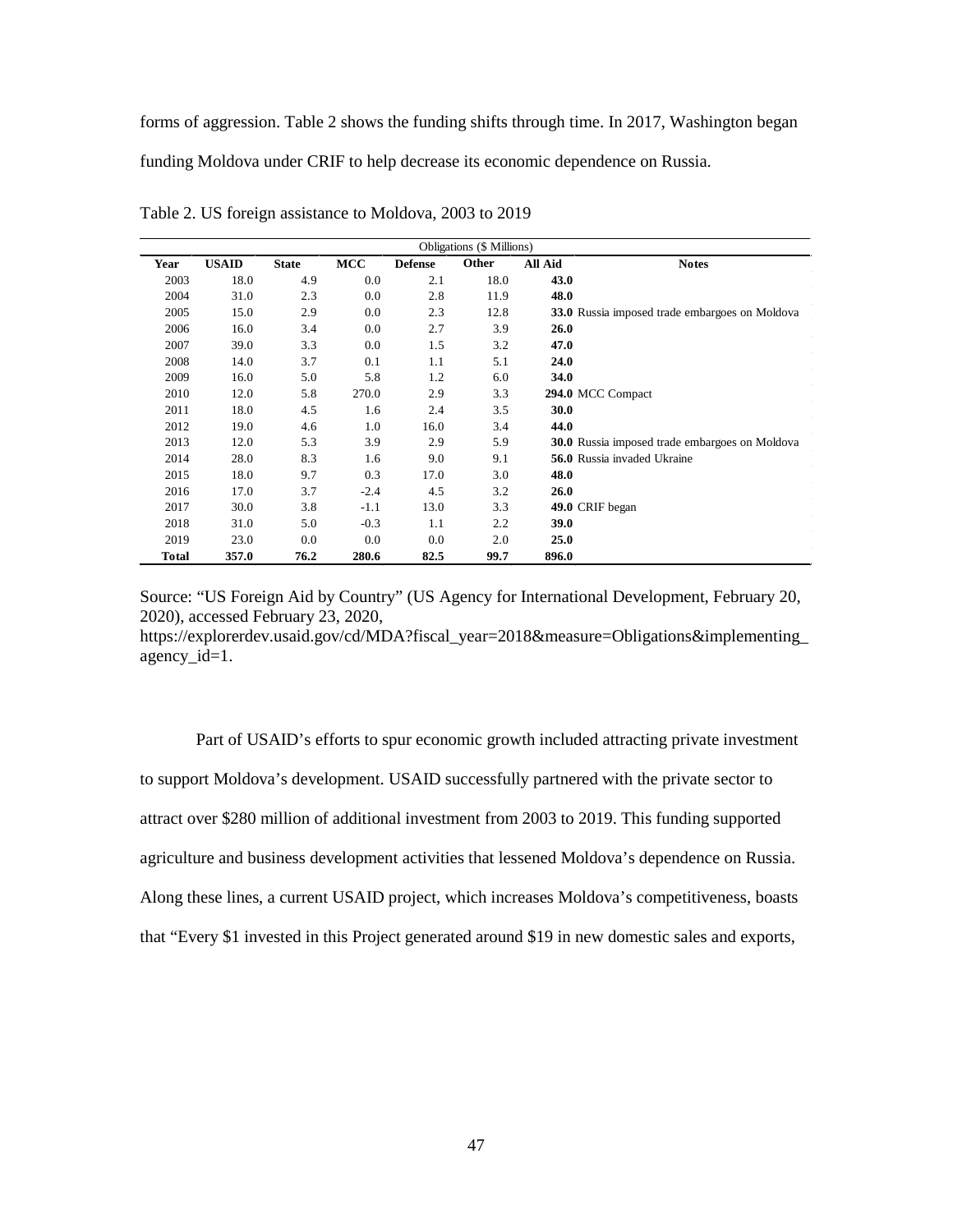forms of aggression. Table 2 shows the funding shifts through time. In 2017, Washington began funding Moldova under CRIF to help decrease its economic dependence on Russia.

Table 2. US foreign assistance to Moldova, 2003 to 2019

| | Obligations ($ Millions) | | | | | | |
|---|---|---|---|---|---|---|---|
| **Year** | **USAID** | **State** | **MCC** | **Defense** | **Other** | **All Aid** | **Notes** |
| 2003 | 18.0 | 4.9 | 0.0 | 2.1 | 18.0 | **43.0** | |
| 2004 | 31.0 | 2.3 | 0.0 | 2.8 | 11.9 | **48.0** | |
| 2005 | 15.0 | 2.9 | 0.0 | 2.3 | 12.8 | **33.0** | Russia imposed trade embargoes on Moldova |
| 2006 | 16.0 | 3.4 | 0.0 | 2.7 | 3.9 | **26.0** | |
| 2007 | 39.0 | 3.3 | 0.0 | 1.5 | 3.2 | **47.0** | |
| 2008 | 14.0 | 3.7 | 0.1 | 1.1 | 5.1 | **24.0** | |
| 2009 | 16.0 | 5.0 | 5.8 | 1.2 | 6.0 | **34.0** | |
| 2010 | 12.0 | 5.8 | 270.0 | 2.9 | 3.3 | **294.0** | MCC Compact |
| 2011 | 18.0 | 4.5 | 1.6 | 2.4 | 3.5 | **30.0** | |
| 2012 | 19.0 | 4.6 | 1.0 | 16.0 | 3.4 | **44.0** | |
| 2013 | 12.0 | 5.3 | 3.9 | 2.9 | 5.9 | **30.0** | Russia imposed trade embargoes on Moldova |
| 2014 | 28.0 | 8.3 | 1.6 | 9.0 | 9.1 | **56.0** | Russia invaded Ukraine |
| 2015 | 18.0 | 9.7 | 0.3 | 17.0 | 3.0 | **48.0** | |
| 2016 | 17.0 | 3.7 | -2.4 | 4.5 | 3.2 | **26.0** | |
| 2017 | 30.0 | 3.8 | -1.1 | 13.0 | 3.3 | **49.0** | CRIF began |
| 2018 | 31.0 | 5.0 | -0.3 | 1.1 | 2.2 | **39.0** | |
| 2019 | 23.0 | 0.0 | 0.0 | 0.0 | 2.0 | **25.0** | |
| **Total** | **357.0** | **76.2** | **280.6** | **82.5** | **99.7** | **896.0** | |

Source: "US Foreign Aid by Country" (US Agency for International Development, February 20, 2020), accessed February 23, 2020, https://explorerdev.usaid.gov/cd/MDA?fiscal_year=2018&measure=Obligations&implementing_agency_id=1.

Part of USAID's efforts to spur economic growth included attracting private investment to support Moldova's development. USAID successfully partnered with the private sector to attract over $280 million of additional investment from 2003 to 2019. This funding supported agriculture and business development activities that lessened Moldova's dependence on Russia. Along these lines, a current USAID project, which increases Moldova's competitiveness, boasts that "Every $1 invested in this Project generated around $19 in new domestic sales and exports,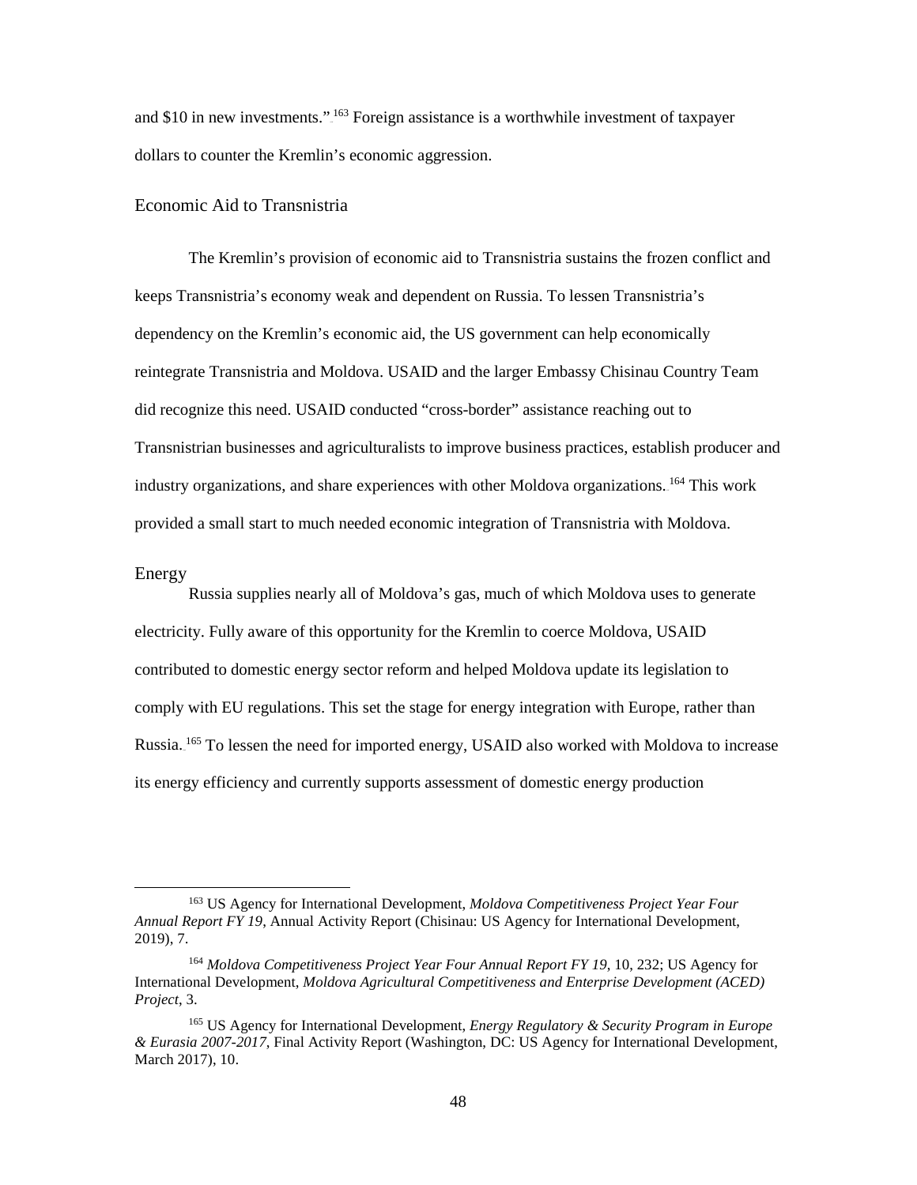and $10 in new investments."[163] Foreign assistance is a worthwhile investment of taxpayer dollars to counter the Kremlin's economic aggression.

### Economic Aid to Transnistria

The Kremlin's provision of economic aid to Transnistria sustains the frozen conflict and keeps Transnistria's economy weak and dependent on Russia. To lessen Transnistria's dependency on the Kremlin's economic aid, the US government can help economically reintegrate Transnistria and Moldova. USAID and the larger Embassy Chisinau Country Team did recognize this need. USAID conducted "cross-border" assistance reaching out to Transnistrian businesses and agriculturalists to improve business practices, establish producer and industry organizations, and share experiences with other Moldova organizations.[164] This work provided a small start to much needed economic integration of Transnistria with Moldova.

### Energy

Russia supplies nearly all of Moldova's gas, much of which Moldova uses to generate electricity. Fully aware of this opportunity for the Kremlin to coerce Moldova, USAID contributed to domestic energy sector reform and helped Moldova update its legislation to comply with EU regulations. This set the stage for energy integration with Europe, rather than Russia.[165] To lessen the need for imported energy, USAID also worked with Moldova to increase its energy efficiency and currently supports assessment of domestic energy production

---

[163] US Agency for International Development, *Moldova Competitiveness Project Year Four Annual Report FY 19*, Annual Activity Report (Chisinau: US Agency for International Development, 2019), 7.

[164] *Moldova Competitiveness Project Year Four Annual Report FY 19*, 10, 232; US Agency for International Development, *Moldova Agricultural Competitiveness and Enterprise Development (ACED) Project*, 3.

[165] US Agency for International Development, *Energy Regulatory & Security Program in Europe & Eurasia 2007-2017*, Final Activity Report (Washington, DC: US Agency for International Development, March 2017), 10.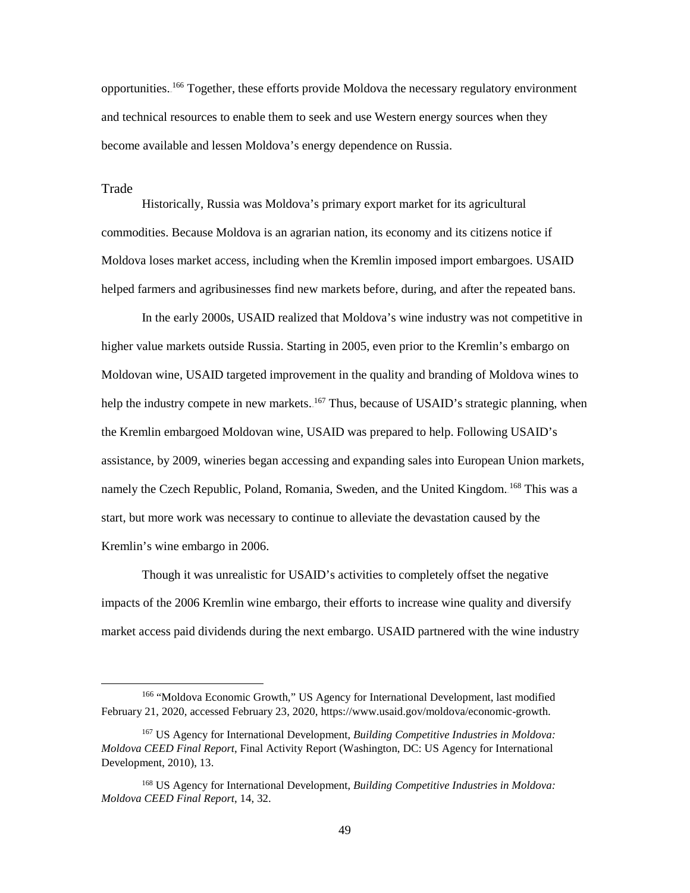opportunities.[166] Together, these efforts provide Moldova the necessary regulatory environment and technical resources to enable them to seek and use Western energy sources when they become available and lessen Moldova's energy dependence on Russia.

### Trade

Historically, Russia was Moldova's primary export market for its agricultural commodities. Because Moldova is an agrarian nation, its economy and its citizens notice if Moldova loses market access, including when the Kremlin imposed import embargoes. USAID helped farmers and agribusinesses find new markets before, during, and after the repeated bans.

In the early 2000s, USAID realized that Moldova's wine industry was not competitive in higher value markets outside Russia. Starting in 2005, even prior to the Kremlin's embargo on Moldovan wine, USAID targeted improvement in the quality and branding of Moldova wines to help the industry compete in new markets.[167] Thus, because of USAID's strategic planning, when the Kremlin embargoed Moldovan wine, USAID was prepared to help. Following USAID's assistance, by 2009, wineries began accessing and expanding sales into European Union markets, namely the Czech Republic, Poland, Romania, Sweden, and the United Kingdom.[168] This was a start, but more work was necessary to continue to alleviate the devastation caused by the Kremlin's wine embargo in 2006.

Though it was unrealistic for USAID's activities to completely offset the negative impacts of the 2006 Kremlin wine embargo, their efforts to increase wine quality and diversify market access paid dividends during the next embargo. USAID partnered with the wine industry

---

[166] "Moldova Economic Growth," US Agency for International Development, last modified February 21, 2020, accessed February 23, 2020, https://www.usaid.gov/moldova/economic-growth.

[167] US Agency for International Development, *Building Competitive Industries in Moldova: Moldova CEED Final Report*, Final Activity Report (Washington, DC: US Agency for International Development, 2010), 13.

[168] US Agency for International Development, *Building Competitive Industries in Moldova: Moldova CEED Final Report*, 14, 32.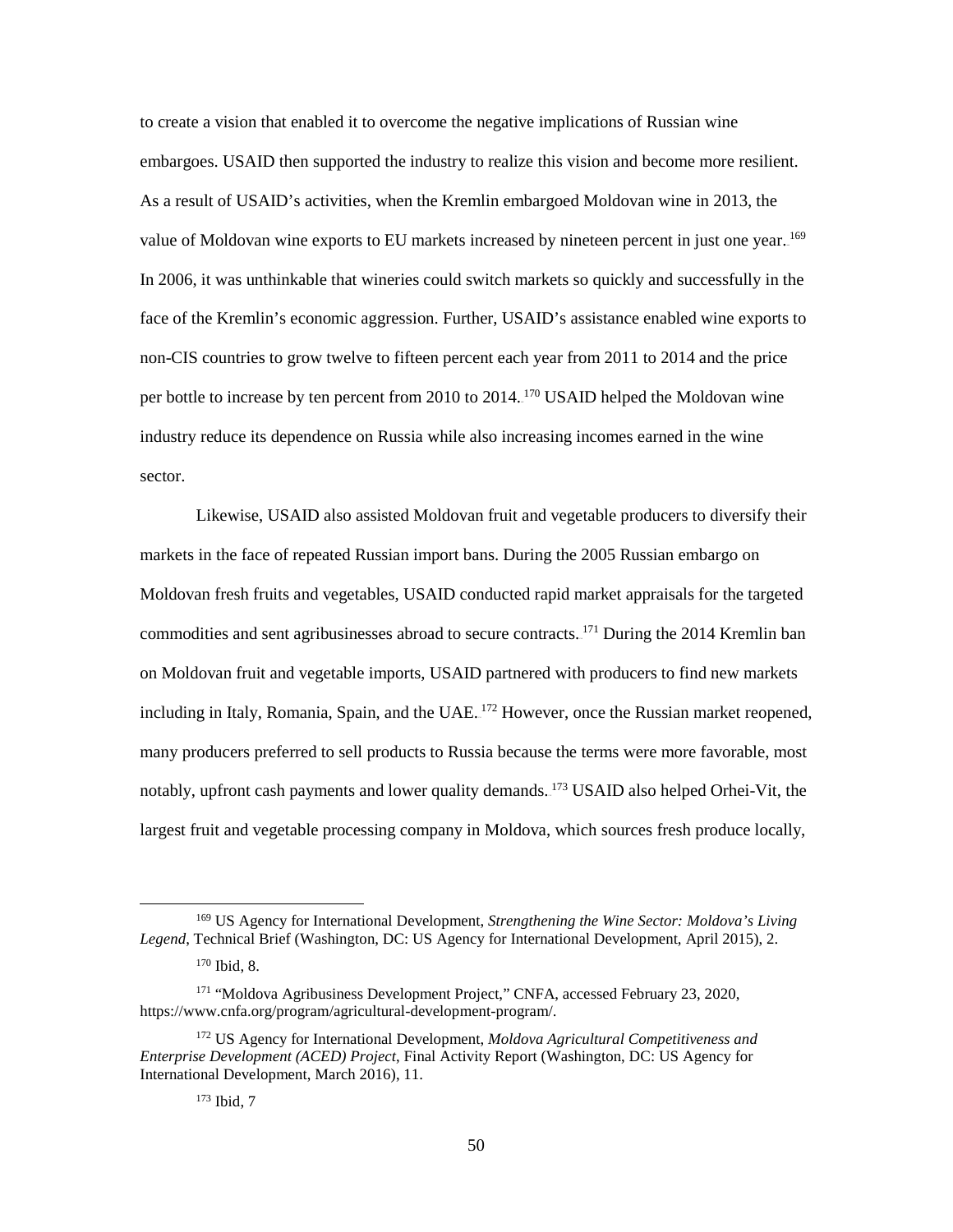to create a vision that enabled it to overcome the negative implications of Russian wine embargoes. USAID then supported the industry to realize this vision and become more resilient. As a result of USAID's activities, when the Kremlin embargoed Moldovan wine in 2013, the value of Moldovan wine exports to EU markets increased by nineteen percent in just one year.[169] In 2006, it was unthinkable that wineries could switch markets so quickly and successfully in the face of the Kremlin's economic aggression. Further, USAID's assistance enabled wine exports to non-CIS countries to grow twelve to fifteen percent each year from 2011 to 2014 and the price per bottle to increase by ten percent from 2010 to 2014.[170] USAID helped the Moldovan wine industry reduce its dependence on Russia while also increasing incomes earned in the wine sector.

Likewise, USAID also assisted Moldovan fruit and vegetable producers to diversify their markets in the face of repeated Russian import bans. During the 2005 Russian embargo on Moldovan fresh fruits and vegetables, USAID conducted rapid market appraisals for the targeted commodities and sent agribusinesses abroad to secure contracts.[171] During the 2014 Kremlin ban on Moldovan fruit and vegetable imports, USAID partnered with producers to find new markets including in Italy, Romania, Spain, and the UAE.[172] However, once the Russian market reopened, many producers preferred to sell products to Russia because the terms were more favorable, most notably, upfront cash payments and lower quality demands.[173] USAID also helped Orhei-Vit, the largest fruit and vegetable processing company in Moldova, which sources fresh produce locally,

---

[169] US Agency for International Development, *Strengthening the Wine Sector: Moldova's Living Legend*, Technical Brief (Washington, DC: US Agency for International Development, April 2015), 2.

[170] Ibid, 8.

[171] "Moldova Agribusiness Development Project," CNFA, accessed February 23, 2020, https://www.cnfa.org/program/agricultural-development-program/.

[172] US Agency for International Development, *Moldova Agricultural Competitiveness and Enterprise Development (ACED) Project*, Final Activity Report (Washington, DC: US Agency for International Development, March 2016), 11.

[173] Ibid, 7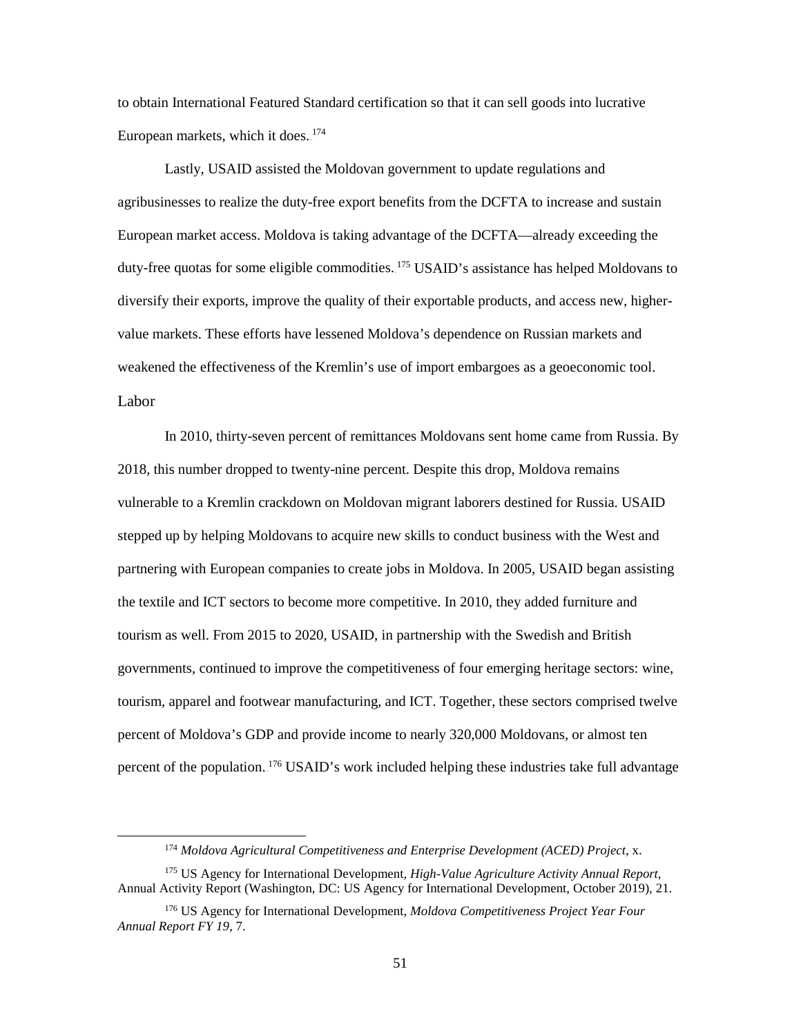to obtain International Featured Standard certification so that it can sell goods into lucrative European markets, which it does.[174]

Lastly, USAID assisted the Moldovan government to update regulations and agribusinesses to realize the duty-free export benefits from the DCFTA to increase and sustain European market access. Moldova is taking advantage of the DCFTA—already exceeding the duty-free quotas for some eligible commodities.[175] USAID's assistance has helped Moldovans to diversify their exports, improve the quality of their exportable products, and access new, higher-value markets. These efforts have lessened Moldova's dependence on Russian markets and weakened the effectiveness of the Kremlin's use of import embargoes as a geoeconomic tool.

### Labor

In 2010, thirty-seven percent of remittances Moldovans sent home came from Russia. By 2018, this number dropped to twenty-nine percent. Despite this drop, Moldova remains vulnerable to a Kremlin crackdown on Moldovan migrant laborers destined for Russia. USAID stepped up by helping Moldovans to acquire new skills to conduct business with the West and partnering with European companies to create jobs in Moldova. In 2005, USAID began assisting the textile and ICT sectors to become more competitive. In 2010, they added furniture and tourism as well. From 2015 to 2020, USAID, in partnership with the Swedish and British governments, continued to improve the competitiveness of four emerging heritage sectors: wine, tourism, apparel and footwear manufacturing, and ICT. Together, these sectors comprised twelve percent of Moldova's GDP and provide income to nearly 320,000 Moldovans, or almost ten percent of the population.[176] USAID's work included helping these industries take full advantage

---

[174] *Moldova Agricultural Competitiveness and Enterprise Development (ACED) Project*, x.

[175] US Agency for International Development, *High-Value Agriculture Activity Annual Report*, Annual Activity Report (Washington, DC: US Agency for International Development, October 2019), 21.

[176] US Agency for International Development, *Moldova Competitiveness Project Year Four Annual Report FY 19*, 7.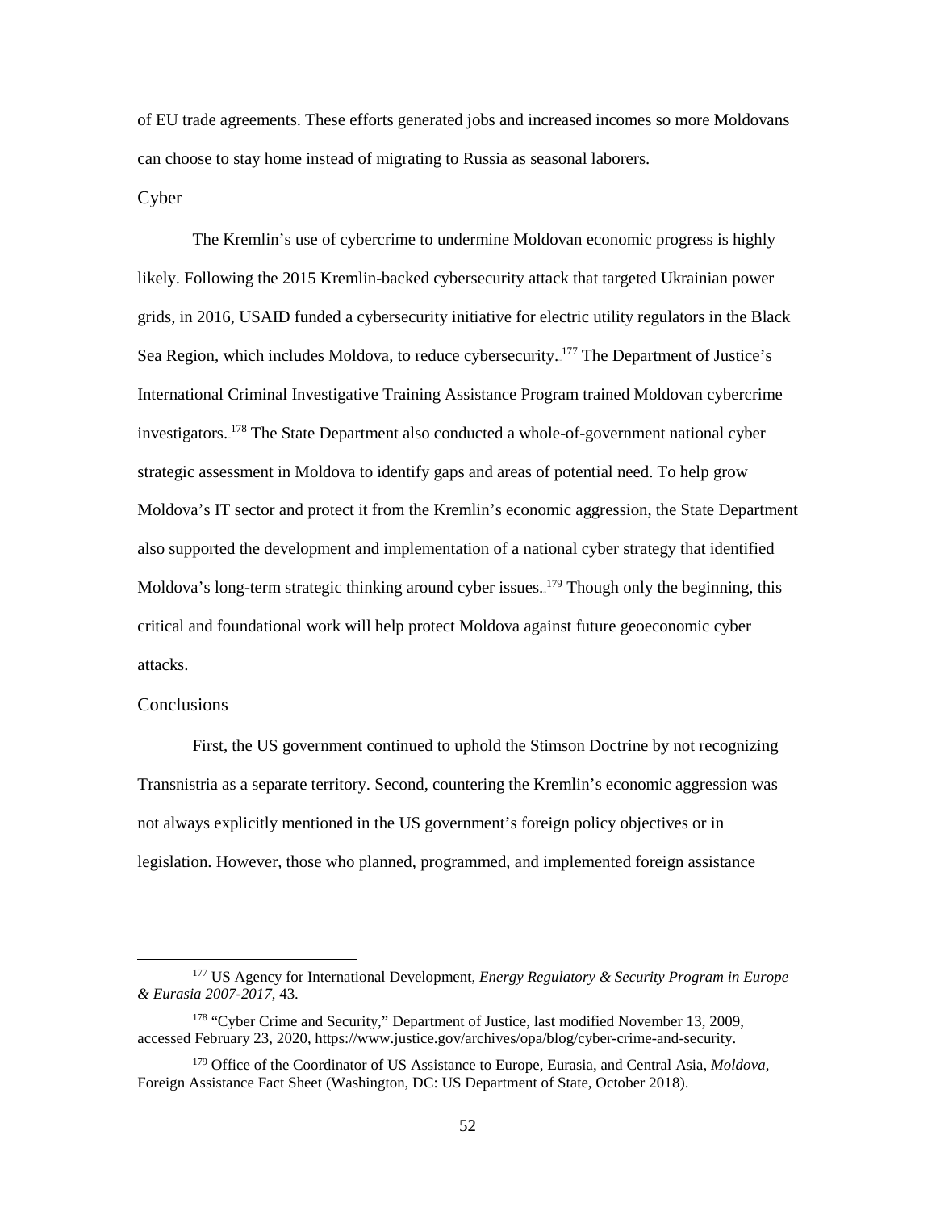of EU trade agreements. These efforts generated jobs and increased incomes so more Moldovans can choose to stay home instead of migrating to Russia as seasonal laborers.

### Cyber

The Kremlin's use of cybercrime to undermine Moldovan economic progress is highly likely. Following the 2015 Kremlin-backed cybersecurity attack that targeted Ukrainian power grids, in 2016, USAID funded a cybersecurity initiative for electric utility regulators in the Black Sea Region, which includes Moldova, to reduce cybersecurity.[177] The Department of Justice's International Criminal Investigative Training Assistance Program trained Moldovan cybercrime investigators.[178] The State Department also conducted a whole-of-government national cyber strategic assessment in Moldova to identify gaps and areas of potential need. To help grow Moldova's IT sector and protect it from the Kremlin's economic aggression, the State Department also supported the development and implementation of a national cyber strategy that identified Moldova's long-term strategic thinking around cyber issues.[179] Though only the beginning, this critical and foundational work will help protect Moldova against future geoeconomic cyber attacks.

### Conclusions

First, the US government continued to uphold the Stimson Doctrine by not recognizing Transnistria as a separate territory. Second, countering the Kremlin's economic aggression was not always explicitly mentioned in the US government's foreign policy objectives or in legislation. However, those who planned, programmed, and implemented foreign assistance

---

[177] US Agency for International Development, *Energy Regulatory & Security Program in Europe & Eurasia 2007-2017*, 43.

[178] "Cyber Crime and Security," Department of Justice, last modified November 13, 2009, accessed February 23, 2020, https://www.justice.gov/archives/opa/blog/cyber-crime-and-security.

[179] Office of the Coordinator of US Assistance to Europe, Eurasia, and Central Asia, *Moldova*, Foreign Assistance Fact Sheet (Washington, DC: US Department of State, October 2018).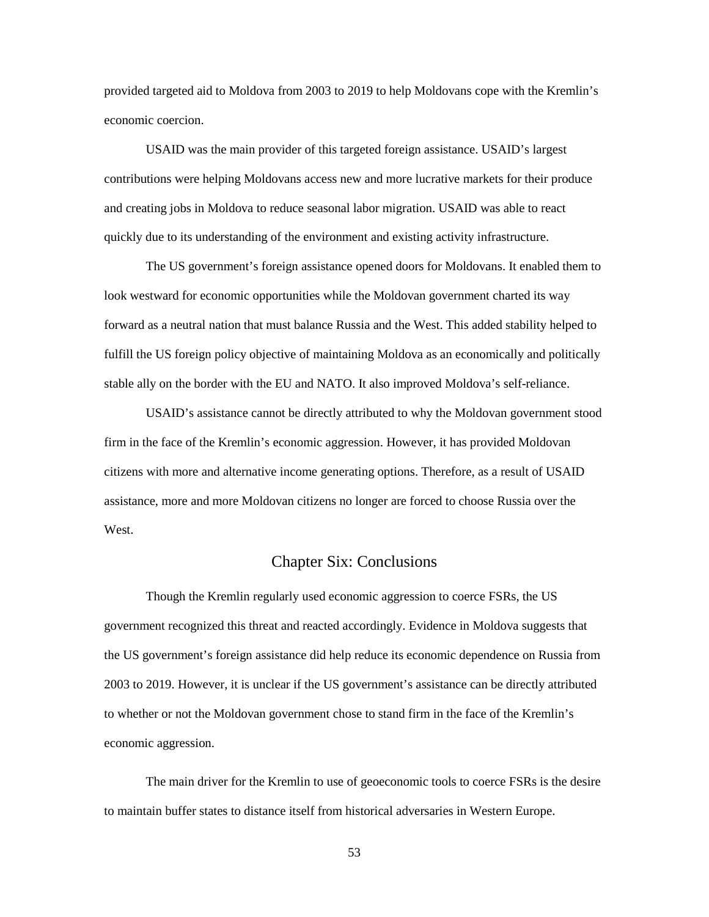provided targeted aid to Moldova from 2003 to 2019 to help Moldovans cope with the Kremlin's economic coercion.

USAID was the main provider of this targeted foreign assistance. USAID's largest contributions were helping Moldovans access new and more lucrative markets for their produce and creating jobs in Moldova to reduce seasonal labor migration. USAID was able to react quickly due to its understanding of the environment and existing activity infrastructure.

The US government's foreign assistance opened doors for Moldovans. It enabled them to look westward for economic opportunities while the Moldovan government charted its way forward as a neutral nation that must balance Russia and the West. This added stability helped to fulfill the US foreign policy objective of maintaining Moldova as an economically and politically stable ally on the border with the EU and NATO. It also improved Moldova's self-reliance.

USAID's assistance cannot be directly attributed to why the Moldovan government stood firm in the face of the Kremlin's economic aggression. However, it has provided Moldovan citizens with more and alternative income generating options. Therefore, as a result of USAID assistance, more and more Moldovan citizens no longer are forced to choose Russia over the West.

# Chapter Six: Conclusions

Though the Kremlin regularly used economic aggression to coerce FSRs, the US government recognized this threat and reacted accordingly. Evidence in Moldova suggests that the US government's foreign assistance did help reduce its economic dependence on Russia from 2003 to 2019. However, it is unclear if the US government's assistance can be directly attributed to whether or not the Moldovan government chose to stand firm in the face of the Kremlin's economic aggression.

The main driver for the Kremlin to use of geoeconomic tools to coerce FSRs is the desire to maintain buffer states to distance itself from historical adversaries in Western Europe.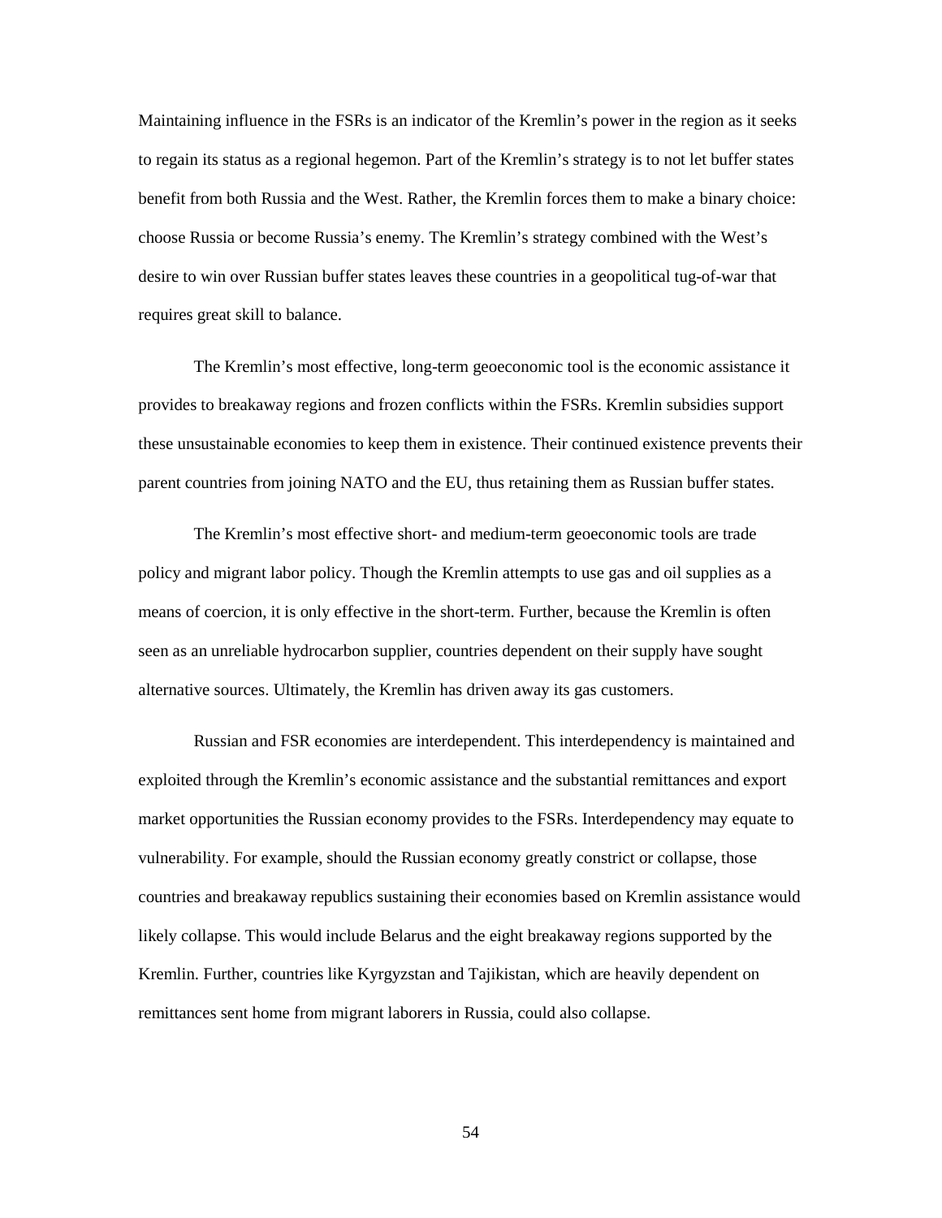Maintaining influence in the FSRs is an indicator of the Kremlin's power in the region as it seeks to regain its status as a regional hegemon. Part of the Kremlin's strategy is to not let buffer states benefit from both Russia and the West. Rather, the Kremlin forces them to make a binary choice: choose Russia or become Russia's enemy. The Kremlin's strategy combined with the West's desire to win over Russian buffer states leaves these countries in a geopolitical tug-of-war that requires great skill to balance.

The Kremlin's most effective, long-term geoeconomic tool is the economic assistance it provides to breakaway regions and frozen conflicts within the FSRs. Kremlin subsidies support these unsustainable economies to keep them in existence. Their continued existence prevents their parent countries from joining NATO and the EU, thus retaining them as Russian buffer states.

The Kremlin's most effective short- and medium-term geoeconomic tools are trade policy and migrant labor policy. Though the Kremlin attempts to use gas and oil supplies as a means of coercion, it is only effective in the short-term. Further, because the Kremlin is often seen as an unreliable hydrocarbon supplier, countries dependent on their supply have sought alternative sources. Ultimately, the Kremlin has driven away its gas customers.

Russian and FSR economies are interdependent. This interdependency is maintained and exploited through the Kremlin's economic assistance and the substantial remittances and export market opportunities the Russian economy provides to the FSRs. Interdependency may equate to vulnerability. For example, should the Russian economy greatly constrict or collapse, those countries and breakaway republics sustaining their economies based on Kremlin assistance would likely collapse. This would include Belarus and the eight breakaway regions supported by the Kremlin. Further, countries like Kyrgyzstan and Tajikistan, which are heavily dependent on remittances sent home from migrant laborers in Russia, could also collapse.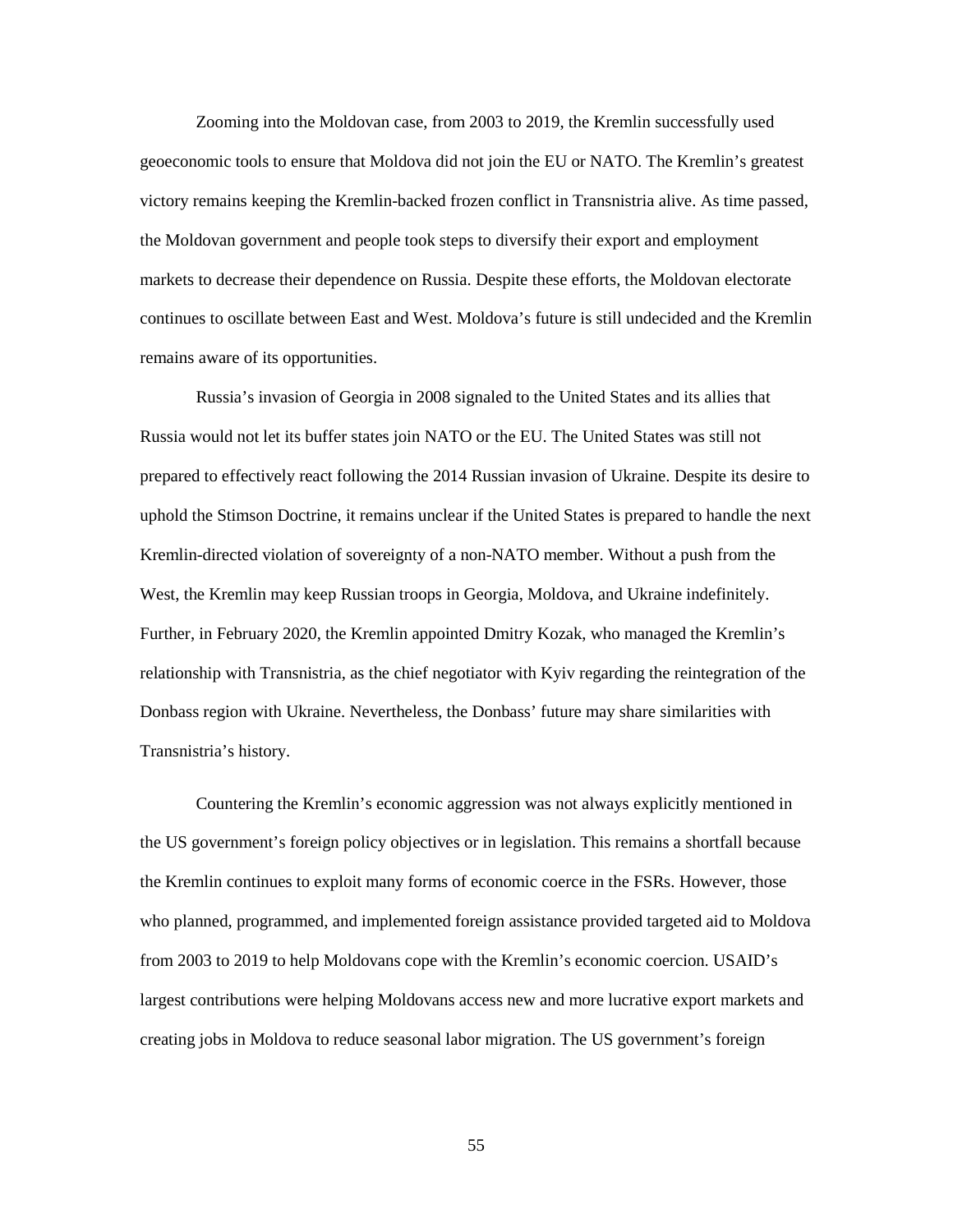Zooming into the Moldovan case, from 2003 to 2019, the Kremlin successfully used geoeconomic tools to ensure that Moldova did not join the EU or NATO. The Kremlin's greatest victory remains keeping the Kremlin-backed frozen conflict in Transnistria alive. As time passed, the Moldovan government and people took steps to diversify their export and employment markets to decrease their dependence on Russia. Despite these efforts, the Moldovan electorate continues to oscillate between East and West. Moldova's future is still undecided and the Kremlin remains aware of its opportunities.

Russia's invasion of Georgia in 2008 signaled to the United States and its allies that Russia would not let its buffer states join NATO or the EU. The United States was still not prepared to effectively react following the 2014 Russian invasion of Ukraine. Despite its desire to uphold the Stimson Doctrine, it remains unclear if the United States is prepared to handle the next Kremlin-directed violation of sovereignty of a non-NATO member. Without a push from the West, the Kremlin may keep Russian troops in Georgia, Moldova, and Ukraine indefinitely. Further, in February 2020, the Kremlin appointed Dmitry Kozak, who managed the Kremlin's relationship with Transnistria, as the chief negotiator with Kyiv regarding the reintegration of the Donbass region with Ukraine. Nevertheless, the Donbass' future may share similarities with Transnistria's history.

Countering the Kremlin's economic aggression was not always explicitly mentioned in the US government's foreign policy objectives or in legislation. This remains a shortfall because the Kremlin continues to exploit many forms of economic coerce in the FSRs. However, those who planned, programmed, and implemented foreign assistance provided targeted aid to Moldova from 2003 to 2019 to help Moldovans cope with the Kremlin's economic coercion. USAID's largest contributions were helping Moldovans access new and more lucrative export markets and creating jobs in Moldova to reduce seasonal labor migration. The US government's foreign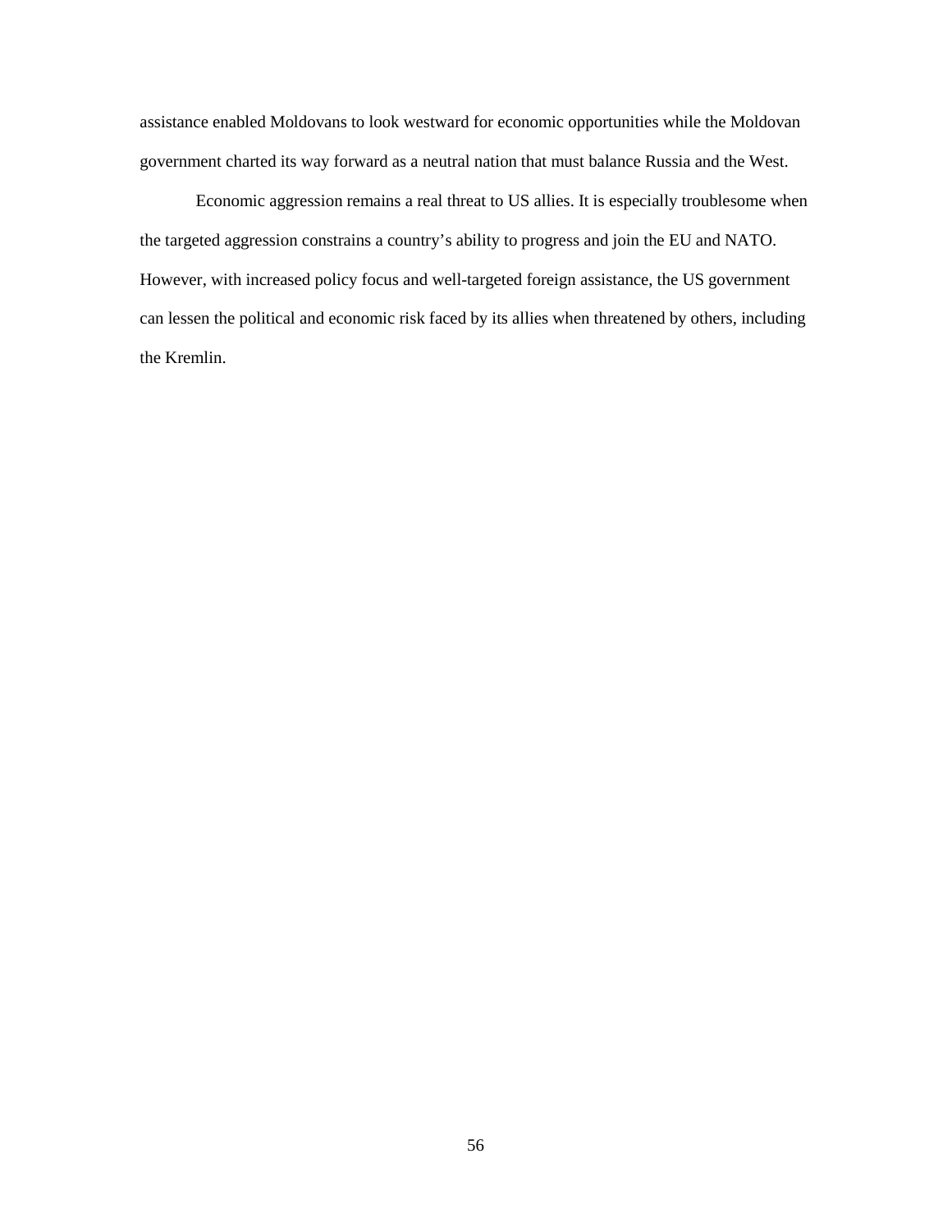assistance enabled Moldovans to look westward for economic opportunities while the Moldovan government charted its way forward as a neutral nation that must balance Russia and the West.

Economic aggression remains a real threat to US allies. It is especially troublesome when the targeted aggression constrains a country's ability to progress and join the EU and NATO. However, with increased policy focus and well-targeted foreign assistance, the US government can lessen the political and economic risk faced by its allies when threatened by others, including the Kremlin.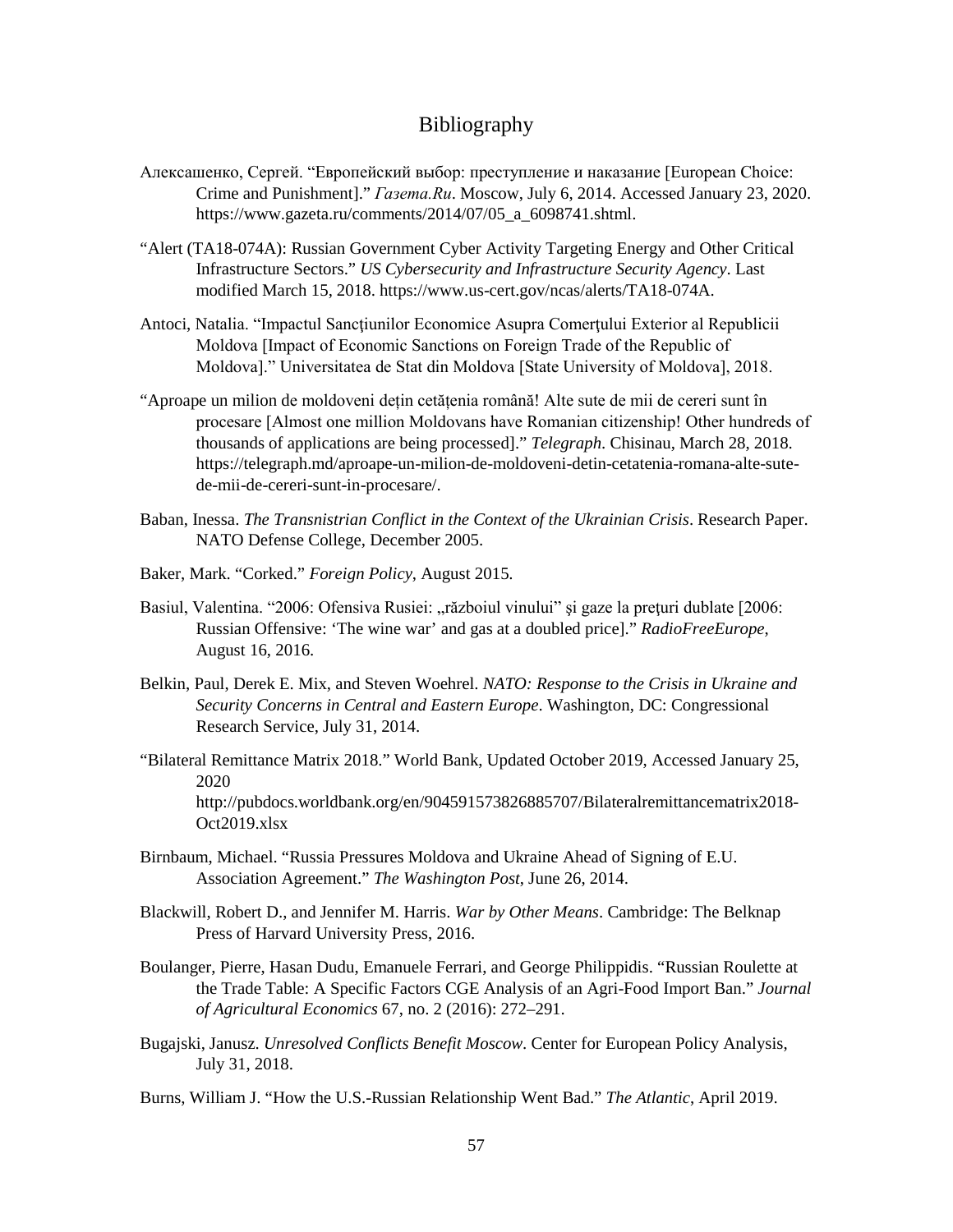# Bibliography

Алексашенко, Сергей. "Европейский выбор: преступление и наказание [European Choice: Crime and Punishment]." *Газета.Ru*. Moscow, July 6, 2014. Accessed January 23, 2020. https://www.gazeta.ru/comments/2014/07/05_a_6098741.shtml.

"Alert (TA18-074A): Russian Government Cyber Activity Targeting Energy and Other Critical Infrastructure Sectors." *US Cybersecurity and Infrastructure Security Agency*. Last modified March 15, 2018. https://www.us-cert.gov/ncas/alerts/TA18-074A.

Antoci, Natalia. "Impactul Sancțiunilor Economice Asupra Comerțului Exterior al Republicii Moldova [Impact of Economic Sanctions on Foreign Trade of the Republic of Moldova]." Universitatea de Stat din Moldova [State University of Moldova], 2018.

"Aproape un milion de moldoveni dețin cetățenia română! Alte sute de mii de cereri sunt în procesare [Almost one million Moldovans have Romanian citizenship! Other hundreds of thousands of applications are being processed]." *Telegraph*. Chisinau, March 28, 2018. https://telegraph.md/aproape-un-milion-de-moldoveni-detin-cetatenia-romana-alte-sute-de-mii-de-cereri-sunt-in-procesare/.

Baban, Inessa. *The Transnistrian Conflict in the Context of the Ukrainian Crisis*. Research Paper. NATO Defense College, December 2005.

Baker, Mark. "Corked." *Foreign Policy*, August 2015.

Basiul, Valentina. "2006: Ofensiva Rusiei: „războiul vinului" şi gaze la preţuri dublate [2006: Russian Offensive: 'The wine war' and gas at a doubled price]." *RadioFreeEurope*, August 16, 2016.

Belkin, Paul, Derek E. Mix, and Steven Woehrel. *NATO: Response to the Crisis in Ukraine and Security Concerns in Central and Eastern Europe*. Washington, DC: Congressional Research Service, July 31, 2014.

"Bilateral Remittance Matrix 2018." World Bank, Updated October 2019, Accessed January 25, 2020 http://pubdocs.worldbank.org/en/904591573826885707/Bilateralremittancematrix2018-Oct2019.xlsx

Birnbaum, Michael. "Russia Pressures Moldova and Ukraine Ahead of Signing of E.U. Association Agreement." *The Washington Post*, June 26, 2014.

Blackwill, Robert D., and Jennifer M. Harris. *War by Other Means*. Cambridge: The Belknap Press of Harvard University Press, 2016.

Boulanger, Pierre, Hasan Dudu, Emanuele Ferrari, and George Philippidis. "Russian Roulette at the Trade Table: A Specific Factors CGE Analysis of an Agri-Food Import Ban." *Journal of Agricultural Economics* 67, no. 2 (2016): 272–291.

Bugajski, Janusz. *Unresolved Conflicts Benefit Moscow*. Center for European Policy Analysis, July 31, 2018.

Burns, William J. "How the U.S.-Russian Relationship Went Bad." *The Atlantic*, April 2019.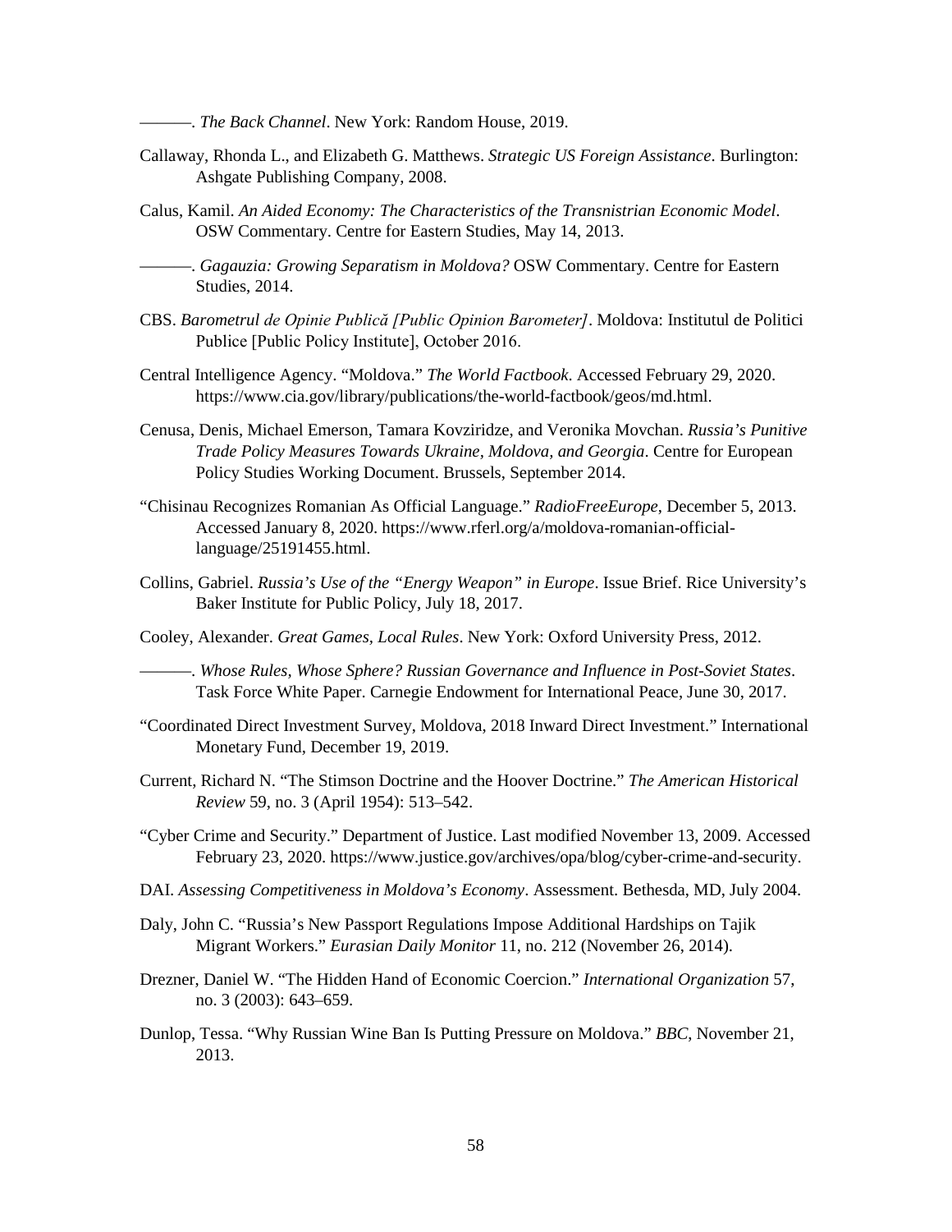———. *The Back Channel*. New York: Random House, 2019.

Callaway, Rhonda L., and Elizabeth G. Matthews. *Strategic US Foreign Assistance*. Burlington: Ashgate Publishing Company, 2008.

Calus, Kamil. *An Aided Economy: The Characteristics of the Transnistrian Economic Model*. OSW Commentary. Centre for Eastern Studies, May 14, 2013.

———. *Gagauzia: Growing Separatism in Moldova?* OSW Commentary. Centre for Eastern Studies, 2014.

CBS. *Barometrul de Opinie Publică [Public Opinion Barometer]*. Moldova: Institutul de Politici Publice [Public Policy Institute], October 2016.

Central Intelligence Agency. "Moldova." *The World Factbook*. Accessed February 29, 2020. https://www.cia.gov/library/publications/the-world-factbook/geos/md.html.

Cenusa, Denis, Michael Emerson, Tamara Kovziridze, and Veronika Movchan. *Russia's Punitive Trade Policy Measures Towards Ukraine, Moldova, and Georgia*. Centre for European Policy Studies Working Document. Brussels, September 2014.

"Chisinau Recognizes Romanian As Official Language." *RadioFreeEurope*, December 5, 2013. Accessed January 8, 2020. https://www.rferl.org/a/moldova-romanian-official-language/25191455.html.

Collins, Gabriel. *Russia's Use of the "Energy Weapon" in Europe*. Issue Brief. Rice University's Baker Institute for Public Policy, July 18, 2017.

Cooley, Alexander. *Great Games, Local Rules*. New York: Oxford University Press, 2012.

———. *Whose Rules, Whose Sphere? Russian Governance and Influence in Post-Soviet States*. Task Force White Paper. Carnegie Endowment for International Peace, June 30, 2017.

"Coordinated Direct Investment Survey, Moldova, 2018 Inward Direct Investment." International Monetary Fund, December 19, 2019.

Current, Richard N. "The Stimson Doctrine and the Hoover Doctrine." *The American Historical Review* 59, no. 3 (April 1954): 513–542.

"Cyber Crime and Security." Department of Justice. Last modified November 13, 2009. Accessed February 23, 2020. https://www.justice.gov/archives/opa/blog/cyber-crime-and-security.

DAI. *Assessing Competitiveness in Moldova's Economy*. Assessment. Bethesda, MD, July 2004.

Daly, John C. "Russia's New Passport Regulations Impose Additional Hardships on Tajik Migrant Workers." *Eurasian Daily Monitor* 11, no. 212 (November 26, 2014).

Drezner, Daniel W. "The Hidden Hand of Economic Coercion." *International Organization* 57, no. 3 (2003): 643–659.

Dunlop, Tessa. "Why Russian Wine Ban Is Putting Pressure on Moldova." *BBC*, November 21, 2013.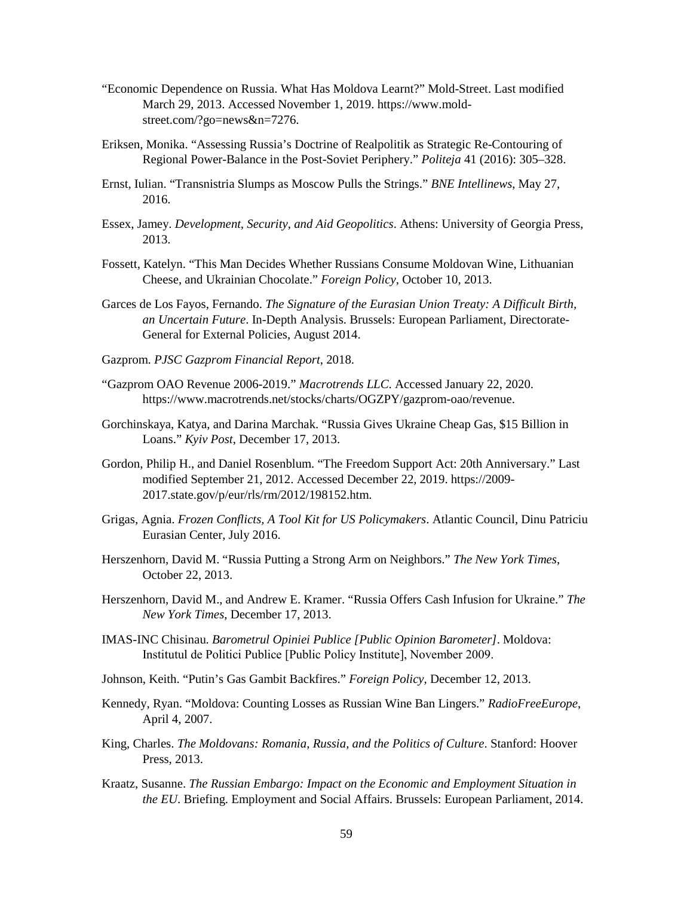"Economic Dependence on Russia. What Has Moldova Learnt?" Mold-Street. Last modified March 29, 2013. Accessed November 1, 2019. https://www.mold-street.com/?go=news&n=7276.

Eriksen, Monika. "Assessing Russia's Doctrine of Realpolitik as Strategic Re-Contouring of Regional Power-Balance in the Post-Soviet Periphery." *Politeja* 41 (2016): 305–328.

Ernst, Iulian. "Transnistria Slumps as Moscow Pulls the Strings." *BNE Intellinews*, May 27, 2016.

Essex, Jamey. *Development, Security, and Aid Geopolitics*. Athens: University of Georgia Press, 2013.

Fossett, Katelyn. "This Man Decides Whether Russians Consume Moldovan Wine, Lithuanian Cheese, and Ukrainian Chocolate." *Foreign Policy*, October 10, 2013.

Garces de Los Fayos, Fernando. *The Signature of the Eurasian Union Treaty: A Difficult Birth, an Uncertain Future*. In-Depth Analysis. Brussels: European Parliament, Directorate-General for External Policies, August 2014.

Gazprom. *PJSC Gazprom Financial Report*, 2018.

"Gazprom OAO Revenue 2006-2019." *Macrotrends LLC*. Accessed January 22, 2020. https://www.macrotrends.net/stocks/charts/OGZPY/gazprom-oao/revenue.

Gorchinskaya, Katya, and Darina Marchak. "Russia Gives Ukraine Cheap Gas, $15 Billion in Loans." *Kyiv Post*, December 17, 2013.

Gordon, Philip H., and Daniel Rosenblum. "The Freedom Support Act: 20th Anniversary." Last modified September 21, 2012. Accessed December 22, 2019. https://2009-2017.state.gov/p/eur/rls/rm/2012/198152.htm.

Grigas, Agnia. *Frozen Conflicts, A Tool Kit for US Policymakers*. Atlantic Council, Dinu Patriciu Eurasian Center, July 2016.

Herszenhorn, David M. "Russia Putting a Strong Arm on Neighbors." *The New York Times*, October 22, 2013.

Herszenhorn, David M., and Andrew E. Kramer. "Russia Offers Cash Infusion for Ukraine." *The New York Times*, December 17, 2013.

IMAS-INC Chisinau. *Barometrul Opiniei Publice [Public Opinion Barometer]*. Moldova: Institutul de Politici Publice [Public Policy Institute], November 2009.

Johnson, Keith. "Putin's Gas Gambit Backfires." *Foreign Policy*, December 12, 2013.

Kennedy, Ryan. "Moldova: Counting Losses as Russian Wine Ban Lingers." *RadioFreeEurope*, April 4, 2007.

King, Charles. *The Moldovans: Romania, Russia, and the Politics of Culture*. Stanford: Hoover Press, 2013.

Kraatz, Susanne. *The Russian Embargo: Impact on the Economic and Employment Situation in the EU*. Briefing. Employment and Social Affairs. Brussels: European Parliament, 2014.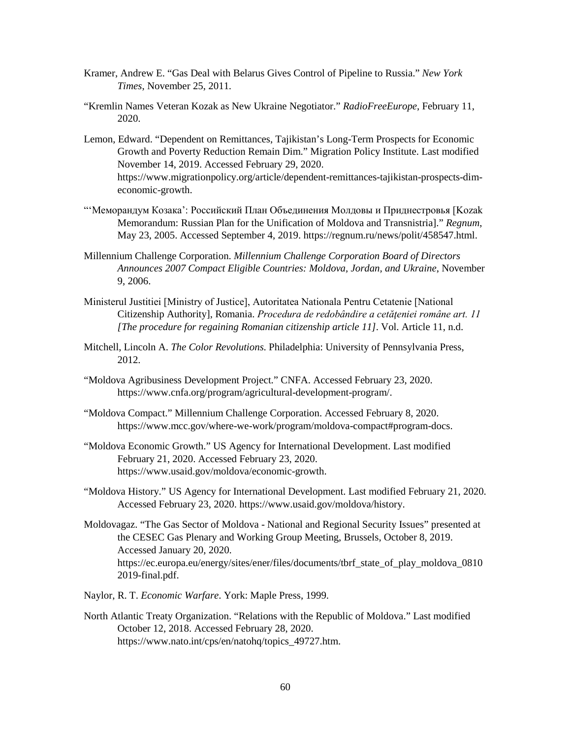Kramer, Andrew E. “Gas Deal with Belarus Gives Control of Pipeline to Russia.” *New York Times*, November 25, 2011.

“Kremlin Names Veteran Kozak as New Ukraine Negotiator.” *RadioFreeEurope*, February 11, 2020.

Lemon, Edward. “Dependent on Remittances, Tajikistan’s Long-Term Prospects for Economic Growth and Poverty Reduction Remain Dim.” Migration Policy Institute. Last modified November 14, 2019. Accessed February 29, 2020. https://www.migrationpolicy.org/article/dependent-remittances-tajikistan-prospects-dim-economic-growth.

“‘Меморандум Козака’: Российский План Объединения Молдовы и Приднестровья [Kozak Memorandum: Russian Plan for the Unification of Moldova and Transnistria].” *Regnum*, May 23, 2005. Accessed September 4, 2019. https://regnum.ru/news/polit/458547.html.

Millennium Challenge Corporation. *Millennium Challenge Corporation Board of Directors Announces 2007 Compact Eligible Countries: Moldova, Jordan, and Ukraine*, November 9, 2006.

Ministerul Justitiei [Ministry of Justice], Autoritatea Nationala Pentru Cetatenie [National Citizenship Authority], Romania. *Procedura de redobândire a cetăţeniei române art. 11 [The procedure for regaining Romanian citizenship article 11]*. Vol. Article 11, n.d.

Mitchell, Lincoln A. *The Color Revolutions*. Philadelphia: University of Pennsylvania Press, 2012.

“Moldova Agribusiness Development Project.” CNFA. Accessed February 23, 2020. https://www.cnfa.org/program/agricultural-development-program/.

“Moldova Compact.” Millennium Challenge Corporation. Accessed February 8, 2020. https://www.mcc.gov/where-we-work/program/moldova-compact#program-docs.

“Moldova Economic Growth.” US Agency for International Development. Last modified February 21, 2020. Accessed February 23, 2020. https://www.usaid.gov/moldova/economic-growth.

“Moldova History.” US Agency for International Development. Last modified February 21, 2020. Accessed February 23, 2020. https://www.usaid.gov/moldova/history.

Moldovagaz. “The Gas Sector of Moldova - National and Regional Security Issues” presented at the CESEC Gas Plenary and Working Group Meeting, Brussels, October 8, 2019. Accessed January 20, 2020. https://ec.europa.eu/energy/sites/ener/files/documents/tbrf_state_of_play_moldova_08102019-final.pdf.

Naylor, R. T. *Economic Warfare*. York: Maple Press, 1999.

North Atlantic Treaty Organization. “Relations with the Republic of Moldova.” Last modified October 12, 2018. Accessed February 28, 2020. https://www.nato.int/cps/en/natohq/topics_49727.htm.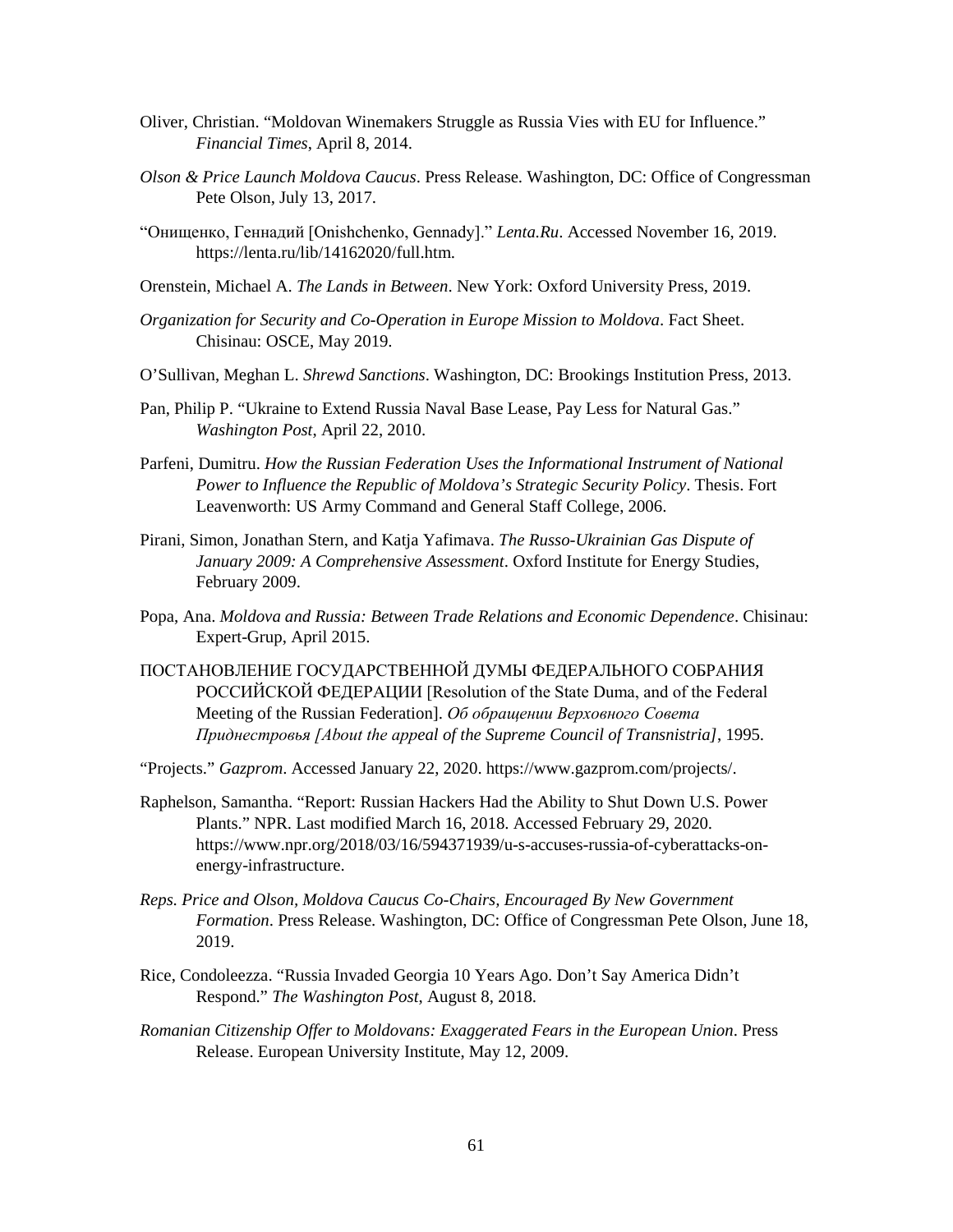Oliver, Christian. "Moldovan Winemakers Struggle as Russia Vies with EU for Influence." *Financial Times*, April 8, 2014.

*Olson & Price Launch Moldova Caucus*. Press Release. Washington, DC: Office of Congressman Pete Olson, July 13, 2017.

"Онищенко, Геннадий [Onishchenko, Gennady]." *Lenta.Ru*. Accessed November 16, 2019. https://lenta.ru/lib/14162020/full.htm.

Orenstein, Michael A. *The Lands in Between*. New York: Oxford University Press, 2019.

*Organization for Security and Co-Operation in Europe Mission to Moldova*. Fact Sheet. Chisinau: OSCE, May 2019.

O'Sullivan, Meghan L. *Shrewd Sanctions*. Washington, DC: Brookings Institution Press, 2013.

Pan, Philip P. "Ukraine to Extend Russia Naval Base Lease, Pay Less for Natural Gas." *Washington Post*, April 22, 2010.

Parfeni, Dumitru. *How the Russian Federation Uses the Informational Instrument of National Power to Influence the Republic of Moldova's Strategic Security Policy*. Thesis. Fort Leavenworth: US Army Command and General Staff College, 2006.

Pirani, Simon, Jonathan Stern, and Katja Yafimava. *The Russo-Ukrainian Gas Dispute of January 2009: A Comprehensive Assessment*. Oxford Institute for Energy Studies, February 2009.

Popa, Ana. *Moldova and Russia: Between Trade Relations and Economic Dependence*. Chisinau: Expert-Grup, April 2015.

ПОСТАНОВЛЕНИЕ ГОСУДАРСТВЕННОЙ ДУМЫ ФЕДЕРАЛЬНОГО СОБРАНИЯ РОССИЙСКОЙ ФЕДЕРАЦИИ [Resolution of the State Duma, and of the Federal Meeting of the Russian Federation]. *Об обращении Верховного Совета Приднестровья [About the appeal of the Supreme Council of Transnistria]*, 1995.

"Projects." *Gazprom*. Accessed January 22, 2020. https://www.gazprom.com/projects/.

Raphelson, Samantha. "Report: Russian Hackers Had the Ability to Shut Down U.S. Power Plants." NPR. Last modified March 16, 2018. Accessed February 29, 2020. https://www.npr.org/2018/03/16/594371939/u-s-accuses-russia-of-cyberattacks-on-energy-infrastructure.

*Reps. Price and Olson, Moldova Caucus Co-Chairs, Encouraged By New Government Formation*. Press Release. Washington, DC: Office of Congressman Pete Olson, June 18, 2019.

Rice, Condoleezza. "Russia Invaded Georgia 10 Years Ago. Don't Say America Didn't Respond." *The Washington Post*, August 8, 2018.

*Romanian Citizenship Offer to Moldovans: Exaggerated Fears in the European Union*. Press Release. European University Institute, May 12, 2009.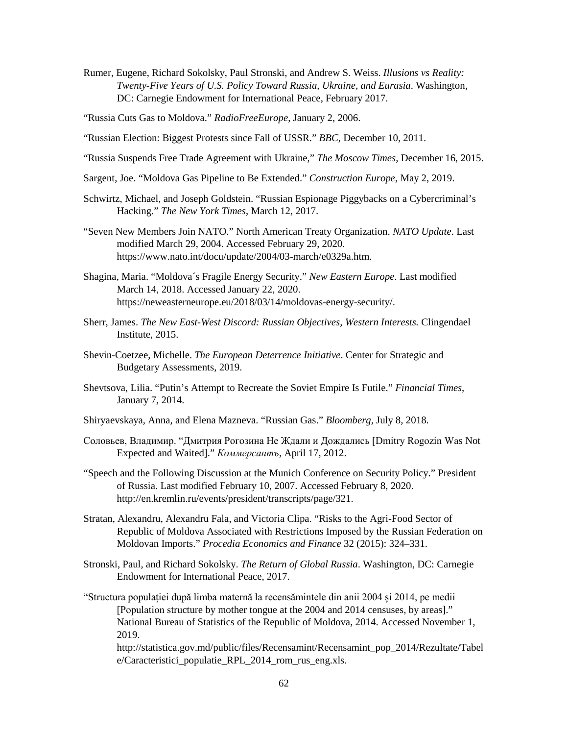Rumer, Eugene, Richard Sokolsky, Paul Stronski, and Andrew S. Weiss. *Illusions vs Reality: Twenty-Five Years of U.S. Policy Toward Russia, Ukraine, and Eurasia*. Washington, DC: Carnegie Endowment for International Peace, February 2017.

"Russia Cuts Gas to Moldova." *RadioFreeEurope*, January 2, 2006.

"Russian Election: Biggest Protests since Fall of USSR." *BBC*, December 10, 2011.

"Russia Suspends Free Trade Agreement with Ukraine," *The Moscow Times*, December 16, 2015.

Sargent, Joe. "Moldova Gas Pipeline to Be Extended." *Construction Europe*, May 2, 2019.

Schwirtz, Michael, and Joseph Goldstein. "Russian Espionage Piggybacks on a Cybercriminal's Hacking." *The New York Times*, March 12, 2017.

"Seven New Members Join NATO." North American Treaty Organization. *NATO Update*. Last modified March 29, 2004. Accessed February 29, 2020. https://www.nato.int/docu/update/2004/03-march/e0329a.htm.

Shagina, Maria. "Moldova´s Fragile Energy Security." *New Eastern Europe*. Last modified March 14, 2018. Accessed January 22, 2020. https://neweasterneurope.eu/2018/03/14/moldovas-energy-security/.

Sherr, James. *The New East-West Discord: Russian Objectives, Western Interests.* Clingendael Institute, 2015.

Shevin-Coetzee, Michelle. *The European Deterrence Initiative*. Center for Strategic and Budgetary Assessments, 2019.

Shevtsova, Lilia. "Putin's Attempt to Recreate the Soviet Empire Is Futile." *Financial Times*, January 7, 2014.

Shiryaevskaya, Anna, and Elena Mazneva. "Russian Gas." *Bloomberg*, July 8, 2018.

Соловьев, Владимир. "Дмитрия Рогозина Не Ждали и Дождались [Dmitry Rogozin Was Not Expected and Waited]." *Коммерсантъ*, April 17, 2012.

"Speech and the Following Discussion at the Munich Conference on Security Policy." President of Russia. Last modified February 10, 2007. Accessed February 8, 2020. http://en.kremlin.ru/events/president/transcripts/page/321.

Stratan, Alexandru, Alexandru Fala, and Victoria Clipa. "Risks to the Agri-Food Sector of Republic of Moldova Associated with Restrictions Imposed by the Russian Federation on Moldovan Imports." *Procedia Economics and Finance* 32 (2015): 324–331.

Stronski, Paul, and Richard Sokolsky. *The Return of Global Russia*. Washington, DC: Carnegie Endowment for International Peace, 2017.

"Structura populației după limba maternă la recensămintele din anii 2004 și 2014, pe medii [Population structure by mother tongue at the 2004 and 2014 censuses, by areas]." National Bureau of Statistics of the Republic of Moldova, 2014. Accessed November 1, 2019. http://statistica.gov.md/public/files/Recensamint/Recensamint_pop_2014/Rezultate/Tabele/Caracteristici_populatie_RPL_2014_rom_rus_eng.xls.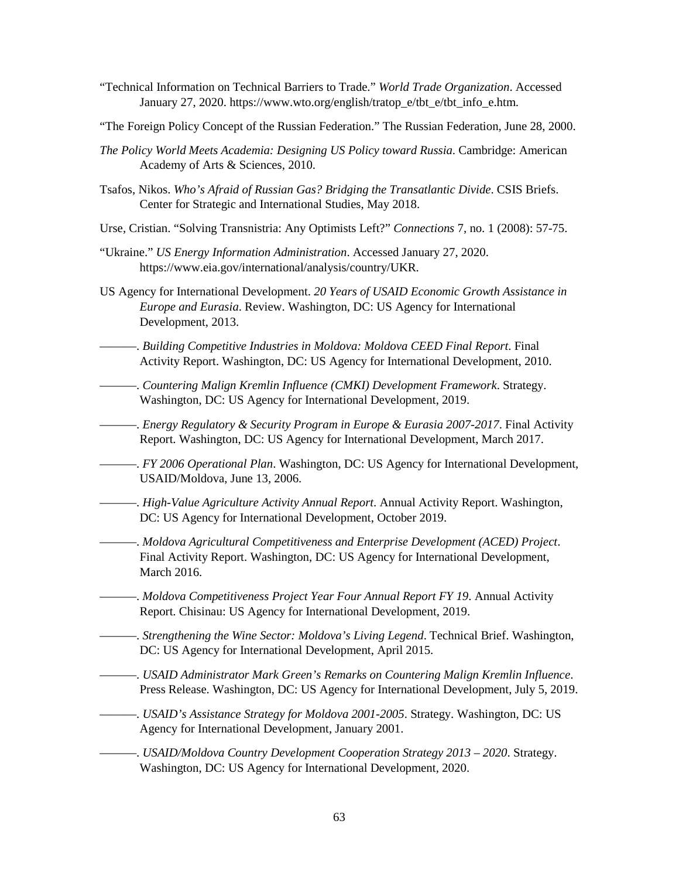“Technical Information on Technical Barriers to Trade.” *World Trade Organization*. Accessed January 27, 2020. https://www.wto.org/english/tratop_e/tbt_e/tbt_info_e.htm.

“The Foreign Policy Concept of the Russian Federation.” The Russian Federation, June 28, 2000.

*The Policy World Meets Academia: Designing US Policy toward Russia*. Cambridge: American Academy of Arts & Sciences, 2010.

Tsafos, Nikos. *Who’s Afraid of Russian Gas? Bridging the Transatlantic Divide*. CSIS Briefs. Center for Strategic and International Studies, May 2018.

Urse, Cristian. “Solving Transnistria: Any Optimists Left?” *Connections* 7, no. 1 (2008): 57-75.

“Ukraine.” *US Energy Information Administration*. Accessed January 27, 2020. https://www.eia.gov/international/analysis/country/UKR.

US Agency for International Development. *20 Years of USAID Economic Growth Assistance in Europe and Eurasia*. Review. Washington, DC: US Agency for International Development, 2013.

———. *Building Competitive Industries in Moldova: Moldova CEED Final Report*. Final Activity Report. Washington, DC: US Agency for International Development, 2010.

———. *Countering Malign Kremlin Influence (CMKI) Development Framework*. Strategy. Washington, DC: US Agency for International Development, 2019.

———. *Energy Regulatory & Security Program in Europe & Eurasia 2007-2017*. Final Activity Report. Washington, DC: US Agency for International Development, March 2017.

———. *FY 2006 Operational Plan*. Washington, DC: US Agency for International Development, USAID/Moldova, June 13, 2006.

———. *High-Value Agriculture Activity Annual Report*. Annual Activity Report. Washington, DC: US Agency for International Development, October 2019.

———. *Moldova Agricultural Competitiveness and Enterprise Development (ACED) Project*. Final Activity Report. Washington, DC: US Agency for International Development, March 2016.

———. *Moldova Competitiveness Project Year Four Annual Report FY 19*. Annual Activity Report. Chisinau: US Agency for International Development, 2019.

———. *Strengthening the Wine Sector: Moldova’s Living Legend*. Technical Brief. Washington, DC: US Agency for International Development, April 2015.

———. *USAID Administrator Mark Green’s Remarks on Countering Malign Kremlin Influence*. Press Release. Washington, DC: US Agency for International Development, July 5, 2019.

———. *USAID’s Assistance Strategy for Moldova 2001-2005*. Strategy. Washington, DC: US Agency for International Development, January 2001.

———. *USAID/Moldova Country Development Cooperation Strategy 2013 – 2020*. Strategy. Washington, DC: US Agency for International Development, 2020.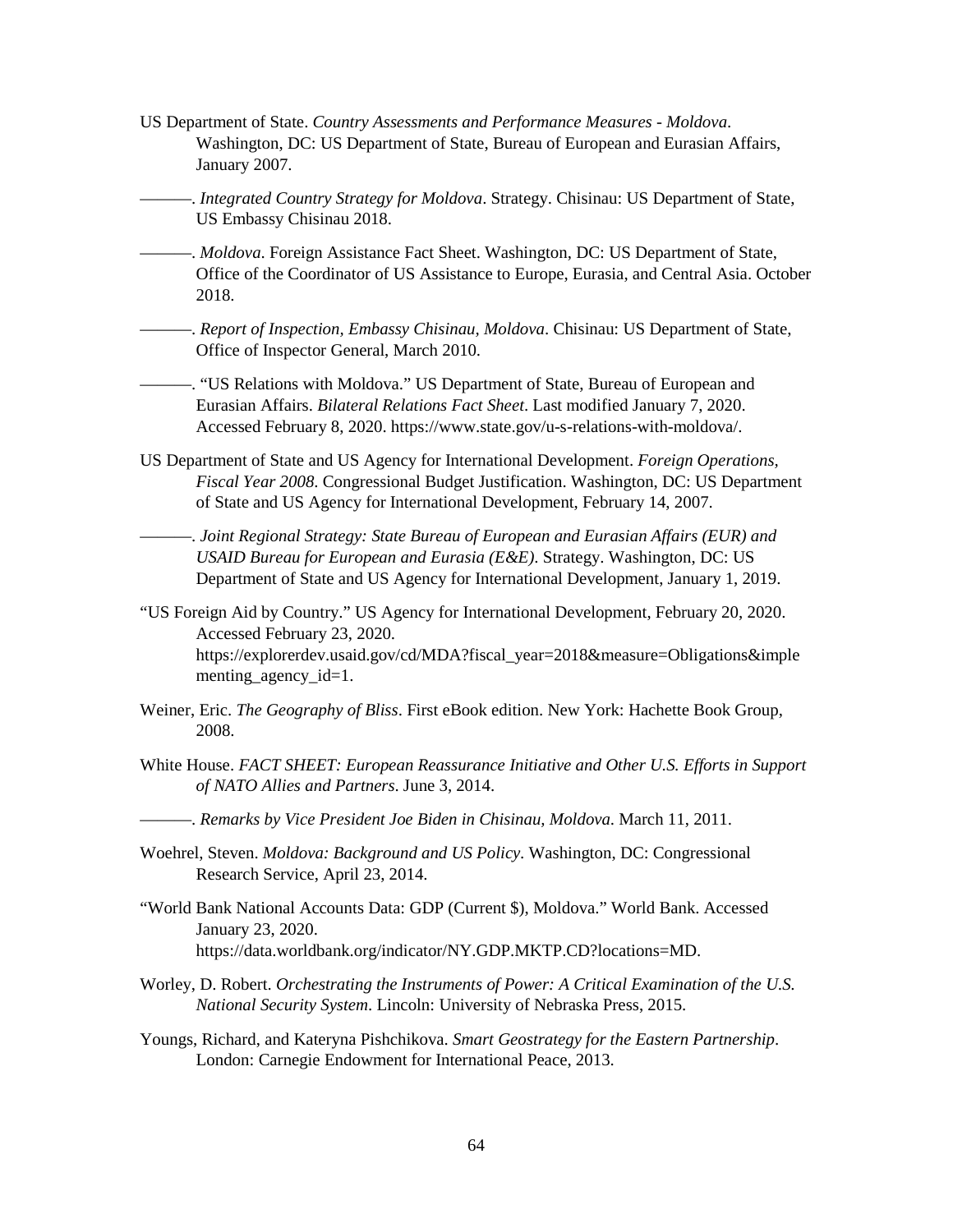US Department of State. *Country Assessments and Performance Measures - Moldova*. Washington, DC: US Department of State, Bureau of European and Eurasian Affairs, January 2007.

———. *Integrated Country Strategy for Moldova*. Strategy. Chisinau: US Department of State, US Embassy Chisinau 2018.

———. *Moldova*. Foreign Assistance Fact Sheet. Washington, DC: US Department of State, Office of the Coordinator of US Assistance to Europe, Eurasia, and Central Asia. October 2018.

———. *Report of Inspection, Embassy Chisinau, Moldova*. Chisinau: US Department of State, Office of Inspector General, March 2010.

———. "US Relations with Moldova." US Department of State, Bureau of European and Eurasian Affairs. *Bilateral Relations Fact Sheet*. Last modified January 7, 2020. Accessed February 8, 2020. https://www.state.gov/u-s-relations-with-moldova/.

US Department of State and US Agency for International Development. *Foreign Operations, Fiscal Year 2008*. Congressional Budget Justification. Washington, DC: US Department of State and US Agency for International Development, February 14, 2007.

———. *Joint Regional Strategy: State Bureau of European and Eurasian Affairs (EUR) and USAID Bureau for European and Eurasia (E&E)*. Strategy. Washington, DC: US Department of State and US Agency for International Development, January 1, 2019.

"US Foreign Aid by Country." US Agency for International Development, February 20, 2020. Accessed February 23, 2020. https://explorerdev.usaid.gov/cd/MDA?fiscal_year=2018&measure=Obligations&implementing_agency_id=1.

Weiner, Eric. *The Geography of Bliss*. First eBook edition. New York: Hachette Book Group, 2008.

White House. *FACT SHEET: European Reassurance Initiative and Other U.S. Efforts in Support of NATO Allies and Partners*. June 3, 2014.

———. *Remarks by Vice President Joe Biden in Chisinau, Moldova*. March 11, 2011.

Woehrel, Steven. *Moldova: Background and US Policy*. Washington, DC: Congressional Research Service, April 23, 2014.

"World Bank National Accounts Data: GDP (Current $), Moldova." World Bank. Accessed January 23, 2020. https://data.worldbank.org/indicator/NY.GDP.MKTP.CD?locations=MD.

Worley, D. Robert. *Orchestrating the Instruments of Power: A Critical Examination of the U.S. National Security System*. Lincoln: University of Nebraska Press, 2015.

Youngs, Richard, and Kateryna Pishchikova. *Smart Geostrategy for the Eastern Partnership*. London: Carnegie Endowment for International Peace, 2013.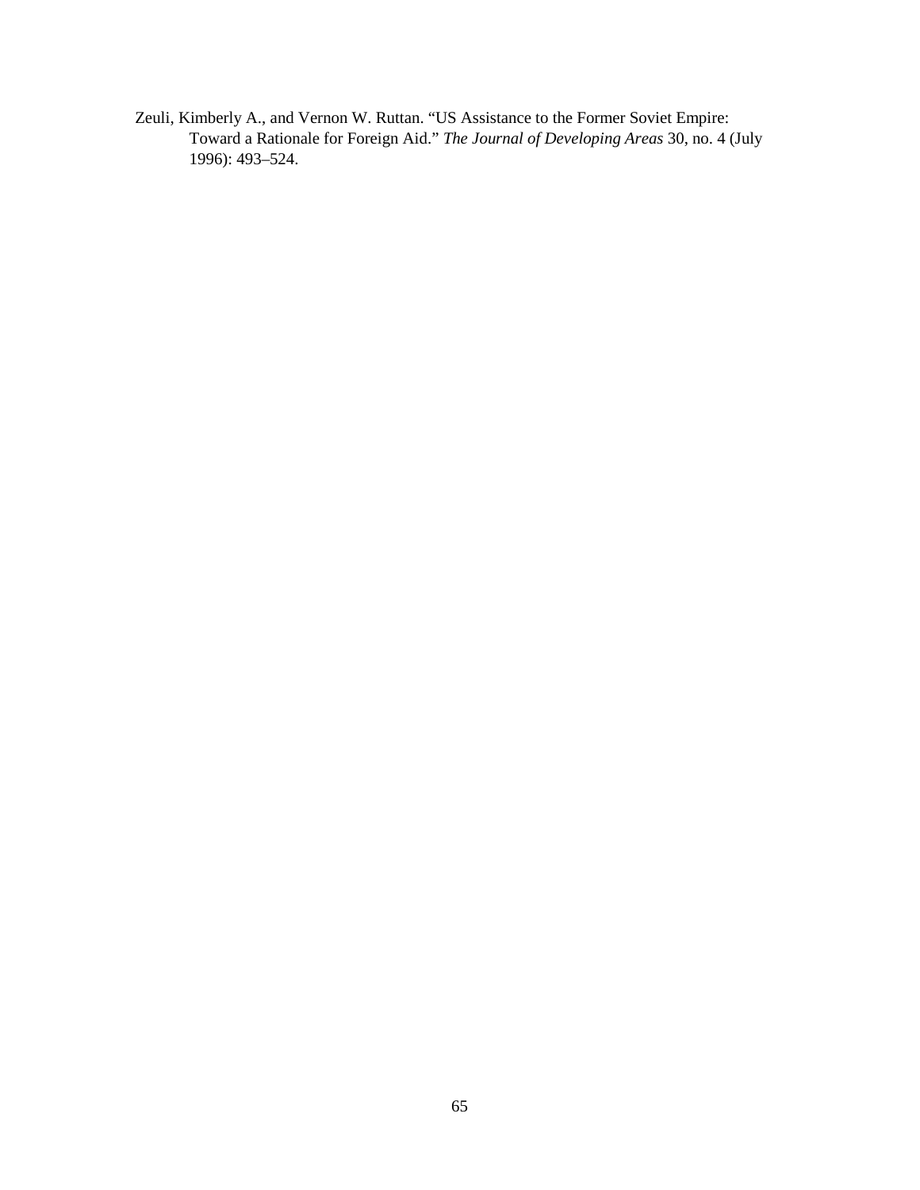Zeuli, Kimberly A., and Vernon W. Ruttan. "US Assistance to the Former Soviet Empire: Toward a Rationale for Foreign Aid." *The Journal of Developing Areas* 30, no. 4 (July 1996): 493–524.